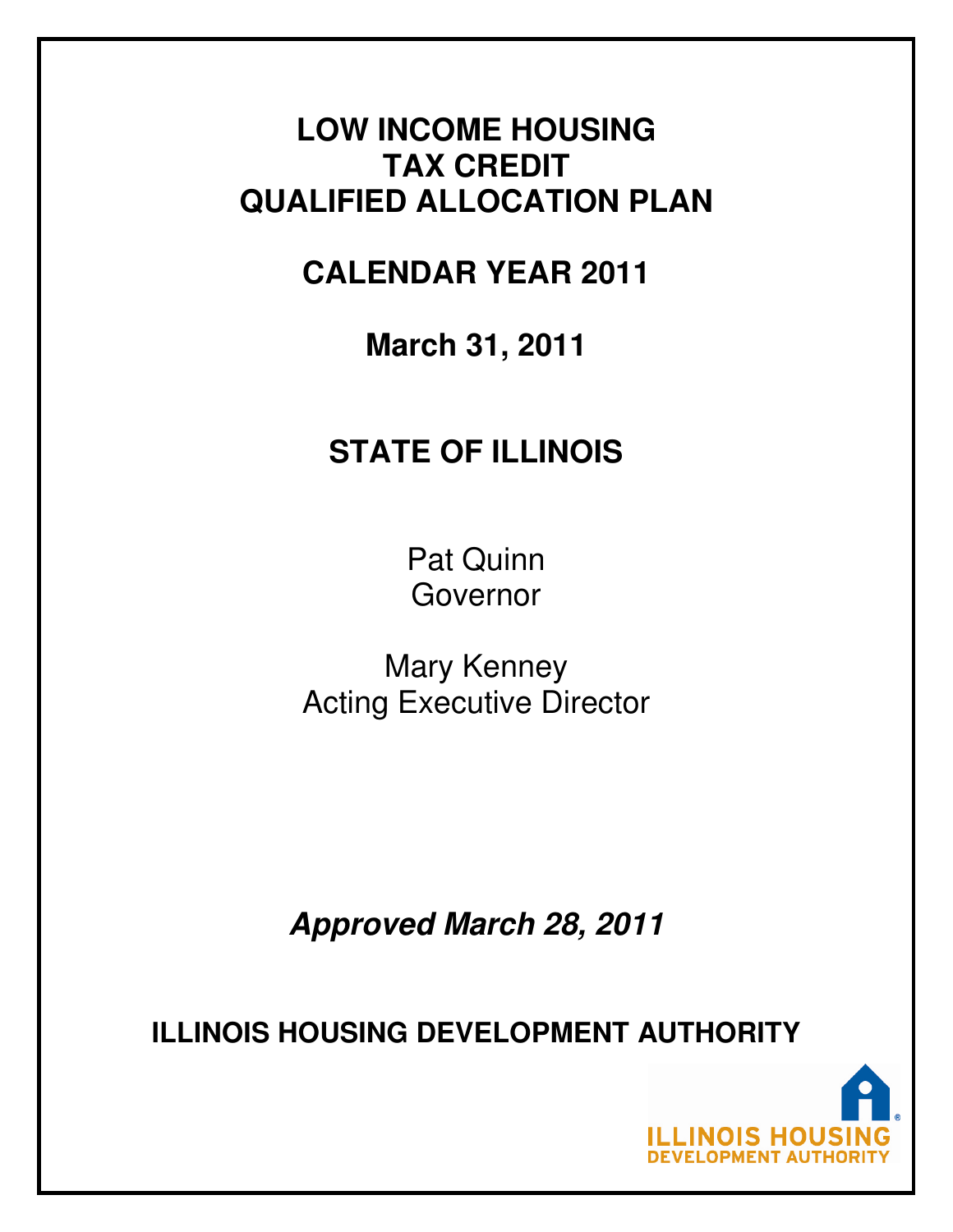# LOW INCOME HOUSING TAX CREDIT QUALIFIED ALLOCATION PLAN

## CALENDAR YEAR 2011

## March 31, 2011

## STATE OF ILLINOIS

Pat Quinn
Governor

Mary Kenney
Acting Executive Director

***Approved March 28, 2011***

**ILLINOIS HOUSING DEVELOPMENT AUTHORITY**

ILLINOIS HOUSING
DEVELOPMENT AUTHORITY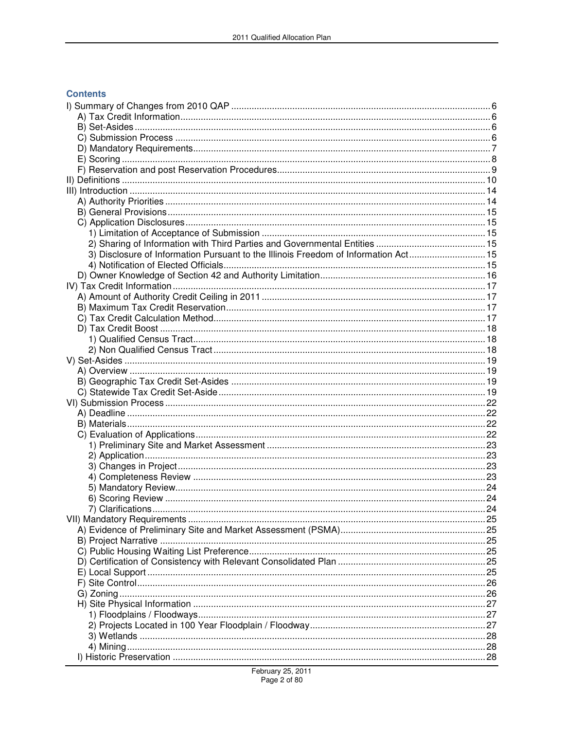## Contents

I) Summary of Changes from 2010 QAP ..... 6
  A) Tax Credit Information ..... 6
  B) Set-Asides ..... 6
  C) Submission Process ..... 6
  D) Mandatory Requirements ..... 7
  E) Scoring ..... 8
  F) Reservation and post Reservation Procedures ..... 9
II) Definitions ..... 10
III) Introduction ..... 14
  A) Authority Priorities ..... 14
  B) General Provisions ..... 15
  C) Application Disclosures ..... 15
    1) Limitation of Acceptance of Submission ..... 15
    2) Sharing of Information with Third Parties and Governmental Entities ..... 15
    3) Disclosure of Information Pursuant to the Illinois Freedom of Information Act ..... 15
    4) Notification of Elected Officials ..... 15
  D) Owner Knowledge of Section 42 and Authority Limitation ..... 16
IV) Tax Credit Information ..... 17
  A) Amount of Authority Credit Ceiling in 2011 ..... 17
  B) Maximum Tax Credit Reservation ..... 17
  C) Tax Credit Calculation Method ..... 17
  D) Tax Credit Boost ..... 18
    1) Qualified Census Tract ..... 18
    2) Non Qualified Census Tract ..... 18
V) Set-Asides ..... 19
  A) Overview ..... 19
  B) Geographic Tax Credit Set-Asides ..... 19
  C) Statewide Tax Credit Set-Aside ..... 19
VI) Submission Process ..... 22
  A) Deadline ..... 22
  B) Materials ..... 22
  C) Evaluation of Applications ..... 22
    1) Preliminary Site and Market Assessment ..... 23
    2) Application ..... 23
    3) Changes in Project ..... 23
    4) Completeness Review ..... 23
    5) Mandatory Review ..... 24
    6) Scoring Review ..... 24
    7) Clarifications ..... 24
VII) Mandatory Requirements ..... 25
  A) Evidence of Preliminary Site and Market Assessment (PSMA) ..... 25
  B) Project Narrative ..... 25
  C) Public Housing Waiting List Preference ..... 25
  D) Certification of Consistency with Relevant Consolidated Plan ..... 25
  E) Local Support ..... 25
  F) Site Control ..... 26
  G) Zoning ..... 26
  H) Site Physical Information ..... 27
    1) Floodplains / Floodways ..... 27
    2) Projects Located in 100 Year Floodplain / Floodway ..... 27
    3) Wetlands ..... 28
    4) Mining ..... 28
  I) Historic Preservation ..... 28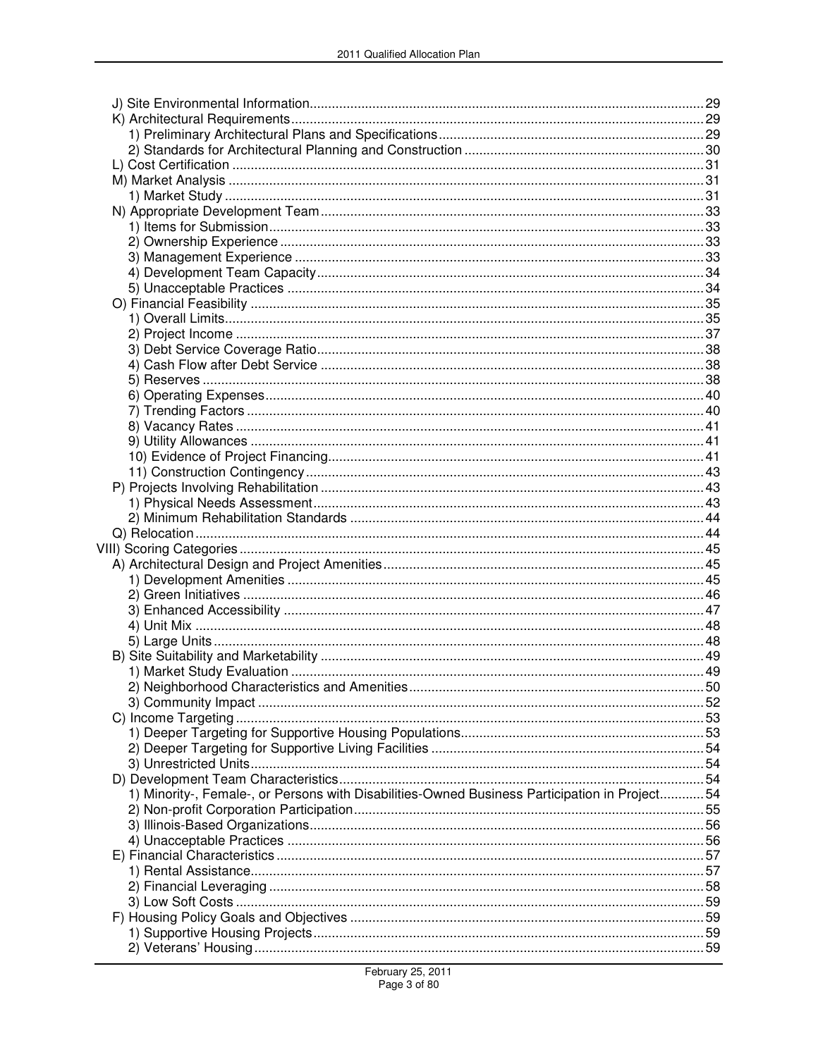J) Site Environmental Information .......... 29
K) Architectural Requirements .......... 29
   1) Preliminary Architectural Plans and Specifications .......... 29
   2) Standards for Architectural Planning and Construction .......... 30
L) Cost Certification .......... 31
M) Market Analysis .......... 31
   1) Market Study .......... 31
N) Appropriate Development Team .......... 33
   1) Items for Submission .......... 33
   2) Ownership Experience .......... 33
   3) Management Experience .......... 33
   4) Development Team Capacity .......... 34
   5) Unacceptable Practices .......... 34
O) Financial Feasibility .......... 35
   1) Overall Limits .......... 35
   2) Project Income .......... 37
   3) Debt Service Coverage Ratio .......... 38
   4) Cash Flow after Debt Service .......... 38
   5) Reserves .......... 38
   6) Operating Expenses .......... 40
   7) Trending Factors .......... 40
   8) Vacancy Rates .......... 41
   9) Utility Allowances .......... 41
   10) Evidence of Project Financing .......... 41
   11) Construction Contingency .......... 43
P) Projects Involving Rehabilitation .......... 43
   1) Physical Needs Assessment .......... 43
   2) Minimum Rehabilitation Standards .......... 44
Q) Relocation .......... 44

VIII) Scoring Categories .......... 45
A) Architectural Design and Project Amenities .......... 45
   1) Development Amenities .......... 45
   2) Green Initiatives .......... 46
   3) Enhanced Accessibility .......... 47
   4) Unit Mix .......... 48
   5) Large Units .......... 48
B) Site Suitability and Marketability .......... 49
   1) Market Study Evaluation .......... 49
   2) Neighborhood Characteristics and Amenities .......... 50
   3) Community Impact .......... 52
C) Income Targeting .......... 53
   1) Deeper Targeting for Supportive Housing Populations .......... 53
   2) Deeper Targeting for Supportive Living Facilities .......... 54
   3) Unrestricted Units .......... 54
D) Development Team Characteristics .......... 54
   1) Minority-, Female-, or Persons with Disabilities-Owned Business Participation in Project .......... 54
   2) Non-profit Corporation Participation .......... 55
   3) Illinois-Based Organizations .......... 56
   4) Unacceptable Practices .......... 56
E) Financial Characteristics .......... 57
   1) Rental Assistance .......... 57
   2) Financial Leveraging .......... 58
   3) Low Soft Costs .......... 59
F) Housing Policy Goals and Objectives .......... 59
   1) Supportive Housing Projects .......... 59
   2) Veterans' Housing .......... 59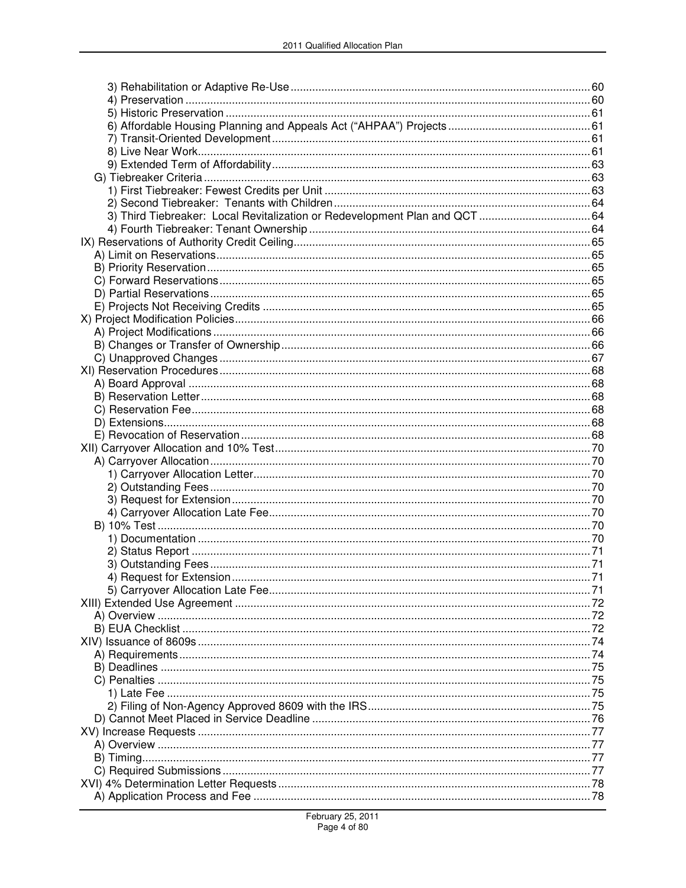3) Rehabilitation or Adaptive Re-Use ........ 60
4) Preservation ........ 60
5) Historic Preservation ........ 61
6) Affordable Housing Planning and Appeals Act ("AHPAA") Projects ........ 61
7) Transit-Oriented Development ........ 61
8) Live Near Work ........ 61
9) Extended Term of Affordability ........ 63
G) Tiebreaker Criteria ........ 63
1) First Tiebreaker: Fewest Credits per Unit ........ 63
2) Second Tiebreaker: Tenants with Children ........ 64
3) Third Tiebreaker: Local Revitalization or Redevelopment Plan and QCT ........ 64
4) Fourth Tiebreaker: Tenant Ownership ........ 64
IX) Reservations of Authority Credit Ceiling ........ 65
A) Limit on Reservations ........ 65
B) Priority Reservation ........ 65
C) Forward Reservations ........ 65
D) Partial Reservations ........ 65
E) Projects Not Receiving Credits ........ 65
X) Project Modification Policies ........ 66
A) Project Modifications ........ 66
B) Changes or Transfer of Ownership ........ 66
C) Unapproved Changes ........ 67
XI) Reservation Procedures ........ 68
A) Board Approval ........ 68
B) Reservation Letter ........ 68
C) Reservation Fee ........ 68
D) Extensions ........ 68
E) Revocation of Reservation ........ 68
XII) Carryover Allocation and 10% Test ........ 70
A) Carryover Allocation ........ 70
1) Carryover Allocation Letter ........ 70
2) Outstanding Fees ........ 70
3) Request for Extension ........ 70
4) Carryover Allocation Late Fee ........ 70
B) 10% Test ........ 70
1) Documentation ........ 70
2) Status Report ........ 71
3) Outstanding Fees ........ 71
4) Request for Extension ........ 71
5) Carryover Allocation Late Fee ........ 71
XIII) Extended Use Agreement ........ 72
A) Overview ........ 72
B) EUA Checklist ........ 72
XIV) Issuance of 8609s ........ 74
A) Requirements ........ 74
B) Deadlines ........ 75
C) Penalties ........ 75
1) Late Fee ........ 75
2) Filing of Non-Agency Approved 8609 with the IRS ........ 75
D) Cannot Meet Placed in Service Deadline ........ 76
XV) Increase Requests ........ 77
A) Overview ........ 77
B) Timing ........ 77
C) Required Submissions ........ 77
XVI) 4% Determination Letter Requests ........ 78
A) Application Process and Fee ........ 78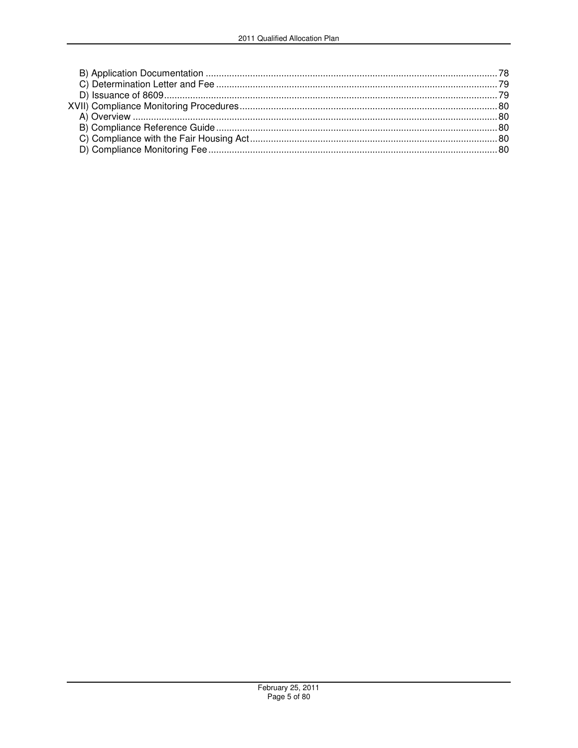- B) Application Documentation .......... 78
- C) Determination Letter and Fee .......... 79
- D) Issuance of 8609 .......... 79

XVII) Compliance Monitoring Procedures .......... 80

- A) Overview .......... 80
- B) Compliance Reference Guide .......... 80
- C) Compliance with the Fair Housing Act .......... 80
- D) Compliance Monitoring Fee .......... 80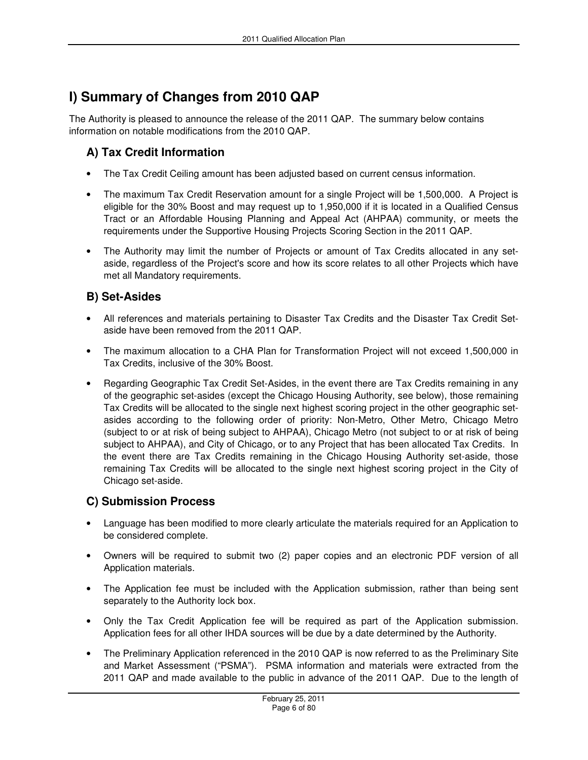# I) Summary of Changes from 2010 QAP

The Authority is pleased to announce the release of the 2011 QAP. The summary below contains information on notable modifications from the 2010 QAP.

## A) Tax Credit Information

- The Tax Credit Ceiling amount has been adjusted based on current census information.
- The maximum Tax Credit Reservation amount for a single Project will be 1,500,000. A Project is eligible for the 30% Boost and may request up to 1,950,000 if it is located in a Qualified Census Tract or an Affordable Housing Planning and Appeal Act (AHPAA) community, or meets the requirements under the Supportive Housing Projects Scoring Section in the 2011 QAP.
- The Authority may limit the number of Projects or amount of Tax Credits allocated in any set-aside, regardless of the Project's score and how its score relates to all other Projects which have met all Mandatory requirements.

## B) Set-Asides

- All references and materials pertaining to Disaster Tax Credits and the Disaster Tax Credit Set-aside have been removed from the 2011 QAP.
- The maximum allocation to a CHA Plan for Transformation Project will not exceed 1,500,000 in Tax Credits, inclusive of the 30% Boost.
- Regarding Geographic Tax Credit Set-Asides, in the event there are Tax Credits remaining in any of the geographic set-asides (except the Chicago Housing Authority, see below), those remaining Tax Credits will be allocated to the single next highest scoring project in the other geographic set-asides according to the following order of priority: Non-Metro, Other Metro, Chicago Metro (subject to or at risk of being subject to AHPAA), Chicago Metro (not subject to or at risk of being subject to AHPAA), and City of Chicago, or to any Project that has been allocated Tax Credits. In the event there are Tax Credits remaining in the Chicago Housing Authority set-aside, those remaining Tax Credits will be allocated to the single next highest scoring project in the City of Chicago set-aside.

## C) Submission Process

- Language has been modified to more clearly articulate the materials required for an Application to be considered complete.
- Owners will be required to submit two (2) paper copies and an electronic PDF version of all Application materials.
- The Application fee must be included with the Application submission, rather than being sent separately to the Authority lock box.
- Only the Tax Credit Application fee will be required as part of the Application submission. Application fees for all other IHDA sources will be due by a date determined by the Authority.
- The Preliminary Application referenced in the 2010 QAP is now referred to as the Preliminary Site and Market Assessment ("PSMA"). PSMA information and materials were extracted from the 2011 QAP and made available to the public in advance of the 2011 QAP. Due to the length of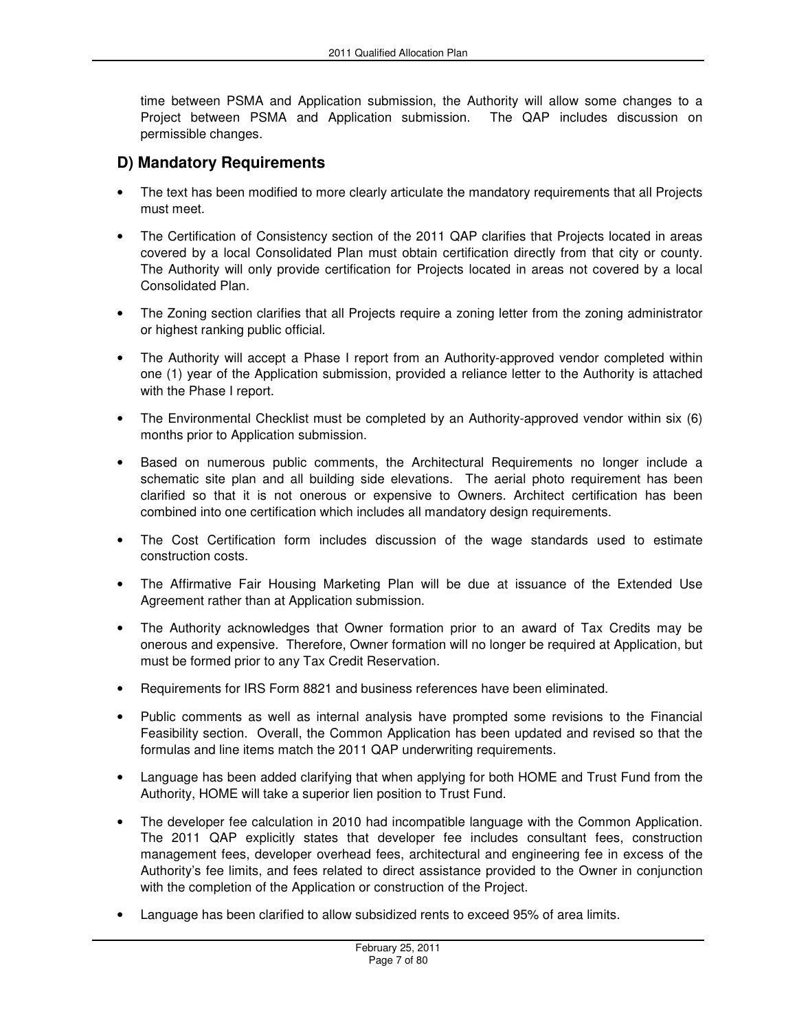time between PSMA and Application submission, the Authority will allow some changes to a Project between PSMA and Application submission. The QAP includes discussion on permissible changes.

## D) Mandatory Requirements

- The text has been modified to more clearly articulate the mandatory requirements that all Projects must meet.
- The Certification of Consistency section of the 2011 QAP clarifies that Projects located in areas covered by a local Consolidated Plan must obtain certification directly from that city or county. The Authority will only provide certification for Projects located in areas not covered by a local Consolidated Plan.
- The Zoning section clarifies that all Projects require a zoning letter from the zoning administrator or highest ranking public official.
- The Authority will accept a Phase I report from an Authority-approved vendor completed within one (1) year of the Application submission, provided a reliance letter to the Authority is attached with the Phase I report.
- The Environmental Checklist must be completed by an Authority-approved vendor within six (6) months prior to Application submission.
- Based on numerous public comments, the Architectural Requirements no longer include a schematic site plan and all building side elevations. The aerial photo requirement has been clarified so that it is not onerous or expensive to Owners. Architect certification has been combined into one certification which includes all mandatory design requirements.
- The Cost Certification form includes discussion of the wage standards used to estimate construction costs.
- The Affirmative Fair Housing Marketing Plan will be due at issuance of the Extended Use Agreement rather than at Application submission.
- The Authority acknowledges that Owner formation prior to an award of Tax Credits may be onerous and expensive. Therefore, Owner formation will no longer be required at Application, but must be formed prior to any Tax Credit Reservation.
- Requirements for IRS Form 8821 and business references have been eliminated.
- Public comments as well as internal analysis have prompted some revisions to the Financial Feasibility section. Overall, the Common Application has been updated and revised so that the formulas and line items match the 2011 QAP underwriting requirements.
- Language has been added clarifying that when applying for both HOME and Trust Fund from the Authority, HOME will take a superior lien position to Trust Fund.
- The developer fee calculation in 2010 had incompatible language with the Common Application. The 2011 QAP explicitly states that developer fee includes consultant fees, construction management fees, developer overhead fees, architectural and engineering fee in excess of the Authority's fee limits, and fees related to direct assistance provided to the Owner in conjunction with the completion of the Application or construction of the Project.
- Language has been clarified to allow subsidized rents to exceed 95% of area limits.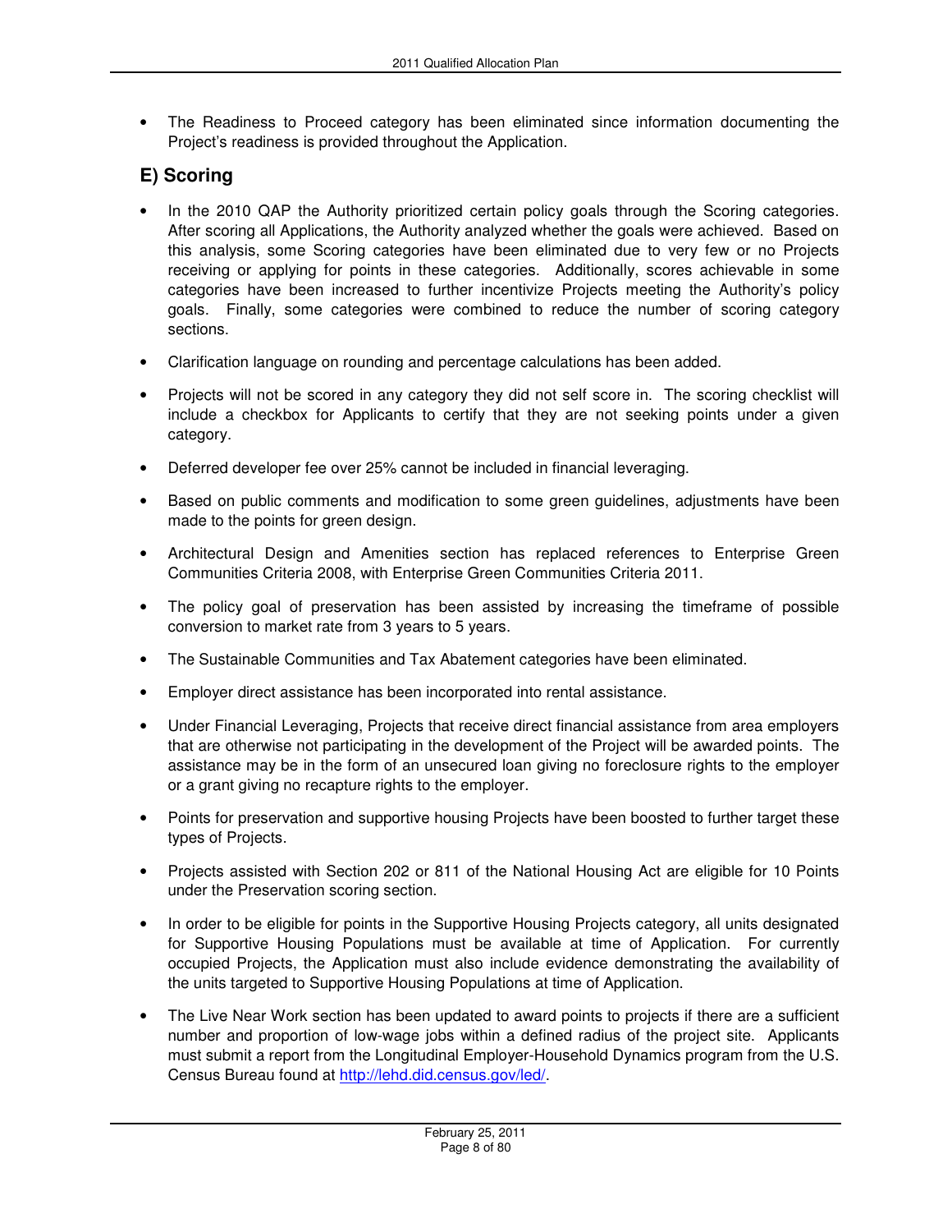- The Readiness to Proceed category has been eliminated since information documenting the Project's readiness is provided throughout the Application.

## E) Scoring

- In the 2010 QAP the Authority prioritized certain policy goals through the Scoring categories. After scoring all Applications, the Authority analyzed whether the goals were achieved. Based on this analysis, some Scoring categories have been eliminated due to very few or no Projects receiving or applying for points in these categories. Additionally, scores achievable in some categories have been increased to further incentivize Projects meeting the Authority's policy goals. Finally, some categories were combined to reduce the number of scoring category sections.
- Clarification language on rounding and percentage calculations has been added.
- Projects will not be scored in any category they did not self score in. The scoring checklist will include a checkbox for Applicants to certify that they are not seeking points under a given category.
- Deferred developer fee over 25% cannot be included in financial leveraging.
- Based on public comments and modification to some green guidelines, adjustments have been made to the points for green design.
- Architectural Design and Amenities section has replaced references to Enterprise Green Communities Criteria 2008, with Enterprise Green Communities Criteria 2011.
- The policy goal of preservation has been assisted by increasing the timeframe of possible conversion to market rate from 3 years to 5 years.
- The Sustainable Communities and Tax Abatement categories have been eliminated.
- Employer direct assistance has been incorporated into rental assistance.
- Under Financial Leveraging, Projects that receive direct financial assistance from area employers that are otherwise not participating in the development of the Project will be awarded points. The assistance may be in the form of an unsecured loan giving no foreclosure rights to the employer or a grant giving no recapture rights to the employer.
- Points for preservation and supportive housing Projects have been boosted to further target these types of Projects.
- Projects assisted with Section 202 or 811 of the National Housing Act are eligible for 10 Points under the Preservation scoring section.
- In order to be eligible for points in the Supportive Housing Projects category, all units designated for Supportive Housing Populations must be available at time of Application. For currently occupied Projects, the Application must also include evidence demonstrating the availability of the units targeted to Supportive Housing Populations at time of Application.
- The Live Near Work section has been updated to award points to projects if there are a sufficient number and proportion of low-wage jobs within a defined radius of the project site. Applicants must submit a report from the Longitudinal Employer-Household Dynamics program from the U.S. Census Bureau found at http://lehd.did.census.gov/led/.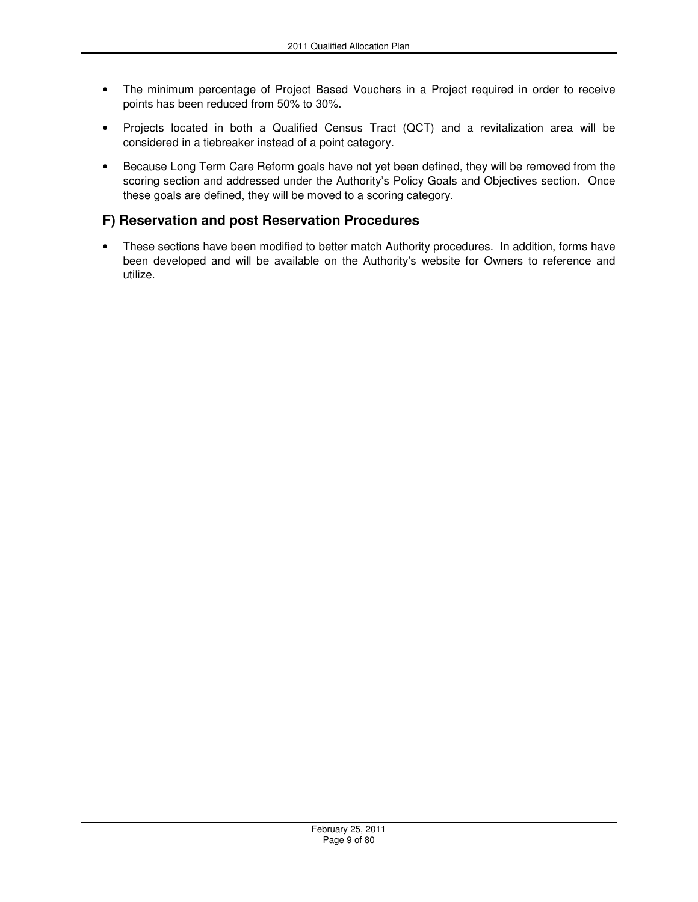- The minimum percentage of Project Based Vouchers in a Project required in order to receive points has been reduced from 50% to 30%.
- Projects located in both a Qualified Census Tract (QCT) and a revitalization area will be considered in a tiebreaker instead of a point category.
- Because Long Term Care Reform goals have not yet been defined, they will be removed from the scoring section and addressed under the Authority's Policy Goals and Objectives section. Once these goals are defined, they will be moved to a scoring category.

## F) Reservation and post Reservation Procedures

- These sections have been modified to better match Authority procedures. In addition, forms have been developed and will be available on the Authority's website for Owners to reference and utilize.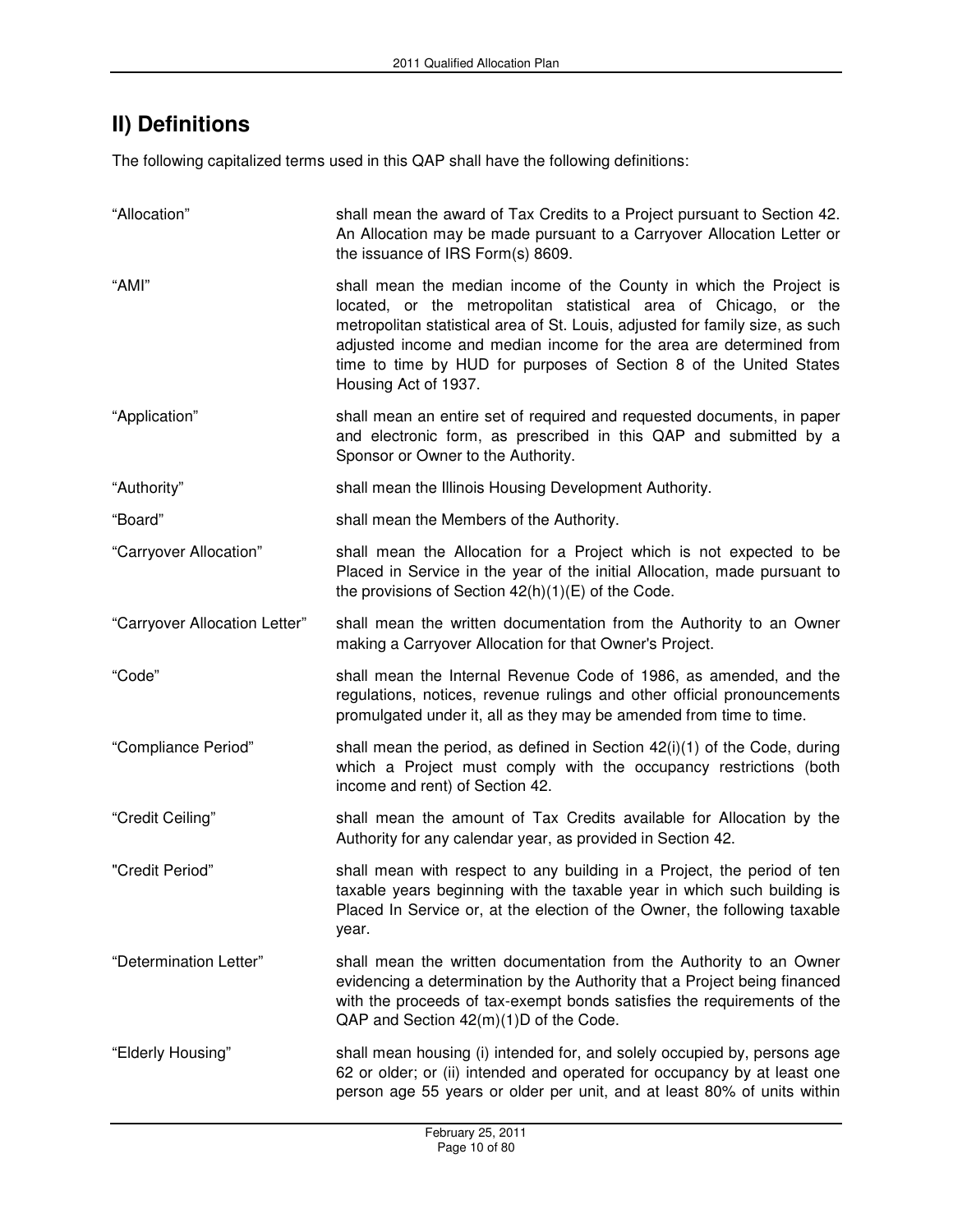## II) Definitions

The following capitalized terms used in this QAP shall have the following definitions:

| Term | Definition |
|---|---|
| "Allocation" | shall mean the award of Tax Credits to a Project pursuant to Section 42. An Allocation may be made pursuant to a Carryover Allocation Letter or the issuance of IRS Form(s) 8609. |
| "AMI" | shall mean the median income of the County in which the Project is located, or the metropolitan statistical area of Chicago, or the metropolitan statistical area of St. Louis, adjusted for family size, as such adjusted income and median income for the area are determined from time to time by HUD for purposes of Section 8 of the United States Housing Act of 1937. |
| "Application" | shall mean an entire set of required and requested documents, in paper and electronic form, as prescribed in this QAP and submitted by a Sponsor or Owner to the Authority. |
| "Authority" | shall mean the Illinois Housing Development Authority. |
| "Board" | shall mean the Members of the Authority. |
| "Carryover Allocation" | shall mean the Allocation for a Project which is not expected to be Placed in Service in the year of the initial Allocation, made pursuant to the provisions of Section 42(h)(1)(E) of the Code. |
| "Carryover Allocation Letter" | shall mean the written documentation from the Authority to an Owner making a Carryover Allocation for that Owner's Project. |
| "Code" | shall mean the Internal Revenue Code of 1986, as amended, and the regulations, notices, revenue rulings and other official pronouncements promulgated under it, all as they may be amended from time to time. |
| "Compliance Period" | shall mean the period, as defined in Section 42(i)(1) of the Code, during which a Project must comply with the occupancy restrictions (both income and rent) of Section 42. |
| "Credit Ceiling" | shall mean the amount of Tax Credits available for Allocation by the Authority for any calendar year, as provided in Section 42. |
| "Credit Period" | shall mean with respect to any building in a Project, the period of ten taxable years beginning with the taxable year in which such building is Placed In Service or, at the election of the Owner, the following taxable year. |
| "Determination Letter" | shall mean the written documentation from the Authority to an Owner evidencing a determination by the Authority that a Project being financed with the proceeds of tax-exempt bonds satisfies the requirements of the QAP and Section 42(m)(1)D of the Code. |
| "Elderly Housing" | shall mean housing (i) intended for, and solely occupied by, persons age 62 or older; or (ii) intended and operated for occupancy by at least one person age 55 years or older per unit, and at least 80% of units within |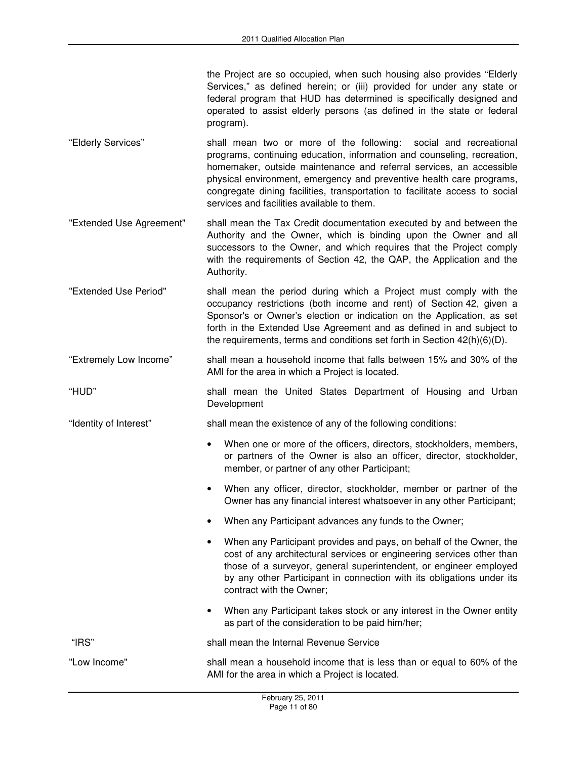the Project are so occupied, when such housing also provides "Elderly Services," as defined herein; or (iii) provided for under any state or federal program that HUD has determined is specifically designed and operated to assist elderly persons (as defined in the state or federal program).

**"Elderly Services"** shall mean two or more of the following: social and recreational programs, continuing education, information and counseling, recreation, homemaker, outside maintenance and referral services, an accessible physical environment, emergency and preventive health care programs, congregate dining facilities, transportation to facilitate access to social services and facilities available to them.

**"Extended Use Agreement"** shall mean the Tax Credit documentation executed by and between the Authority and the Owner, which is binding upon the Owner and all successors to the Owner, and which requires that the Project comply with the requirements of Section 42, the QAP, the Application and the Authority.

**"Extended Use Period"** shall mean the period during which a Project must comply with the occupancy restrictions (both income and rent) of Section 42, given a Sponsor's or Owner's election or indication on the Application, as set forth in the Extended Use Agreement and as defined in and subject to the requirements, terms and conditions set forth in Section 42(h)(6)(D).

**"Extremely Low Income"** shall mean a household income that falls between 15% and 30% of the AMI for the area in which a Project is located.

**"HUD"** shall mean the United States Department of Housing and Urban Development

**"Identity of Interest"** shall mean the existence of any of the following conditions:

- When one or more of the officers, directors, stockholders, members, or partners of the Owner is also an officer, director, stockholder, member, or partner of any other Participant;
- When any officer, director, stockholder, member or partner of the Owner has any financial interest whatsoever in any other Participant;
- When any Participant advances any funds to the Owner;
- When any Participant provides and pays, on behalf of the Owner, the cost of any architectural services or engineering services other than those of a surveyor, general superintendent, or engineer employed by any other Participant in connection with its obligations under its contract with the Owner;
- When any Participant takes stock or any interest in the Owner entity as part of the consideration to be paid him/her;

**"IRS"** shall mean the Internal Revenue Service

**"Low Income"** shall mean a household income that is less than or equal to 60% of the AMI for the area in which a Project is located.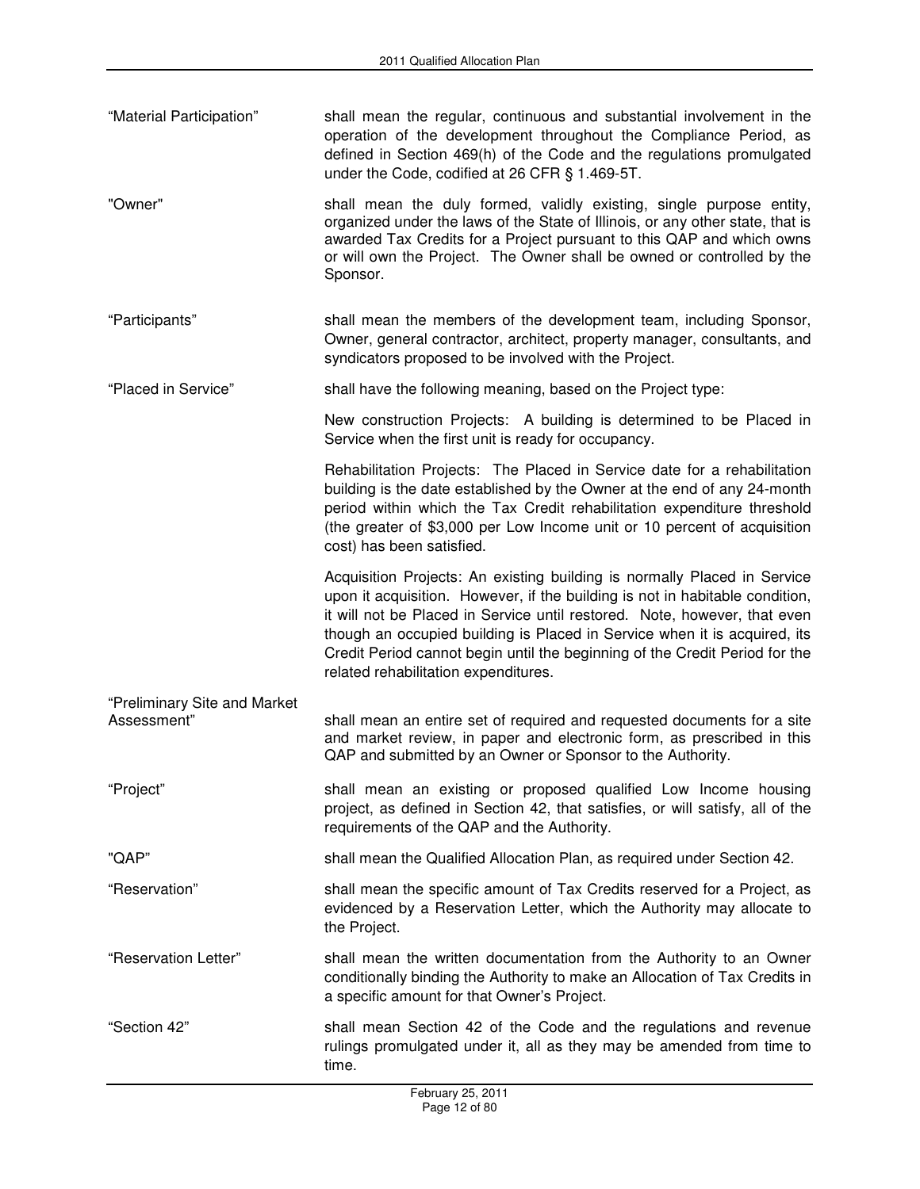"Material Participation" shall mean the regular, continuous and substantial involvement in the operation of the development throughout the Compliance Period, as defined in Section 469(h) of the Code and the regulations promulgated under the Code, codified at 26 CFR § 1.469-5T.

"Owner" shall mean the duly formed, validly existing, single purpose entity, organized under the laws of the State of Illinois, or any other state, that is awarded Tax Credits for a Project pursuant to this QAP and which owns or will own the Project. The Owner shall be owned or controlled by the Sponsor.

"Participants" shall mean the members of the development team, including Sponsor, Owner, general contractor, architect, property manager, consultants, and syndicators proposed to be involved with the Project.

"Placed in Service" shall have the following meaning, based on the Project type:

New construction Projects: A building is determined to be Placed in Service when the first unit is ready for occupancy.

Rehabilitation Projects: The Placed in Service date for a rehabilitation building is the date established by the Owner at the end of any 24-month period within which the Tax Credit rehabilitation expenditure threshold (the greater of $3,000 per Low Income unit or 10 percent of acquisition cost) has been satisfied.

Acquisition Projects: An existing building is normally Placed in Service upon it acquisition. However, if the building is not in habitable condition, it will not be Placed in Service until restored. Note, however, that even though an occupied building is Placed in Service when it is acquired, its Credit Period cannot begin until the beginning of the Credit Period for the related rehabilitation expenditures.

"Preliminary Site and Market Assessment" shall mean an entire set of required and requested documents for a site and market review, in paper and electronic form, as prescribed in this QAP and submitted by an Owner or Sponsor to the Authority.

"Project" shall mean an existing or proposed qualified Low Income housing project, as defined in Section 42, that satisfies, or will satisfy, all of the requirements of the QAP and the Authority.

"QAP" shall mean the Qualified Allocation Plan, as required under Section 42.

"Reservation" shall mean the specific amount of Tax Credits reserved for a Project, as evidenced by a Reservation Letter, which the Authority may allocate to the Project.

"Reservation Letter" shall mean the written documentation from the Authority to an Owner conditionally binding the Authority to make an Allocation of Tax Credits in a specific amount for that Owner's Project.

"Section 42" shall mean Section 42 of the Code and the regulations and revenue rulings promulgated under it, all as they may be amended from time to time.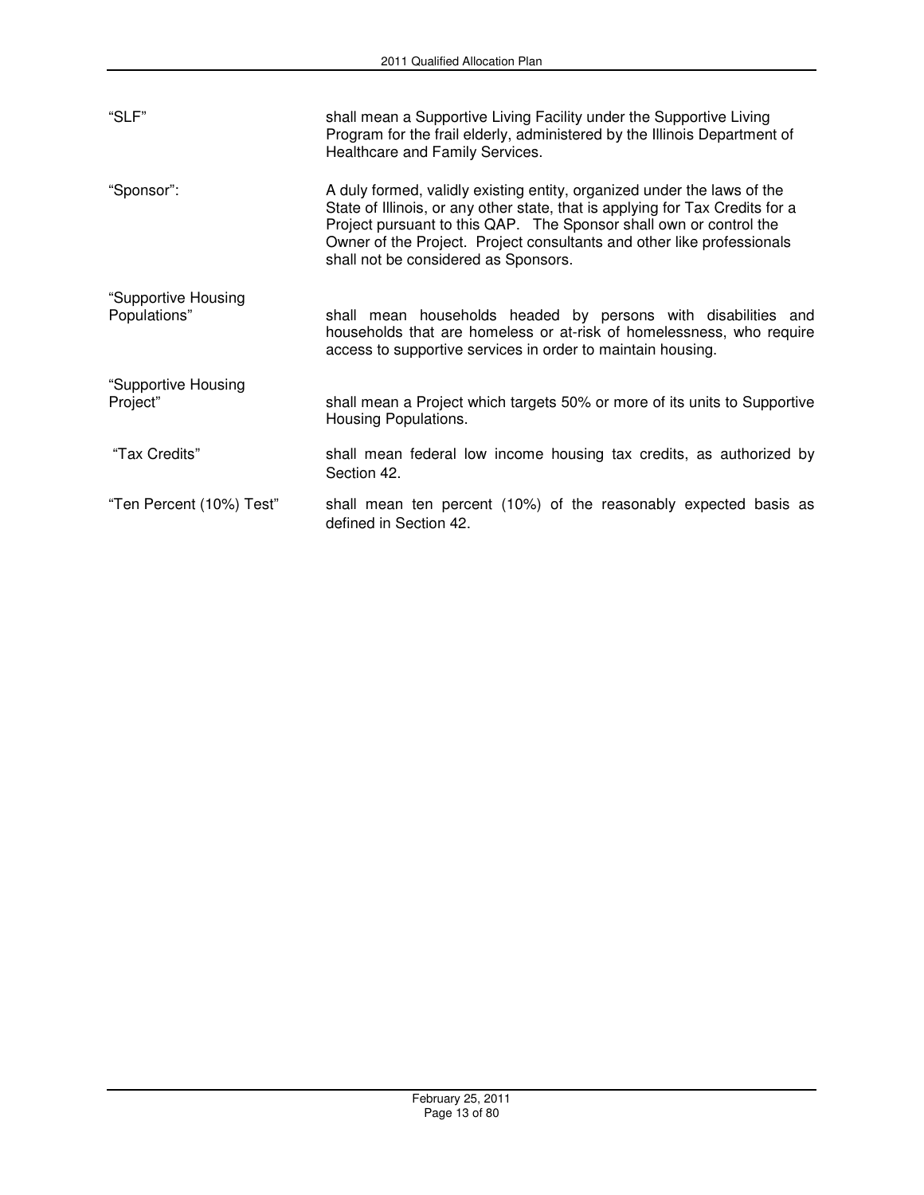| | |
|---|---|
| "SLF" | shall mean a Supportive Living Facility under the Supportive Living Program for the frail elderly, administered by the Illinois Department of Healthcare and Family Services. |
| "Sponsor": | A duly formed, validly existing entity, organized under the laws of the State of Illinois, or any other state, that is applying for Tax Credits for a Project pursuant to this QAP. The Sponsor shall own or control the Owner of the Project. Project consultants and other like professionals shall not be considered as Sponsors. |
| "Supportive Housing Populations" | shall mean households headed by persons with disabilities and households that are homeless or at-risk of homelessness, who require access to supportive services in order to maintain housing. |
| "Supportive Housing Project" | shall mean a Project which targets 50% or more of its units to Supportive Housing Populations. |
| "Tax Credits" | shall mean federal low income housing tax credits, as authorized by Section 42. |
| "Ten Percent (10%) Test" | shall mean ten percent (10%) of the reasonably expected basis as defined in Section 42. |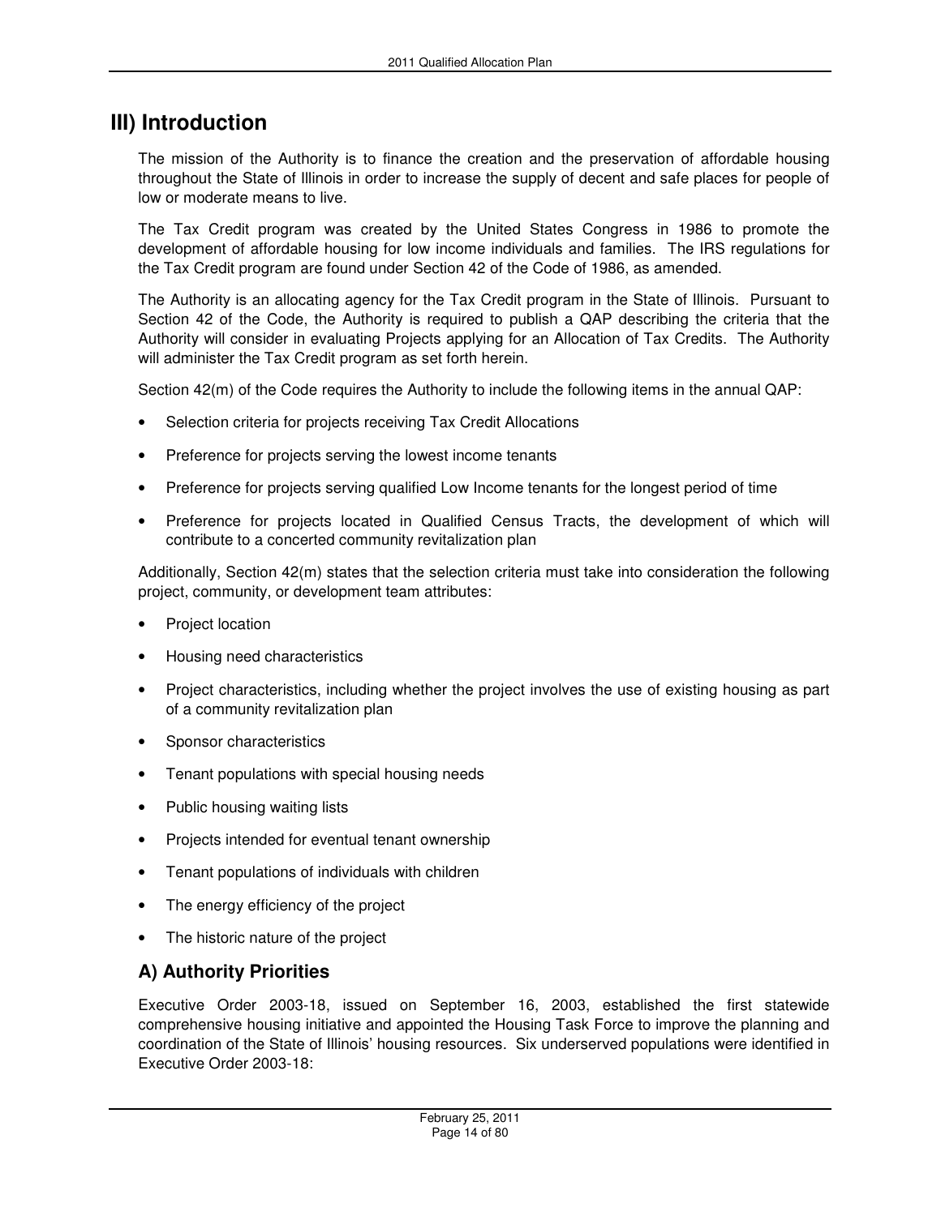# III) Introduction

The mission of the Authority is to finance the creation and the preservation of affordable housing throughout the State of Illinois in order to increase the supply of decent and safe places for people of low or moderate means to live.

The Tax Credit program was created by the United States Congress in 1986 to promote the development of affordable housing for low income individuals and families. The IRS regulations for the Tax Credit program are found under Section 42 of the Code of 1986, as amended.

The Authority is an allocating agency for the Tax Credit program in the State of Illinois. Pursuant to Section 42 of the Code, the Authority is required to publish a QAP describing the criteria that the Authority will consider in evaluating Projects applying for an Allocation of Tax Credits. The Authority will administer the Tax Credit program as set forth herein.

Section 42(m) of the Code requires the Authority to include the following items in the annual QAP:

- Selection criteria for projects receiving Tax Credit Allocations
- Preference for projects serving the lowest income tenants
- Preference for projects serving qualified Low Income tenants for the longest period of time
- Preference for projects located in Qualified Census Tracts, the development of which will contribute to a concerted community revitalization plan

Additionally, Section 42(m) states that the selection criteria must take into consideration the following project, community, or development team attributes:

- Project location
- Housing need characteristics
- Project characteristics, including whether the project involves the use of existing housing as part of a community revitalization plan
- Sponsor characteristics
- Tenant populations with special housing needs
- Public housing waiting lists
- Projects intended for eventual tenant ownership
- Tenant populations of individuals with children
- The energy efficiency of the project
- The historic nature of the project

## A) Authority Priorities

Executive Order 2003-18, issued on September 16, 2003, established the first statewide comprehensive housing initiative and appointed the Housing Task Force to improve the planning and coordination of the State of Illinois' housing resources. Six underserved populations were identified in Executive Order 2003-18: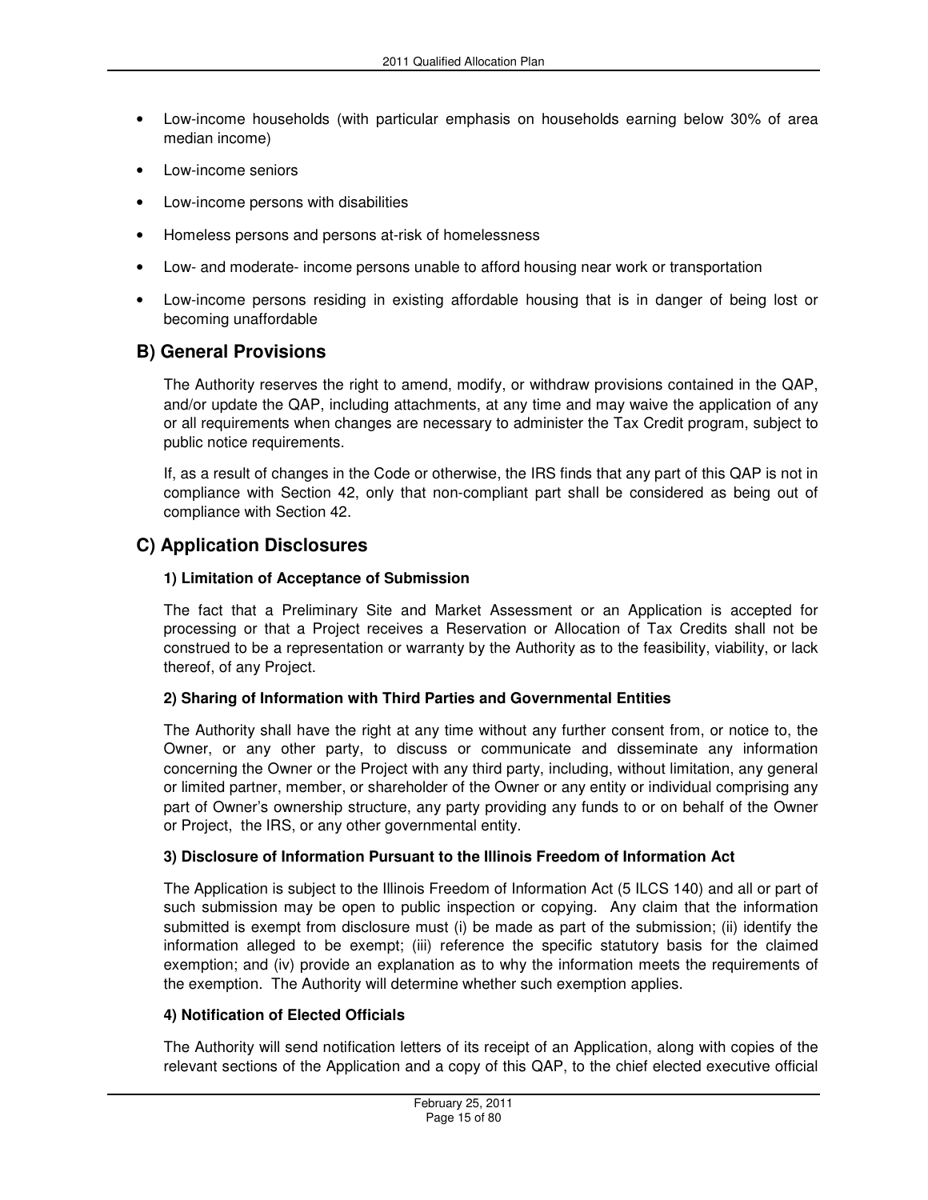- Low-income households (with particular emphasis on households earning below 30% of area median income)
- Low-income seniors
- Low-income persons with disabilities
- Homeless persons and persons at-risk of homelessness
- Low- and moderate- income persons unable to afford housing near work or transportation
- Low-income persons residing in existing affordable housing that is in danger of being lost or becoming unaffordable

## B) General Provisions

The Authority reserves the right to amend, modify, or withdraw provisions contained in the QAP, and/or update the QAP, including attachments, at any time and may waive the application of any or all requirements when changes are necessary to administer the Tax Credit program, subject to public notice requirements.

If, as a result of changes in the Code or otherwise, the IRS finds that any part of this QAP is not in compliance with Section 42, only that non-compliant part shall be considered as being out of compliance with Section 42.

## C) Application Disclosures

### 1) Limitation of Acceptance of Submission

The fact that a Preliminary Site and Market Assessment or an Application is accepted for processing or that a Project receives a Reservation or Allocation of Tax Credits shall not be construed to be a representation or warranty by the Authority as to the feasibility, viability, or lack thereof, of any Project.

### 2) Sharing of Information with Third Parties and Governmental Entities

The Authority shall have the right at any time without any further consent from, or notice to, the Owner, or any other party, to discuss or communicate and disseminate any information concerning the Owner or the Project with any third party, including, without limitation, any general or limited partner, member, or shareholder of the Owner or any entity or individual comprising any part of Owner's ownership structure, any party providing any funds to or on behalf of the Owner or Project, the IRS, or any other governmental entity.

### 3) Disclosure of Information Pursuant to the Illinois Freedom of Information Act

The Application is subject to the Illinois Freedom of Information Act (5 ILCS 140) and all or part of such submission may be open to public inspection or copying. Any claim that the information submitted is exempt from disclosure must (i) be made as part of the submission; (ii) identify the information alleged to be exempt; (iii) reference the specific statutory basis for the claimed exemption; and (iv) provide an explanation as to why the information meets the requirements of the exemption. The Authority will determine whether such exemption applies.

### 4) Notification of Elected Officials

The Authority will send notification letters of its receipt of an Application, along with copies of the relevant sections of the Application and a copy of this QAP, to the chief elected executive official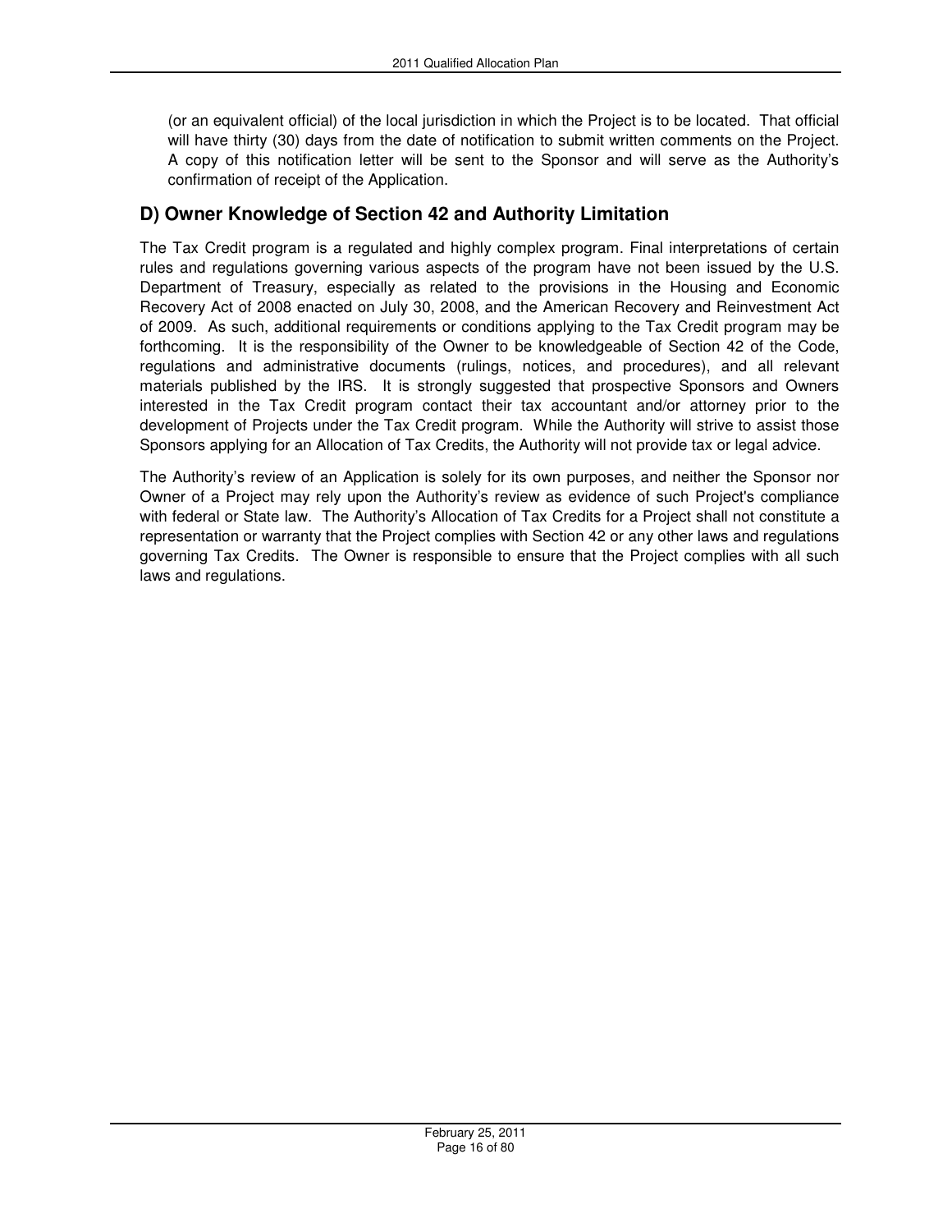(or an equivalent official) of the local jurisdiction in which the Project is to be located. That official will have thirty (30) days from the date of notification to submit written comments on the Project. A copy of this notification letter will be sent to the Sponsor and will serve as the Authority's confirmation of receipt of the Application.

## D) Owner Knowledge of Section 42 and Authority Limitation

The Tax Credit program is a regulated and highly complex program. Final interpretations of certain rules and regulations governing various aspects of the program have not been issued by the U.S. Department of Treasury, especially as related to the provisions in the Housing and Economic Recovery Act of 2008 enacted on July 30, 2008, and the American Recovery and Reinvestment Act of 2009. As such, additional requirements or conditions applying to the Tax Credit program may be forthcoming. It is the responsibility of the Owner to be knowledgeable of Section 42 of the Code, regulations and administrative documents (rulings, notices, and procedures), and all relevant materials published by the IRS. It is strongly suggested that prospective Sponsors and Owners interested in the Tax Credit program contact their tax accountant and/or attorney prior to the development of Projects under the Tax Credit program. While the Authority will strive to assist those Sponsors applying for an Allocation of Tax Credits, the Authority will not provide tax or legal advice.

The Authority's review of an Application is solely for its own purposes, and neither the Sponsor nor Owner of a Project may rely upon the Authority's review as evidence of such Project's compliance with federal or State law. The Authority's Allocation of Tax Credits for a Project shall not constitute a representation or warranty that the Project complies with Section 42 or any other laws and regulations governing Tax Credits. The Owner is responsible to ensure that the Project complies with all such laws and regulations.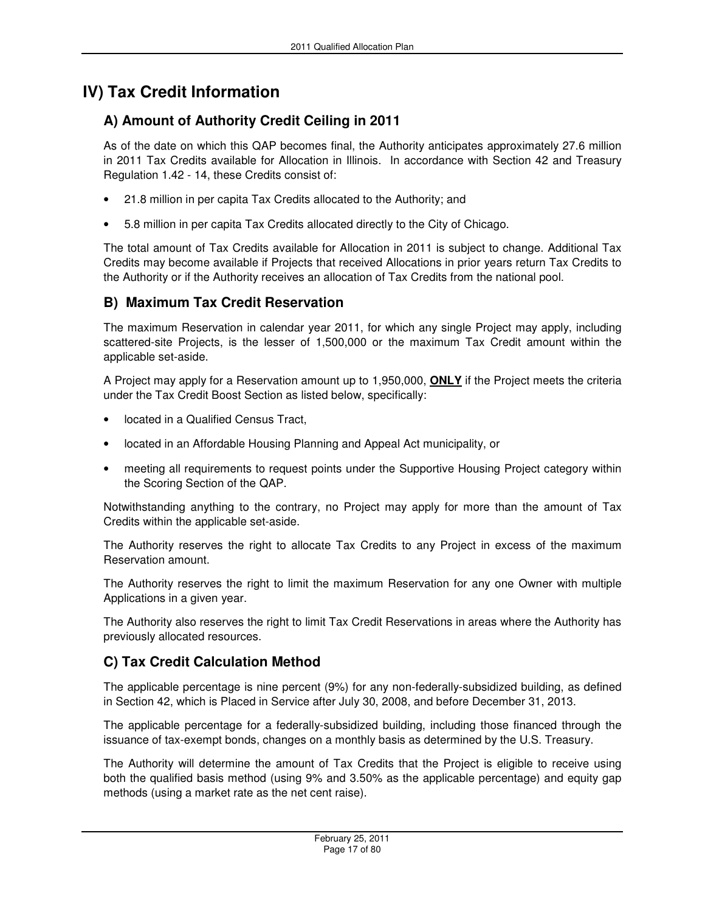# IV) Tax Credit Information

## A) Amount of Authority Credit Ceiling in 2011

As of the date on which this QAP becomes final, the Authority anticipates approximately 27.6 million in 2011 Tax Credits available for Allocation in Illinois. In accordance with Section 42 and Treasury Regulation 1.42 - 14, these Credits consist of:

- 21.8 million in per capita Tax Credits allocated to the Authority; and
- 5.8 million in per capita Tax Credits allocated directly to the City of Chicago.

The total amount of Tax Credits available for Allocation in 2011 is subject to change. Additional Tax Credits may become available if Projects that received Allocations in prior years return Tax Credits to the Authority or if the Authority receives an allocation of Tax Credits from the national pool.

## B) Maximum Tax Credit Reservation

The maximum Reservation in calendar year 2011, for which any single Project may apply, including scattered-site Projects, is the lesser of 1,500,000 or the maximum Tax Credit amount within the applicable set-aside.

A Project may apply for a Reservation amount up to 1,950,000, **ONLY** if the Project meets the criteria under the Tax Credit Boost Section as listed below, specifically:

- located in a Qualified Census Tract,
- located in an Affordable Housing Planning and Appeal Act municipality, or
- meeting all requirements to request points under the Supportive Housing Project category within the Scoring Section of the QAP.

Notwithstanding anything to the contrary, no Project may apply for more than the amount of Tax Credits within the applicable set-aside.

The Authority reserves the right to allocate Tax Credits to any Project in excess of the maximum Reservation amount.

The Authority reserves the right to limit the maximum Reservation for any one Owner with multiple Applications in a given year.

The Authority also reserves the right to limit Tax Credit Reservations in areas where the Authority has previously allocated resources.

## C) Tax Credit Calculation Method

The applicable percentage is nine percent (9%) for any non-federally-subsidized building, as defined in Section 42, which is Placed in Service after July 30, 2008, and before December 31, 2013.

The applicable percentage for a federally-subsidized building, including those financed through the issuance of tax-exempt bonds, changes on a monthly basis as determined by the U.S. Treasury.

The Authority will determine the amount of Tax Credits that the Project is eligible to receive using both the qualified basis method (using 9% and 3.50% as the applicable percentage) and equity gap methods (using a market rate as the net cent raise).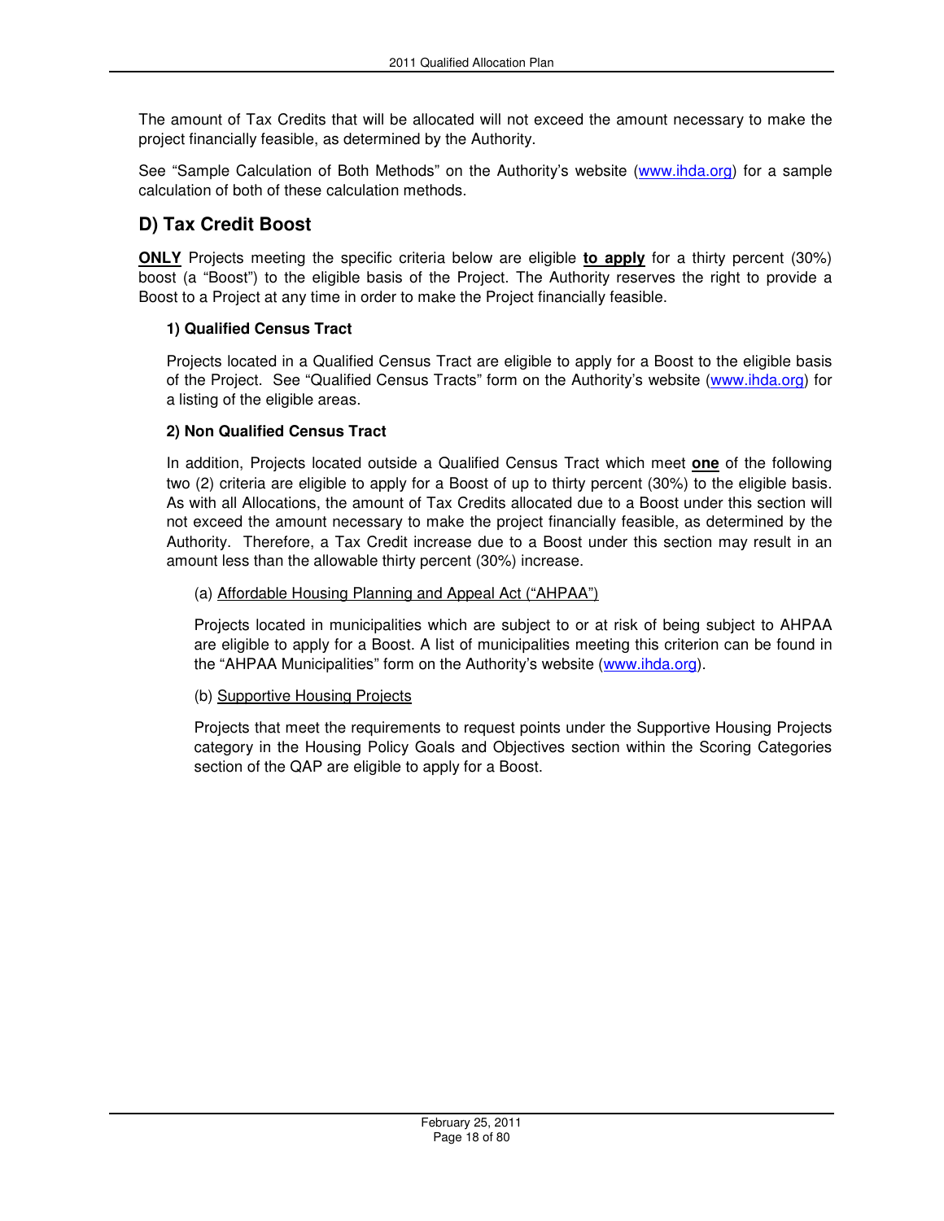The amount of Tax Credits that will be allocated will not exceed the amount necessary to make the project financially feasible, as determined by the Authority.

See "Sample Calculation of Both Methods" on the Authority's website (www.ihda.org) for a sample calculation of both of these calculation methods.

## D) Tax Credit Boost

**ONLY** Projects meeting the specific criteria below are eligible **to apply** for a thirty percent (30%) boost (a "Boost") to the eligible basis of the Project. The Authority reserves the right to provide a Boost to a Project at any time in order to make the Project financially feasible.

### 1) Qualified Census Tract

Projects located in a Qualified Census Tract are eligible to apply for a Boost to the eligible basis of the Project. See "Qualified Census Tracts" form on the Authority's website (www.ihda.org) for a listing of the eligible areas.

### 2) Non Qualified Census Tract

In addition, Projects located outside a Qualified Census Tract which meet **one** of the following two (2) criteria are eligible to apply for a Boost of up to thirty percent (30%) to the eligible basis. As with all Allocations, the amount of Tax Credits allocated due to a Boost under this section will not exceed the amount necessary to make the project financially feasible, as determined by the Authority. Therefore, a Tax Credit increase due to a Boost under this section may result in an amount less than the allowable thirty percent (30%) increase.

(a) Affordable Housing Planning and Appeal Act ("AHPAA")

Projects located in municipalities which are subject to or at risk of being subject to AHPAA are eligible to apply for a Boost. A list of municipalities meeting this criterion can be found in the "AHPAA Municipalities" form on the Authority's website (www.ihda.org).

(b) Supportive Housing Projects

Projects that meet the requirements to request points under the Supportive Housing Projects category in the Housing Policy Goals and Objectives section within the Scoring Categories section of the QAP are eligible to apply for a Boost.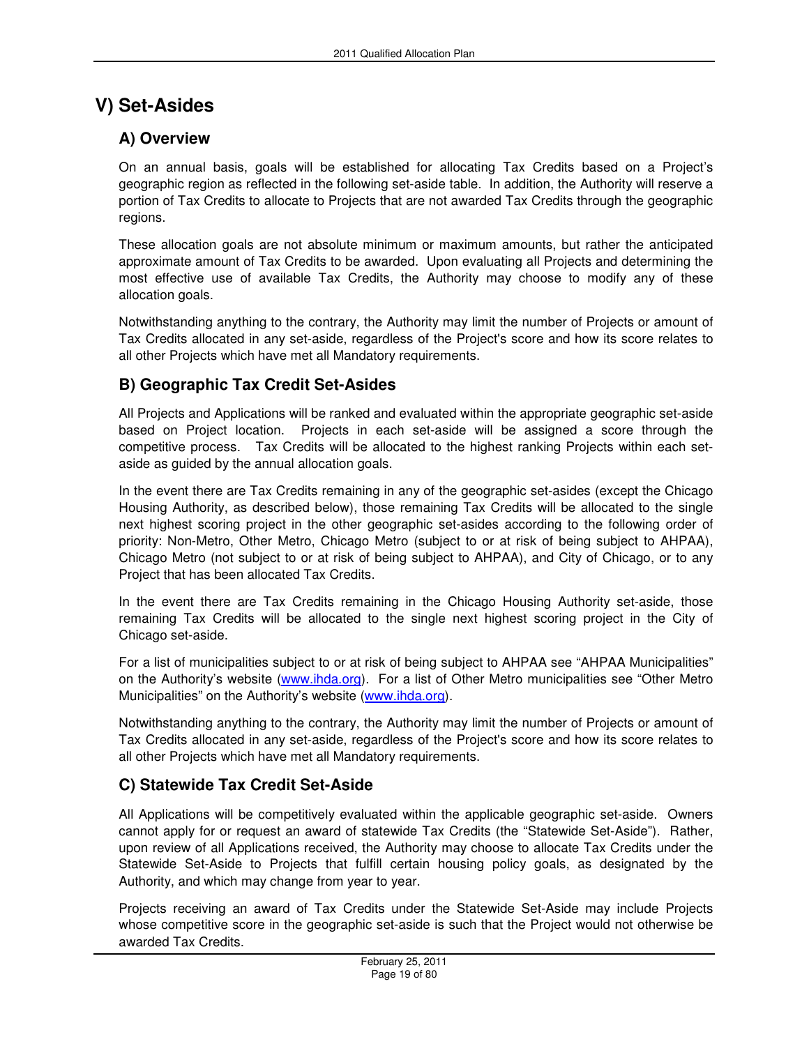# V) Set-Asides

## A) Overview

On an annual basis, goals will be established for allocating Tax Credits based on a Project's geographic region as reflected in the following set-aside table. In addition, the Authority will reserve a portion of Tax Credits to allocate to Projects that are not awarded Tax Credits through the geographic regions.

These allocation goals are not absolute minimum or maximum amounts, but rather the anticipated approximate amount of Tax Credits to be awarded. Upon evaluating all Projects and determining the most effective use of available Tax Credits, the Authority may choose to modify any of these allocation goals.

Notwithstanding anything to the contrary, the Authority may limit the number of Projects or amount of Tax Credits allocated in any set-aside, regardless of the Project's score and how its score relates to all other Projects which have met all Mandatory requirements.

## B) Geographic Tax Credit Set-Asides

All Projects and Applications will be ranked and evaluated within the appropriate geographic set-aside based on Project location. Projects in each set-aside will be assigned a score through the competitive process. Tax Credits will be allocated to the highest ranking Projects within each set-aside as guided by the annual allocation goals.

In the event there are Tax Credits remaining in any of the geographic set-asides (except the Chicago Housing Authority, as described below), those remaining Tax Credits will be allocated to the single next highest scoring project in the other geographic set-asides according to the following order of priority: Non-Metro, Other Metro, Chicago Metro (subject to or at risk of being subject to AHPAA), Chicago Metro (not subject to or at risk of being subject to AHPAA), and City of Chicago, or to any Project that has been allocated Tax Credits.

In the event there are Tax Credits remaining in the Chicago Housing Authority set-aside, those remaining Tax Credits will be allocated to the single next highest scoring project in the City of Chicago set-aside.

For a list of municipalities subject to or at risk of being subject to AHPAA see "AHPAA Municipalities" on the Authority's website (www.ihda.org). For a list of Other Metro municipalities see "Other Metro Municipalities" on the Authority's website (www.ihda.org).

Notwithstanding anything to the contrary, the Authority may limit the number of Projects or amount of Tax Credits allocated in any set-aside, regardless of the Project's score and how its score relates to all other Projects which have met all Mandatory requirements.

## C) Statewide Tax Credit Set-Aside

All Applications will be competitively evaluated within the applicable geographic set-aside. Owners cannot apply for or request an award of statewide Tax Credits (the "Statewide Set-Aside"). Rather, upon review of all Applications received, the Authority may choose to allocate Tax Credits under the Statewide Set-Aside to Projects that fulfill certain housing policy goals, as designated by the Authority, and which may change from year to year.

Projects receiving an award of Tax Credits under the Statewide Set-Aside may include Projects whose competitive score in the geographic set-aside is such that the Project would not otherwise be awarded Tax Credits.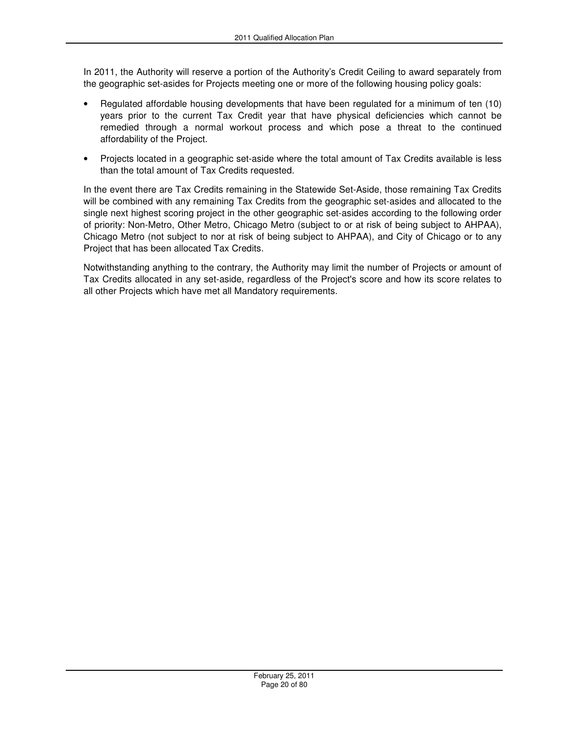In 2011, the Authority will reserve a portion of the Authority's Credit Ceiling to award separately from the geographic set-asides for Projects meeting one or more of the following housing policy goals:

- Regulated affordable housing developments that have been regulated for a minimum of ten (10) years prior to the current Tax Credit year that have physical deficiencies which cannot be remedied through a normal workout process and which pose a threat to the continued affordability of the Project.
- Projects located in a geographic set-aside where the total amount of Tax Credits available is less than the total amount of Tax Credits requested.

In the event there are Tax Credits remaining in the Statewide Set-Aside, those remaining Tax Credits will be combined with any remaining Tax Credits from the geographic set-asides and allocated to the single next highest scoring project in the other geographic set-asides according to the following order of priority: Non-Metro, Other Metro, Chicago Metro (subject to or at risk of being subject to AHPAA), Chicago Metro (not subject to nor at risk of being subject to AHPAA), and City of Chicago or to any Project that has been allocated Tax Credits.

Notwithstanding anything to the contrary, the Authority may limit the number of Projects or amount of Tax Credits allocated in any set-aside, regardless of the Project's score and how its score relates to all other Projects which have met all Mandatory requirements.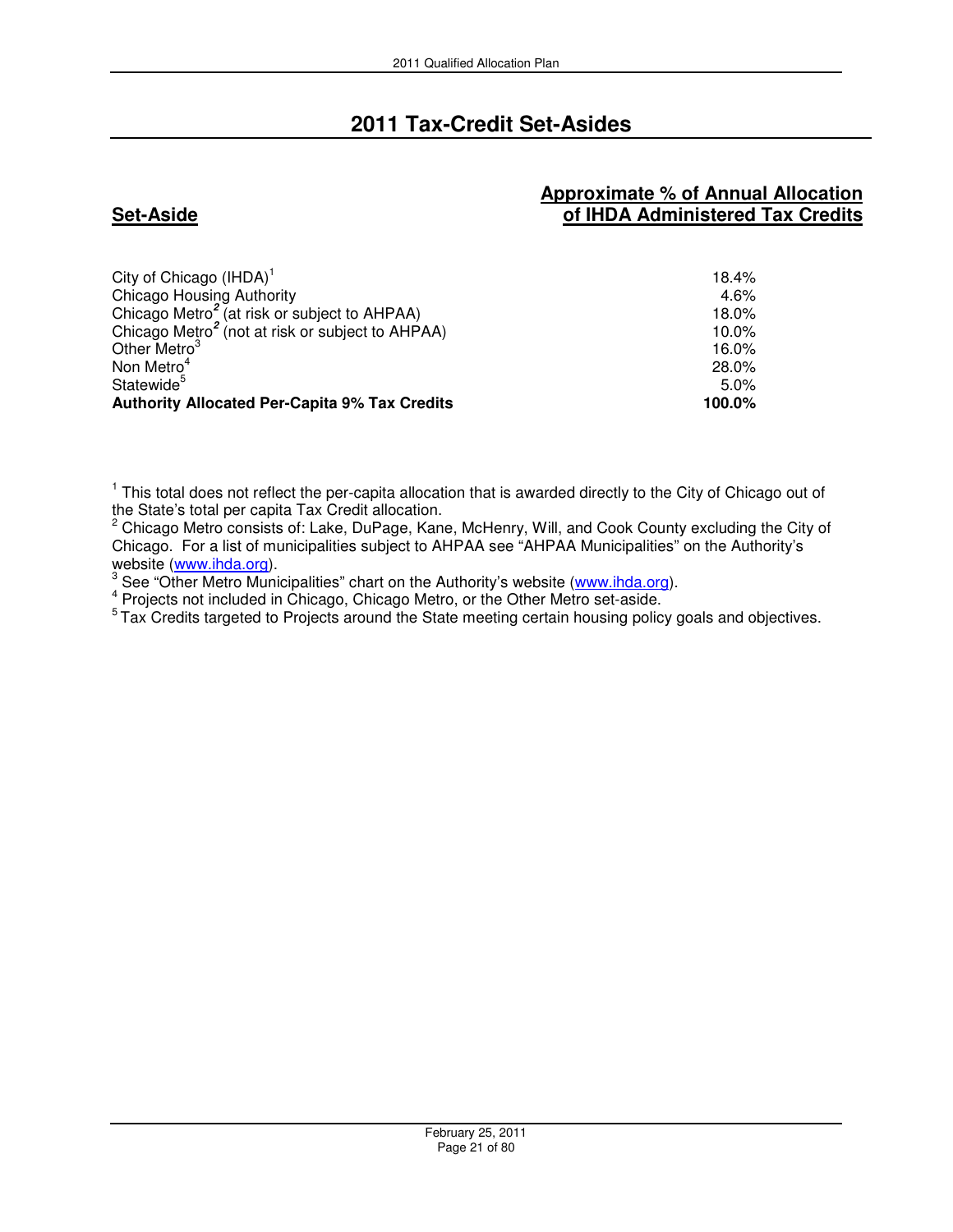# 2011 Tax-Credit Set-Asides

| Set-Aside | Approximate % of Annual Allocation of IHDA Administered Tax Credits |
|---|---|
| City of Chicago (IHDA)[1] | 18.4% |
| Chicago Housing Authority | 4.6% |
| Chicago Metro[2] (at risk or subject to AHPAA) | 18.0% |
| Chicago Metro[2] (not at risk or subject to AHPAA) | 10.0% |
| Other Metro[3] | 16.0% |
| Non Metro[4] | 28.0% |
| Statewide[5] | 5.0% |
| **Authority Allocated Per-Capita 9% Tax Credits** | **100.0%** |

[1] This total does not reflect the per-capita allocation that is awarded directly to the City of Chicago out of the State's total per capita Tax Credit allocation.

[2] Chicago Metro consists of: Lake, DuPage, Kane, McHenry, Will, and Cook County excluding the City of Chicago. For a list of municipalities subject to AHPAA see "AHPAA Municipalities" on the Authority's website (www.ihda.org).

[3] See "Other Metro Municipalities" chart on the Authority's website (www.ihda.org).

[4] Projects not included in Chicago, Chicago Metro, or the Other Metro set-aside.

[5] Tax Credits targeted to Projects around the State meeting certain housing policy goals and objectives.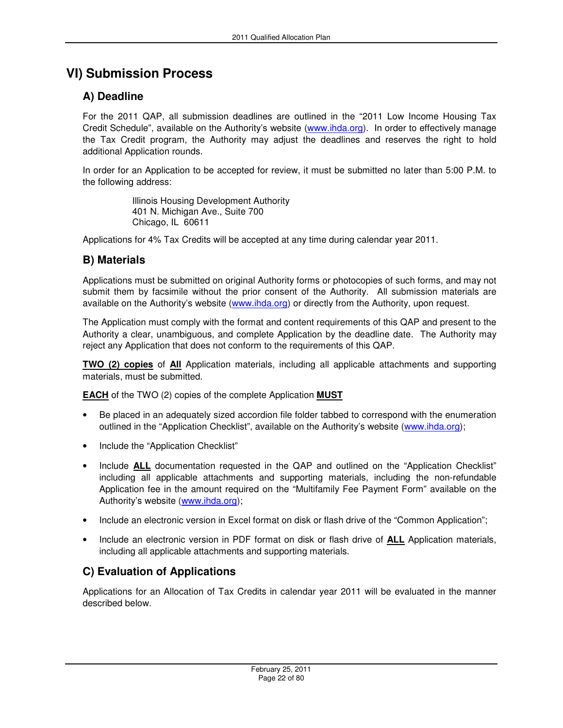# VI) Submission Process

## A) Deadline

For the 2011 QAP, all submission deadlines are outlined in the "2011 Low Income Housing Tax Credit Schedule", available on the Authority's website (www.ihda.org). In order to effectively manage the Tax Credit program, the Authority may adjust the deadlines and reserves the right to hold additional Application rounds.

In order for an Application to be accepted for review, it must be submitted no later than 5:00 P.M. to the following address:

> Illinois Housing Development Authority
> 401 N. Michigan Ave., Suite 700
> Chicago, IL 60611

Applications for 4% Tax Credits will be accepted at any time during calendar year 2011.

## B) Materials

Applications must be submitted on original Authority forms or photocopies of such forms, and may not submit them by facsimile without the prior consent of the Authority. All submission materials are available on the Authority's website (www.ihda.org) or directly from the Authority, upon request.

The Application must comply with the format and content requirements of this QAP and present to the Authority a clear, unambiguous, and complete Application by the deadline date. The Authority may reject any Application that does not conform to the requirements of this QAP.

**TWO (2) copies** of **All** Application materials, including all applicable attachments and supporting materials, must be submitted.

**EACH** of the TWO (2) copies of the complete Application **MUST**

- Be placed in an adequately sized accordion file folder tabbed to correspond with the enumeration outlined in the "Application Checklist", available on the Authority's website (www.ihda.org);
- Include the "Application Checklist"
- Include **ALL** documentation requested in the QAP and outlined on the "Application Checklist" including all applicable attachments and supporting materials, including the non-refundable Application fee in the amount required on the "Multifamily Fee Payment Form" available on the Authority's website (www.ihda.org);
- Include an electronic version in Excel format on disk or flash drive of the "Common Application";
- Include an electronic version in PDF format on disk or flash drive of **ALL** Application materials, including all applicable attachments and supporting materials.

## C) Evaluation of Applications

Applications for an Allocation of Tax Credits in calendar year 2011 will be evaluated in the manner described below.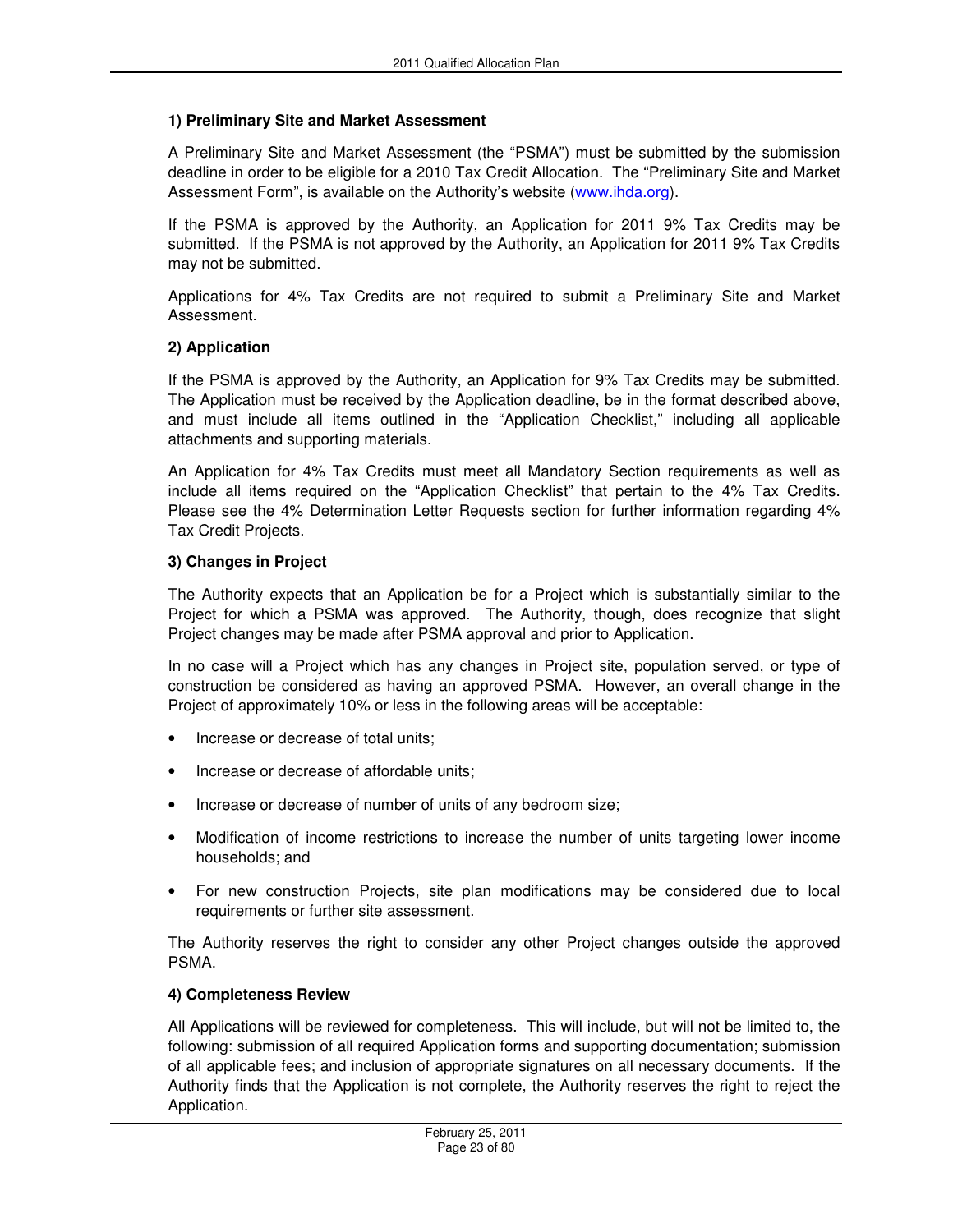**1) Preliminary Site and Market Assessment**

A Preliminary Site and Market Assessment (the "PSMA") must be submitted by the submission deadline in order to be eligible for a 2010 Tax Credit Allocation. The "Preliminary Site and Market Assessment Form", is available on the Authority's website (www.ihda.org).

If the PSMA is approved by the Authority, an Application for 2011 9% Tax Credits may be submitted. If the PSMA is not approved by the Authority, an Application for 2011 9% Tax Credits may not be submitted.

Applications for 4% Tax Credits are not required to submit a Preliminary Site and Market Assessment.

**2) Application**

If the PSMA is approved by the Authority, an Application for 9% Tax Credits may be submitted. The Application must be received by the Application deadline, be in the format described above, and must include all items outlined in the "Application Checklist," including all applicable attachments and supporting materials.

An Application for 4% Tax Credits must meet all Mandatory Section requirements as well as include all items required on the "Application Checklist" that pertain to the 4% Tax Credits. Please see the 4% Determination Letter Requests section for further information regarding 4% Tax Credit Projects.

**3) Changes in Project**

The Authority expects that an Application be for a Project which is substantially similar to the Project for which a PSMA was approved. The Authority, though, does recognize that slight Project changes may be made after PSMA approval and prior to Application.

In no case will a Project which has any changes in Project site, population served, or type of construction be considered as having an approved PSMA. However, an overall change in the Project of approximately 10% or less in the following areas will be acceptable:

- Increase or decrease of total units;
- Increase or decrease of affordable units;
- Increase or decrease of number of units of any bedroom size;
- Modification of income restrictions to increase the number of units targeting lower income households; and
- For new construction Projects, site plan modifications may be considered due to local requirements or further site assessment.

The Authority reserves the right to consider any other Project changes outside the approved PSMA.

**4) Completeness Review**

All Applications will be reviewed for completeness. This will include, but will not be limited to, the following: submission of all required Application forms and supporting documentation; submission of all applicable fees; and inclusion of appropriate signatures on all necessary documents. If the Authority finds that the Application is not complete, the Authority reserves the right to reject the Application.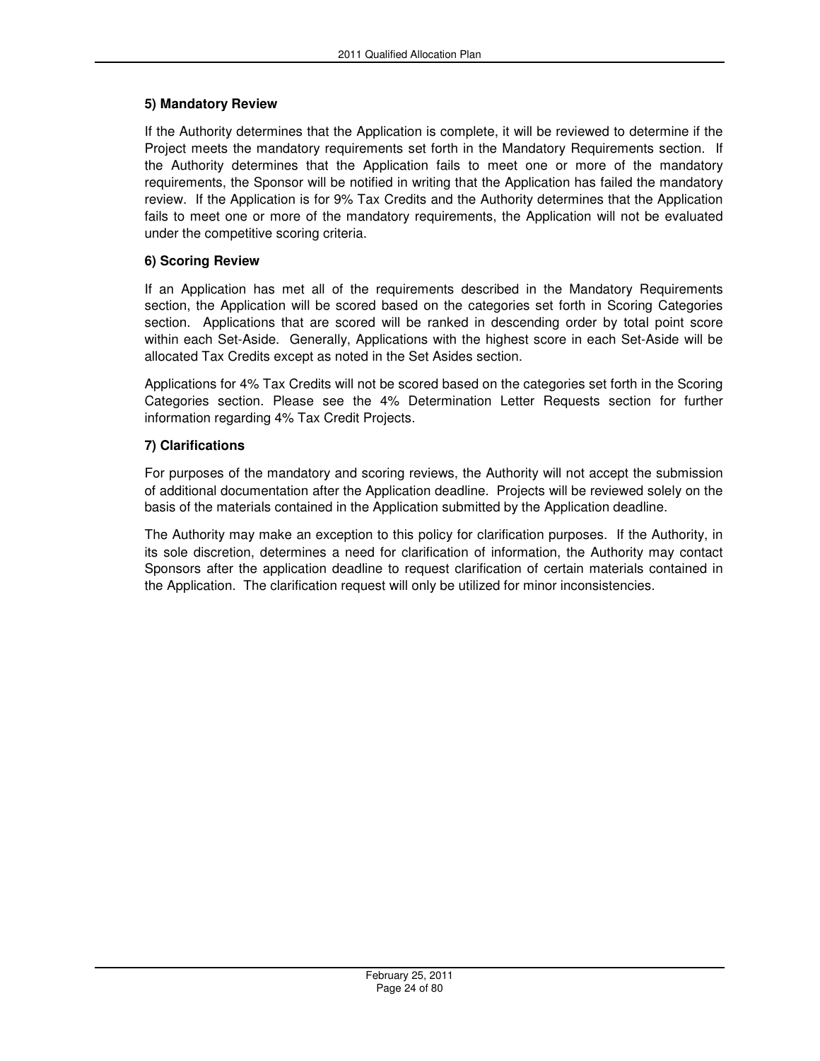### 5) Mandatory Review

If the Authority determines that the Application is complete, it will be reviewed to determine if the Project meets the mandatory requirements set forth in the Mandatory Requirements section. If the Authority determines that the Application fails to meet one or more of the mandatory requirements, the Sponsor will be notified in writing that the Application has failed the mandatory review. If the Application is for 9% Tax Credits and the Authority determines that the Application fails to meet one or more of the mandatory requirements, the Application will not be evaluated under the competitive scoring criteria.

### 6) Scoring Review

If an Application has met all of the requirements described in the Mandatory Requirements section, the Application will be scored based on the categories set forth in Scoring Categories section. Applications that are scored will be ranked in descending order by total point score within each Set-Aside. Generally, Applications with the highest score in each Set-Aside will be allocated Tax Credits except as noted in the Set Asides section.

Applications for 4% Tax Credits will not be scored based on the categories set forth in the Scoring Categories section. Please see the 4% Determination Letter Requests section for further information regarding 4% Tax Credit Projects.

### 7) Clarifications

For purposes of the mandatory and scoring reviews, the Authority will not accept the submission of additional documentation after the Application deadline. Projects will be reviewed solely on the basis of the materials contained in the Application submitted by the Application deadline.

The Authority may make an exception to this policy for clarification purposes. If the Authority, in its sole discretion, determines a need for clarification of information, the Authority may contact Sponsors after the application deadline to request clarification of certain materials contained in the Application. The clarification request will only be utilized for minor inconsistencies.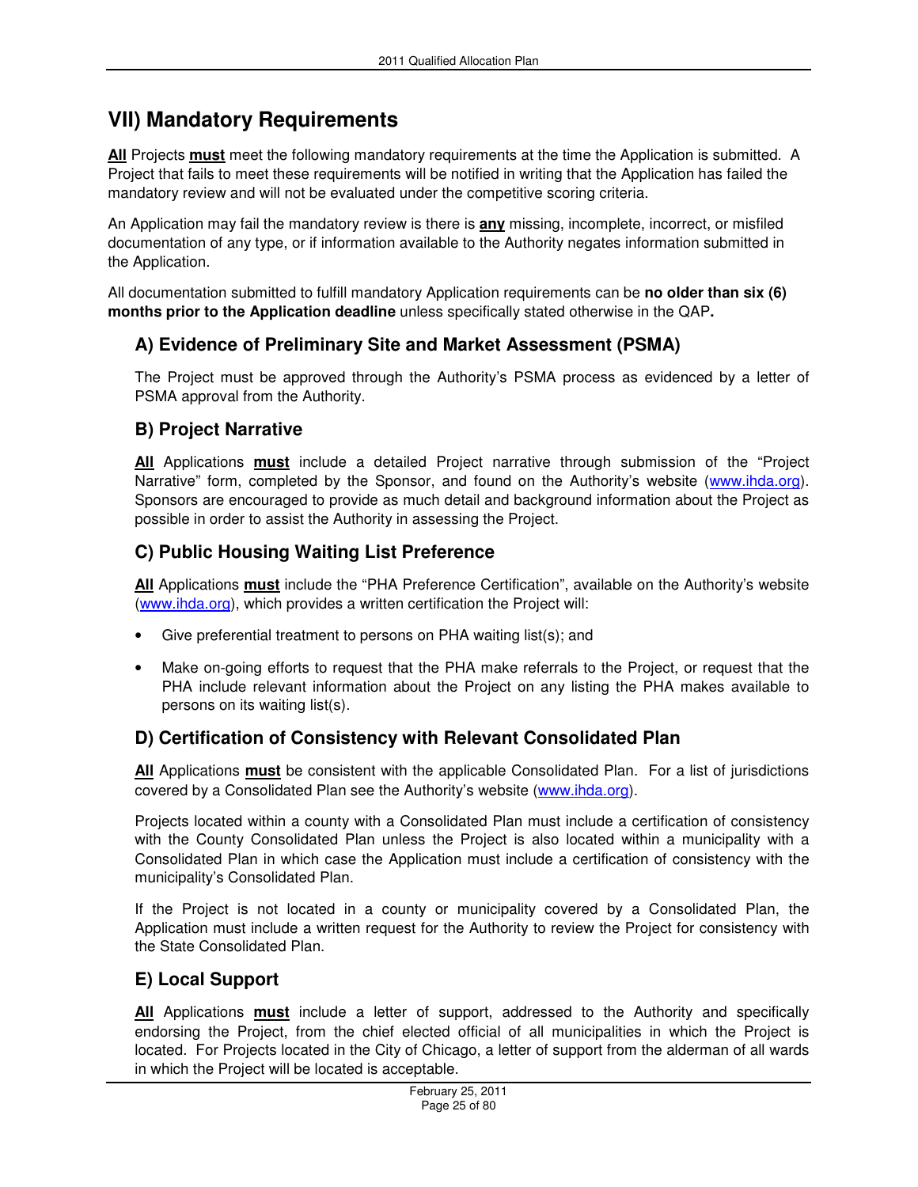# VII) Mandatory Requirements

**<u>All</u>** Projects **<u>must</u>** meet the following mandatory requirements at the time the Application is submitted. A Project that fails to meet these requirements will be notified in writing that the Application has failed the mandatory review and will not be evaluated under the competitive scoring criteria.

An Application may fail the mandatory review is there is **<u>any</u>** missing, incomplete, incorrect, or misfiled documentation of any type, or if information available to the Authority negates information submitted in the Application.

All documentation submitted to fulfill mandatory Application requirements can be **no older than six (6) months prior to the Application deadline** unless specifically stated otherwise in the QAP**.**

## A) Evidence of Preliminary Site and Market Assessment (PSMA)

The Project must be approved through the Authority's PSMA process as evidenced by a letter of PSMA approval from the Authority.

## B) Project Narrative

**<u>All</u>** Applications **<u>must</u>** include a detailed Project narrative through submission of the "Project Narrative" form, completed by the Sponsor, and found on the Authority's website (www.ihda.org). Sponsors are encouraged to provide as much detail and background information about the Project as possible in order to assist the Authority in assessing the Project.

## C) Public Housing Waiting List Preference

**<u>All</u>** Applications **<u>must</u>** include the "PHA Preference Certification", available on the Authority's website (www.ihda.org), which provides a written certification the Project will:

- Give preferential treatment to persons on PHA waiting list(s); and
- Make on-going efforts to request that the PHA make referrals to the Project, or request that the PHA include relevant information about the Project on any listing the PHA makes available to persons on its waiting list(s).

## D) Certification of Consistency with Relevant Consolidated Plan

**<u>All</u>** Applications **<u>must</u>** be consistent with the applicable Consolidated Plan. For a list of jurisdictions covered by a Consolidated Plan see the Authority's website (www.ihda.org).

Projects located within a county with a Consolidated Plan must include a certification of consistency with the County Consolidated Plan unless the Project is also located within a municipality with a Consolidated Plan in which case the Application must include a certification of consistency with the municipality's Consolidated Plan.

If the Project is not located in a county or municipality covered by a Consolidated Plan, the Application must include a written request for the Authority to review the Project for consistency with the State Consolidated Plan.

## E) Local Support

**<u>All</u>** Applications **<u>must</u>** include a letter of support, addressed to the Authority and specifically endorsing the Project, from the chief elected official of all municipalities in which the Project is located. For Projects located in the City of Chicago, a letter of support from the alderman of all wards in which the Project will be located is acceptable.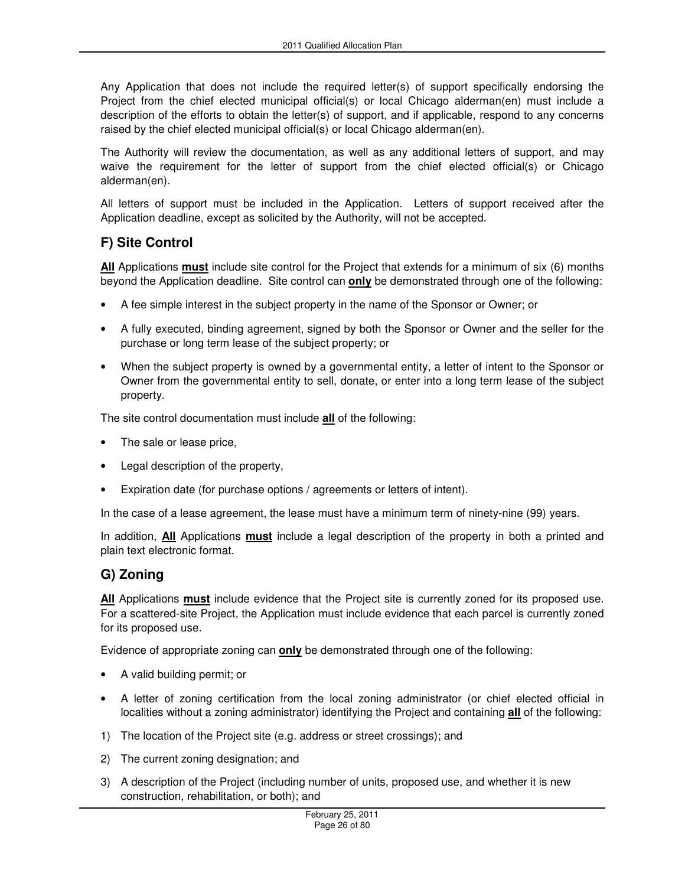Any Application that does not include the required letter(s) of support specifically endorsing the Project from the chief elected municipal official(s) or local Chicago alderman(en) must include a description of the efforts to obtain the letter(s) of support, and if applicable, respond to any concerns raised by the chief elected municipal official(s) or local Chicago alderman(en).

The Authority will review the documentation, as well as any additional letters of support, and may waive the requirement for the letter of support from the chief elected official(s) or Chicago alderman(en).

All letters of support must be included in the Application. Letters of support received after the Application deadline, except as solicited by the Authority, will not be accepted.

## F) Site Control

**All** Applications **must** include site control for the Project that extends for a minimum of six (6) months beyond the Application deadline. Site control can **only** be demonstrated through one of the following:

- A fee simple interest in the subject property in the name of the Sponsor or Owner; or
- A fully executed, binding agreement, signed by both the Sponsor or Owner and the seller for the purchase or long term lease of the subject property; or
- When the subject property is owned by a governmental entity, a letter of intent to the Sponsor or Owner from the governmental entity to sell, donate, or enter into a long term lease of the subject property.

The site control documentation must include **all** of the following:

- The sale or lease price,
- Legal description of the property,
- Expiration date (for purchase options / agreements or letters of intent).

In the case of a lease agreement, the lease must have a minimum term of ninety-nine (99) years.

In addition, **All** Applications **must** include a legal description of the property in both a printed and plain text electronic format.

## G) Zoning

**All** Applications **must** include evidence that the Project site is currently zoned for its proposed use. For a scattered-site Project, the Application must include evidence that each parcel is currently zoned for its proposed use.

Evidence of appropriate zoning can **only** be demonstrated through one of the following:

- A valid building permit; or
- A letter of zoning certification from the local zoning administrator (or chief elected official in localities without a zoning administrator) identifying the Project and containing **all** of the following:

1) The location of the Project site (e.g. address or street crossings); and
2) The current zoning designation; and
3) A description of the Project (including number of units, proposed use, and whether it is new construction, rehabilitation, or both); and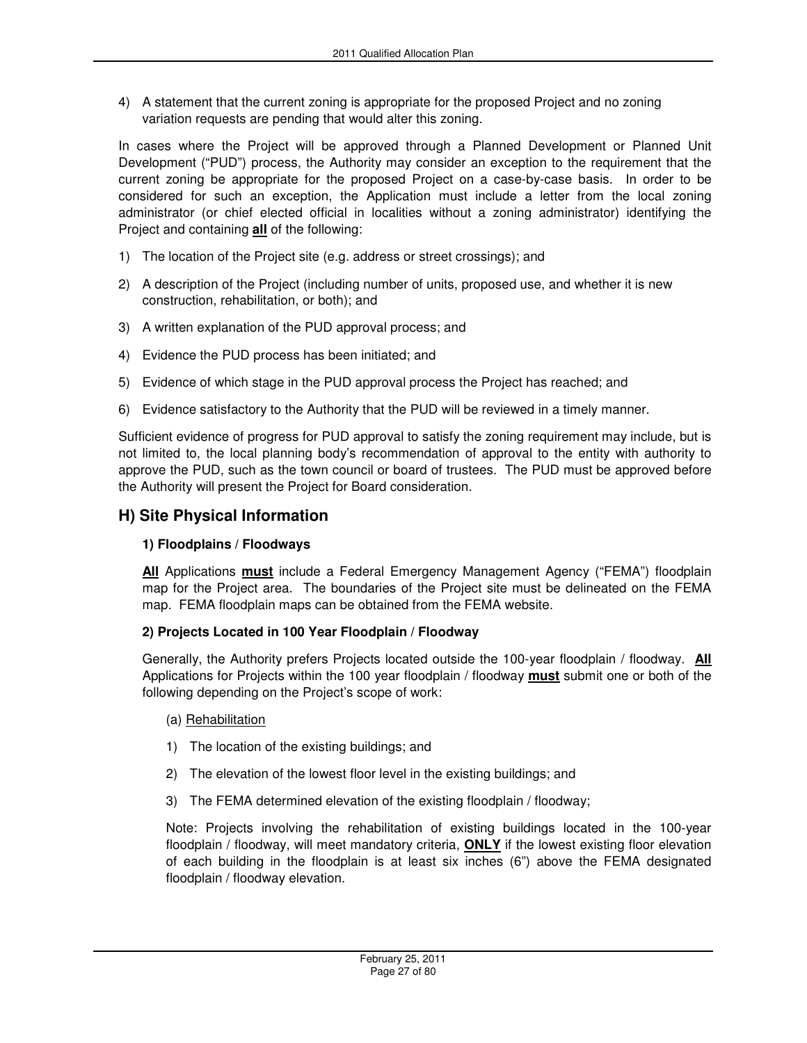4) A statement that the current zoning is appropriate for the proposed Project and no zoning variation requests are pending that would alter this zoning.

In cases where the Project will be approved through a Planned Development or Planned Unit Development ("PUD") process, the Authority may consider an exception to the requirement that the current zoning be appropriate for the proposed Project on a case-by-case basis. In order to be considered for such an exception, the Application must include a letter from the local zoning administrator (or chief elected official in localities without a zoning administrator) identifying the Project and containing **all** of the following:

1) The location of the Project site (e.g. address or street crossings); and
2) A description of the Project (including number of units, proposed use, and whether it is new construction, rehabilitation, or both); and
3) A written explanation of the PUD approval process; and
4) Evidence the PUD process has been initiated; and
5) Evidence of which stage in the PUD approval process the Project has reached; and
6) Evidence satisfactory to the Authority that the PUD will be reviewed in a timely manner.

Sufficient evidence of progress for PUD approval to satisfy the zoning requirement may include, but is not limited to, the local planning body's recommendation of approval to the entity with authority to approve the PUD, such as the town council or board of trustees. The PUD must be approved before the Authority will present the Project for Board consideration.

## H) Site Physical Information

### 1) Floodplains / Floodways

**All** Applications **must** include a Federal Emergency Management Agency ("FEMA") floodplain map for the Project area. The boundaries of the Project site must be delineated on the FEMA map. FEMA floodplain maps can be obtained from the FEMA website.

### 2) Projects Located in 100 Year Floodplain / Floodway

Generally, the Authority prefers Projects located outside the 100-year floodplain / floodway. **All** Applications for Projects within the 100 year floodplain / floodway **must** submit one or both of the following depending on the Project's scope of work:

(a) Rehabilitation

1) The location of the existing buildings; and
2) The elevation of the lowest floor level in the existing buildings; and
3) The FEMA determined elevation of the existing floodplain / floodway;

Note: Projects involving the rehabilitation of existing buildings located in the 100-year floodplain / floodway, will meet mandatory criteria, **ONLY** if the lowest existing floor elevation of each building in the floodplain is at least six inches (6") above the FEMA designated floodplain / floodway elevation.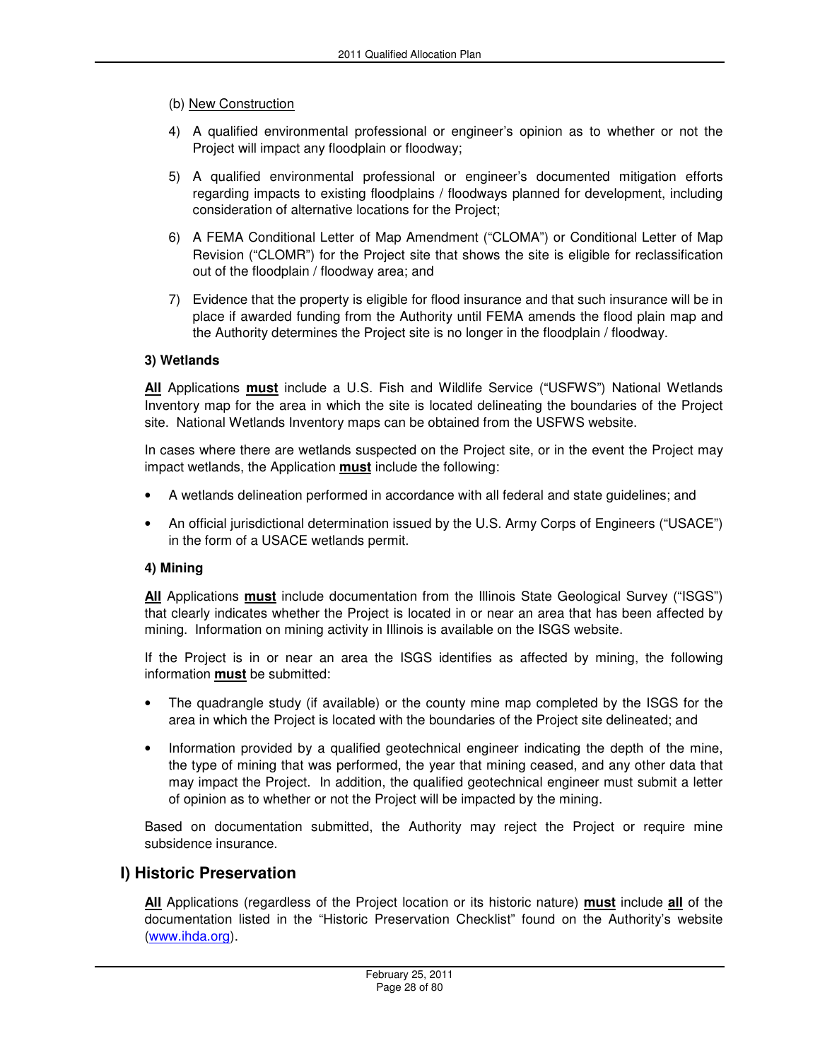(b) New Construction

4) A qualified environmental professional or engineer's opinion as to whether or not the Project will impact any floodplain or floodway;

5) A qualified environmental professional or engineer's documented mitigation efforts regarding impacts to existing floodplains / floodways planned for development, including consideration of alternative locations for the Project;

6) A FEMA Conditional Letter of Map Amendment ("CLOMA") or Conditional Letter of Map Revision ("CLOMR") for the Project site that shows the site is eligible for reclassification out of the floodplain / floodway area; and

7) Evidence that the property is eligible for flood insurance and that such insurance will be in place if awarded funding from the Authority until FEMA amends the flood plain map and the Authority determines the Project site is no longer in the floodplain / floodway.

**3) Wetlands**

**All** Applications **must** include a U.S. Fish and Wildlife Service ("USFWS") National Wetlands Inventory map for the area in which the site is located delineating the boundaries of the Project site. National Wetlands Inventory maps can be obtained from the USFWS website.

In cases where there are wetlands suspected on the Project site, or in the event the Project may impact wetlands, the Application **must** include the following:

- A wetlands delineation performed in accordance with all federal and state guidelines; and
- An official jurisdictional determination issued by the U.S. Army Corps of Engineers ("USACE") in the form of a USACE wetlands permit.

**4) Mining**

**All** Applications **must** include documentation from the Illinois State Geological Survey ("ISGS") that clearly indicates whether the Project is located in or near an area that has been affected by mining. Information on mining activity in Illinois is available on the ISGS website.

If the Project is in or near an area the ISGS identifies as affected by mining, the following information **must** be submitted:

- The quadrangle study (if available) or the county mine map completed by the ISGS for the area in which the Project is located with the boundaries of the Project site delineated; and
- Information provided by a qualified geotechnical engineer indicating the depth of the mine, the type of mining that was performed, the year that mining ceased, and any other data that may impact the Project. In addition, the qualified geotechnical engineer must submit a letter of opinion as to whether or not the Project will be impacted by the mining.

Based on documentation submitted, the Authority may reject the Project or require mine subsidence insurance.

## I) Historic Preservation

**All** Applications (regardless of the Project location or its historic nature) **must** include **all** of the documentation listed in the "Historic Preservation Checklist" found on the Authority's website (www.ihda.org).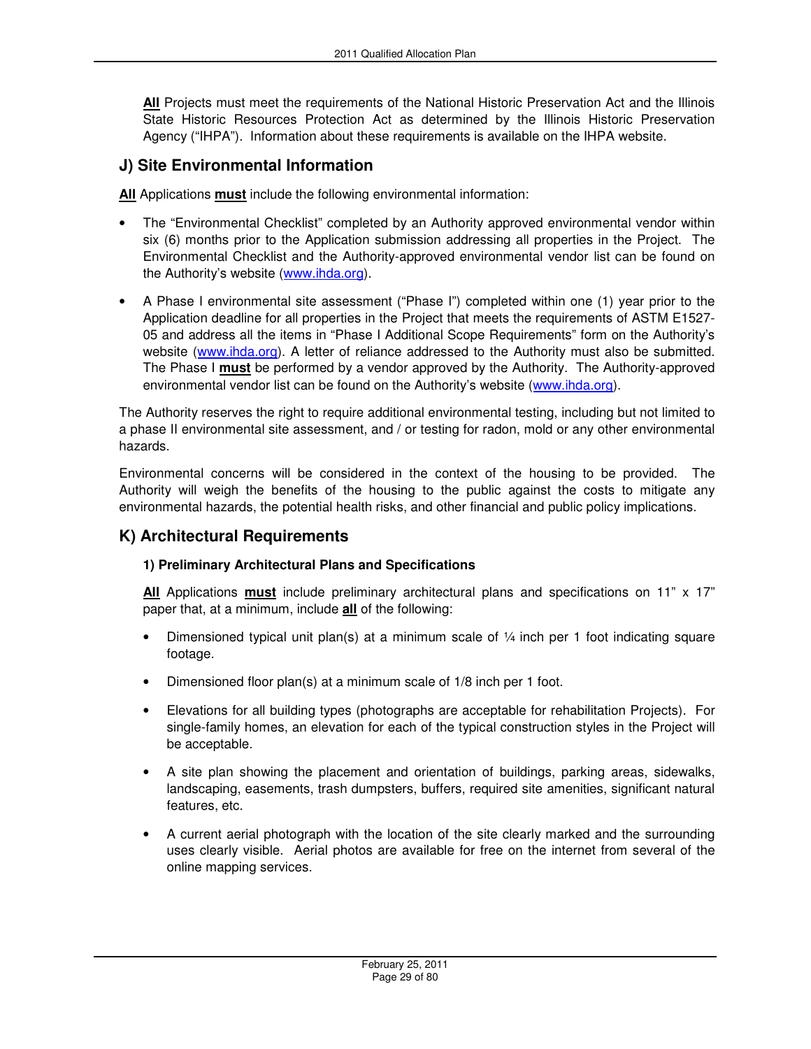**<u>All</u>** Projects must meet the requirements of the National Historic Preservation Act and the Illinois State Historic Resources Protection Act as determined by the Illinois Historic Preservation Agency ("IHPA"). Information about these requirements is available on the IHPA website.

## J) Site Environmental Information

**<u>All</u>** Applications **<u>must</u>** include the following environmental information:

- The "Environmental Checklist" completed by an Authority approved environmental vendor within six (6) months prior to the Application submission addressing all properties in the Project. The Environmental Checklist and the Authority-approved environmental vendor list can be found on the Authority's website (www.ihda.org).
- A Phase I environmental site assessment ("Phase I") completed within one (1) year prior to the Application deadline for all properties in the Project that meets the requirements of ASTM E1527-05 and address all the items in "Phase I Additional Scope Requirements" form on the Authority's website (www.ihda.org). A letter of reliance addressed to the Authority must also be submitted. The Phase I **<u>must</u>** be performed by a vendor approved by the Authority. The Authority-approved environmental vendor list can be found on the Authority's website (www.ihda.org).

The Authority reserves the right to require additional environmental testing, including but not limited to a phase II environmental site assessment, and / or testing for radon, mold or any other environmental hazards.

Environmental concerns will be considered in the context of the housing to be provided. The Authority will weigh the benefits of the housing to the public against the costs to mitigate any environmental hazards, the potential health risks, and other financial and public policy implications.

## K) Architectural Requirements

### 1) Preliminary Architectural Plans and Specifications

**<u>All</u>** Applications **<u>must</u>** include preliminary architectural plans and specifications on 11" x 17" paper that, at a minimum, include **<u>all</u>** of the following:

- Dimensioned typical unit plan(s) at a minimum scale of ¼ inch per 1 foot indicating square footage.
- Dimensioned floor plan(s) at a minimum scale of 1/8 inch per 1 foot.
- Elevations for all building types (photographs are acceptable for rehabilitation Projects). For single-family homes, an elevation for each of the typical construction styles in the Project will be acceptable.
- A site plan showing the placement and orientation of buildings, parking areas, sidewalks, landscaping, easements, trash dumpsters, buffers, required site amenities, significant natural features, etc.
- A current aerial photograph with the location of the site clearly marked and the surrounding uses clearly visible. Aerial photos are available for free on the internet from several of the online mapping services.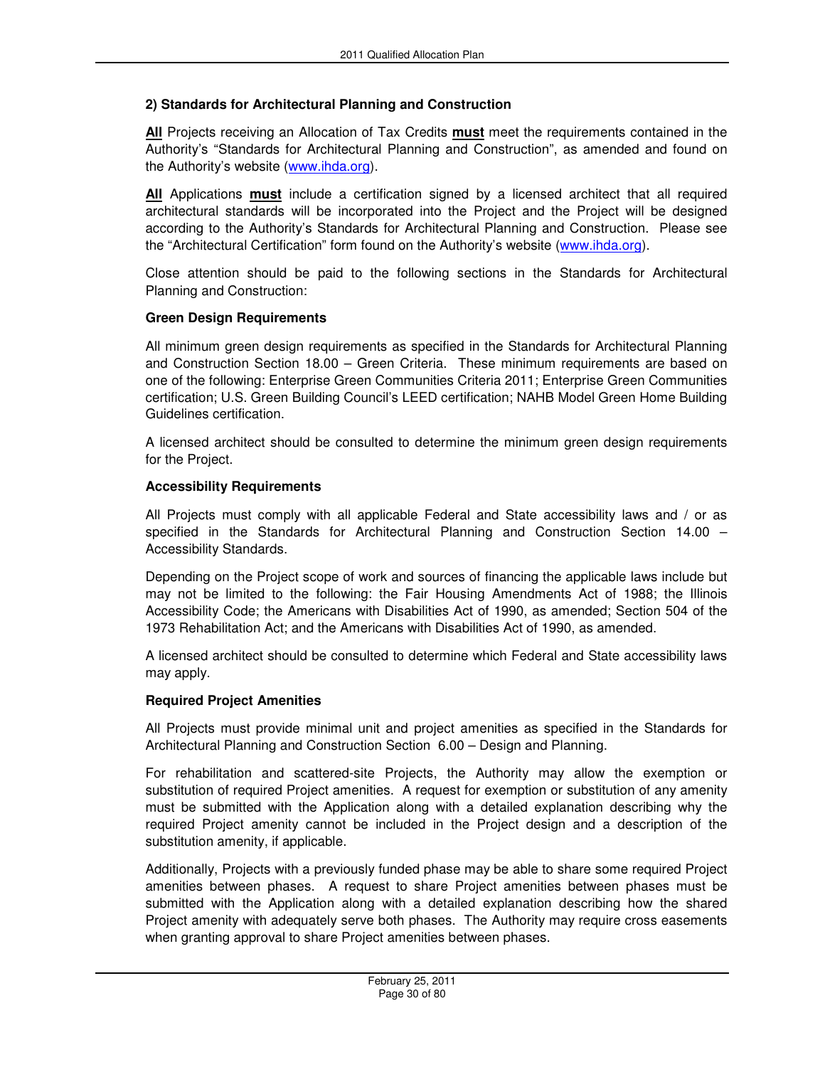### 2) Standards for Architectural Planning and Construction

**All** Projects receiving an Allocation of Tax Credits **must** meet the requirements contained in the Authority's "Standards for Architectural Planning and Construction", as amended and found on the Authority's website (www.ihda.org).

**All** Applications **must** include a certification signed by a licensed architect that all required architectural standards will be incorporated into the Project and the Project will be designed according to the Authority's Standards for Architectural Planning and Construction. Please see the "Architectural Certification" form found on the Authority's website (www.ihda.org).

Close attention should be paid to the following sections in the Standards for Architectural Planning and Construction:

**Green Design Requirements**

All minimum green design requirements as specified in the Standards for Architectural Planning and Construction Section 18.00 – Green Criteria. These minimum requirements are based on one of the following: Enterprise Green Communities Criteria 2011; Enterprise Green Communities certification; U.S. Green Building Council's LEED certification; NAHB Model Green Home Building Guidelines certification.

A licensed architect should be consulted to determine the minimum green design requirements for the Project.

**Accessibility Requirements**

All Projects must comply with all applicable Federal and State accessibility laws and / or as specified in the Standards for Architectural Planning and Construction Section 14.00 – Accessibility Standards.

Depending on the Project scope of work and sources of financing the applicable laws include but may not be limited to the following: the Fair Housing Amendments Act of 1988; the Illinois Accessibility Code; the Americans with Disabilities Act of 1990, as amended; Section 504 of the 1973 Rehabilitation Act; and the Americans with Disabilities Act of 1990, as amended.

A licensed architect should be consulted to determine which Federal and State accessibility laws may apply.

**Required Project Amenities**

All Projects must provide minimal unit and project amenities as specified in the Standards for Architectural Planning and Construction Section 6.00 – Design and Planning.

For rehabilitation and scattered-site Projects, the Authority may allow the exemption or substitution of required Project amenities. A request for exemption or substitution of any amenity must be submitted with the Application along with a detailed explanation describing why the required Project amenity cannot be included in the Project design and a description of the substitution amenity, if applicable.

Additionally, Projects with a previously funded phase may be able to share some required Project amenities between phases. A request to share Project amenities between phases must be submitted with the Application along with a detailed explanation describing how the shared Project amenity with adequately serve both phases. The Authority may require cross easements when granting approval to share Project amenities between phases.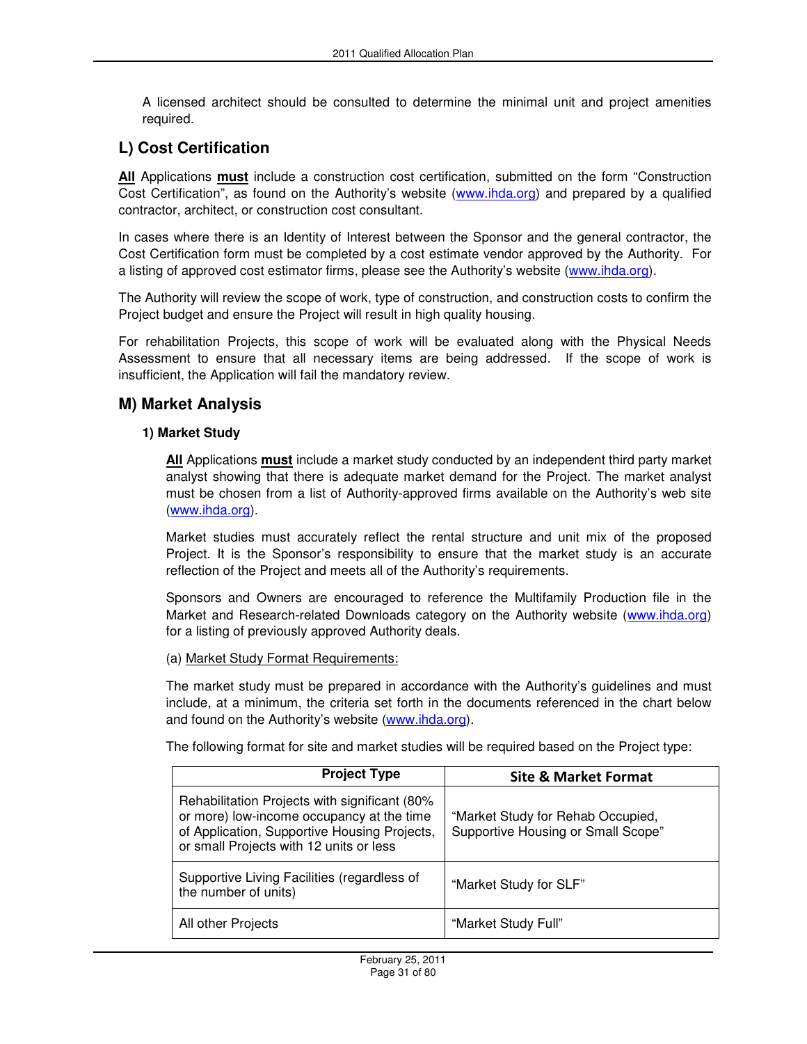A licensed architect should be consulted to determine the minimal unit and project amenities required.

## L) Cost Certification

**All** Applications **must** include a construction cost certification, submitted on the form "Construction Cost Certification", as found on the Authority's website (www.ihda.org) and prepared by a qualified contractor, architect, or construction cost consultant.

In cases where there is an Identity of Interest between the Sponsor and the general contractor, the Cost Certification form must be completed by a cost estimate vendor approved by the Authority. For a listing of approved cost estimator firms, please see the Authority's website (www.ihda.org).

The Authority will review the scope of work, type of construction, and construction costs to confirm the Project budget and ensure the Project will result in high quality housing.

For rehabilitation Projects, this scope of work will be evaluated along with the Physical Needs Assessment to ensure that all necessary items are being addressed. If the scope of work is insufficient, the Application will fail the mandatory review.

## M) Market Analysis

### 1) Market Study

**All** Applications **must** include a market study conducted by an independent third party market analyst showing that there is adequate market demand for the Project. The market analyst must be chosen from a list of Authority-approved firms available on the Authority's web site (www.ihda.org).

Market studies must accurately reflect the rental structure and unit mix of the proposed Project. It is the Sponsor's responsibility to ensure that the market study is an accurate reflection of the Project and meets all of the Authority's requirements.

Sponsors and Owners are encouraged to reference the Multifamily Production file in the Market and Research-related Downloads category on the Authority website (www.ihda.org) for a listing of previously approved Authority deals.

(a) Market Study Format Requirements:

The market study must be prepared in accordance with the Authority's guidelines and must include, at a minimum, the criteria set forth in the documents referenced in the chart below and found on the Authority's website (www.ihda.org).

The following format for site and market studies will be required based on the Project type:

| Project Type | Site & Market Format |
|---|---|
| Rehabilitation Projects with significant (80% or more) low-income occupancy at the time of Application, Supportive Housing Projects, or small Projects with 12 units or less | "Market Study for Rehab Occupied, Supportive Housing or Small Scope" |
| Supportive Living Facilities (regardless of the number of units) | "Market Study for SLF" |
| All other Projects | "Market Study Full" |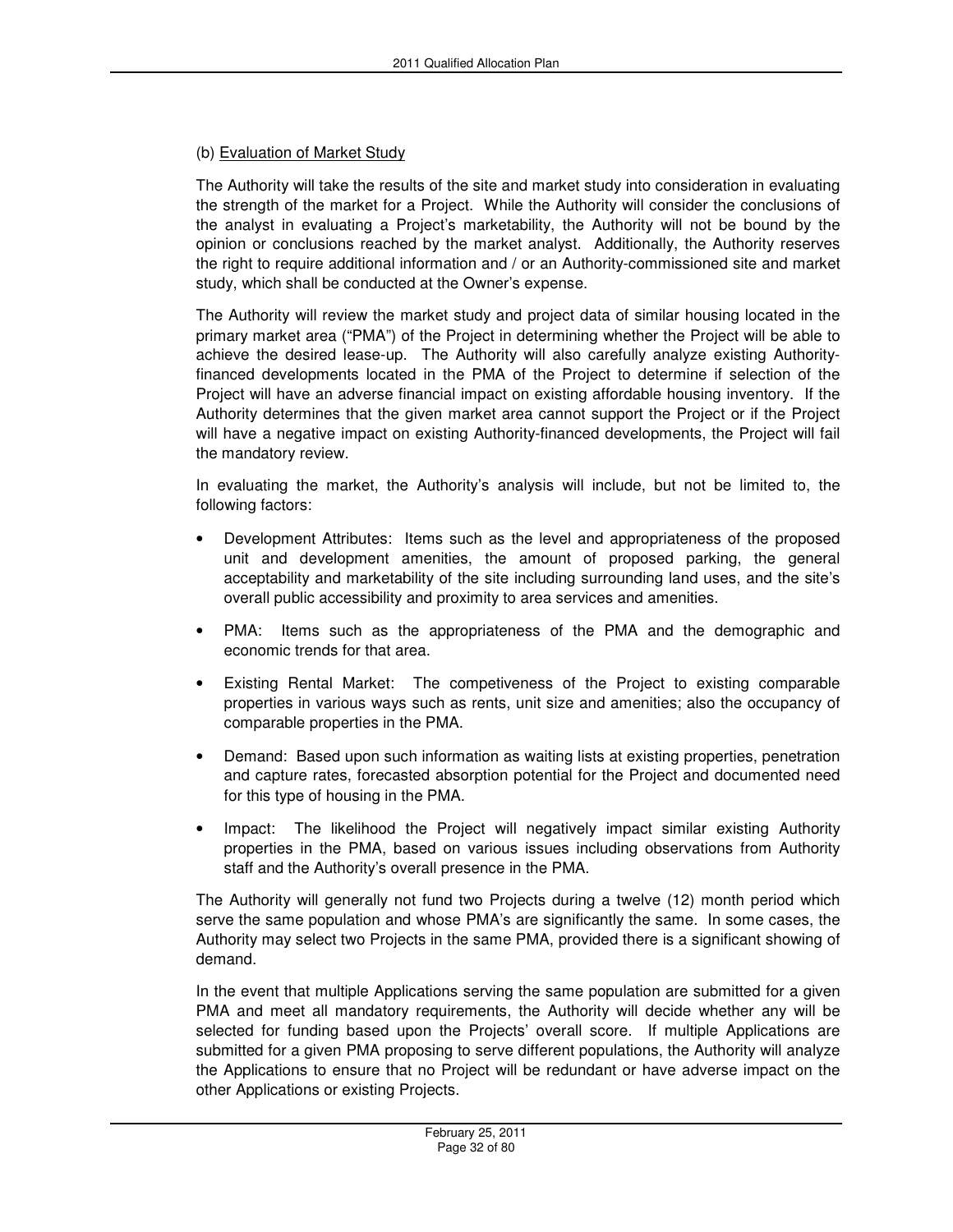(b) Evaluation of Market Study

The Authority will take the results of the site and market study into consideration in evaluating the strength of the market for a Project. While the Authority will consider the conclusions of the analyst in evaluating a Project's marketability, the Authority will not be bound by the opinion or conclusions reached by the market analyst. Additionally, the Authority reserves the right to require additional information and / or an Authority-commissioned site and market study, which shall be conducted at the Owner's expense.

The Authority will review the market study and project data of similar housing located in the primary market area ("PMA") of the Project in determining whether the Project will be able to achieve the desired lease-up. The Authority will also carefully analyze existing Authority-financed developments located in the PMA of the Project to determine if selection of the Project will have an adverse financial impact on existing affordable housing inventory. If the Authority determines that the given market area cannot support the Project or if the Project will have a negative impact on existing Authority-financed developments, the Project will fail the mandatory review.

In evaluating the market, the Authority's analysis will include, but not be limited to, the following factors:

- Development Attributes: Items such as the level and appropriateness of the proposed unit and development amenities, the amount of proposed parking, the general acceptability and marketability of the site including surrounding land uses, and the site's overall public accessibility and proximity to area services and amenities.
- PMA: Items such as the appropriateness of the PMA and the demographic and economic trends for that area.
- Existing Rental Market: The competiveness of the Project to existing comparable properties in various ways such as rents, unit size and amenities; also the occupancy of comparable properties in the PMA.
- Demand: Based upon such information as waiting lists at existing properties, penetration and capture rates, forecasted absorption potential for the Project and documented need for this type of housing in the PMA.
- Impact: The likelihood the Project will negatively impact similar existing Authority properties in the PMA, based on various issues including observations from Authority staff and the Authority's overall presence in the PMA.

The Authority will generally not fund two Projects during a twelve (12) month period which serve the same population and whose PMA's are significantly the same. In some cases, the Authority may select two Projects in the same PMA, provided there is a significant showing of demand.

In the event that multiple Applications serving the same population are submitted for a given PMA and meet all mandatory requirements, the Authority will decide whether any will be selected for funding based upon the Projects' overall score. If multiple Applications are submitted for a given PMA proposing to serve different populations, the Authority will analyze the Applications to ensure that no Project will be redundant or have adverse impact on the other Applications or existing Projects.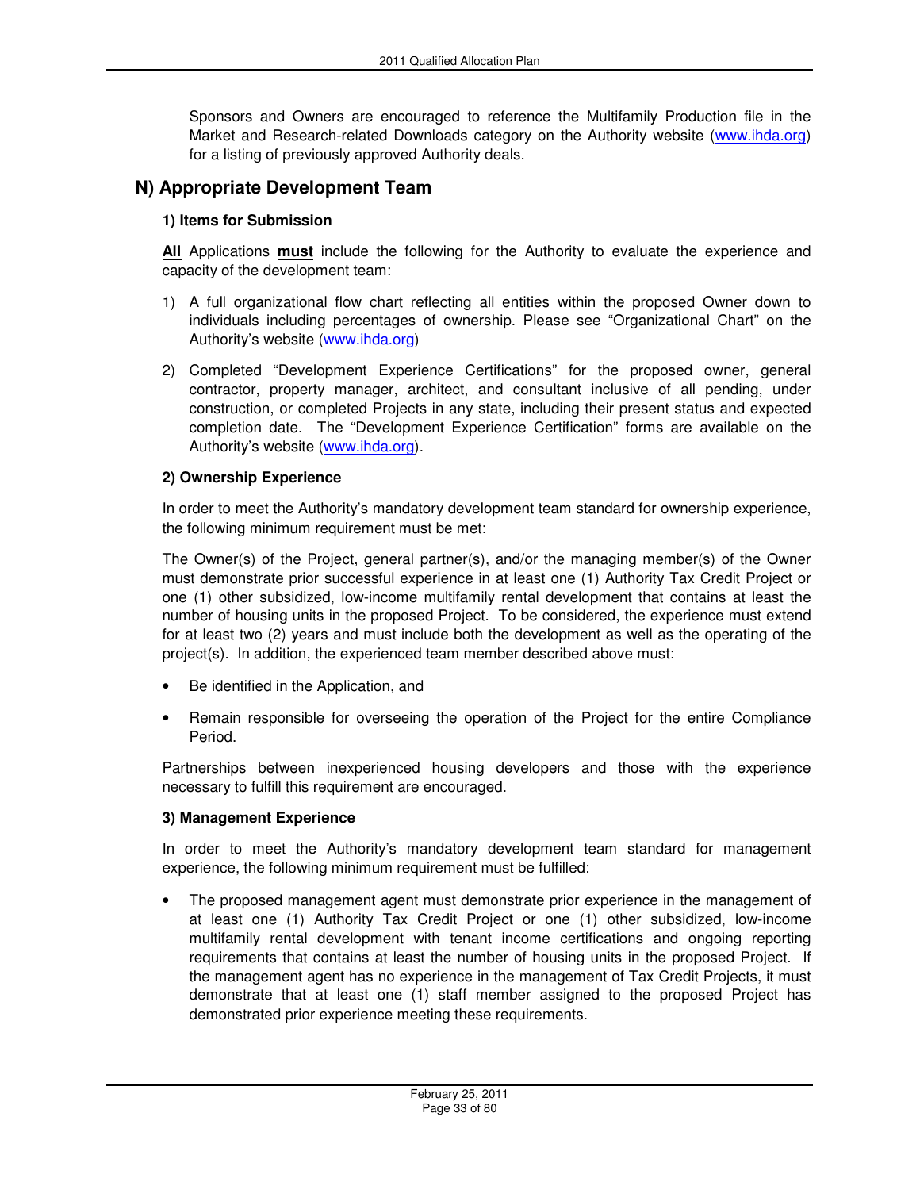Sponsors and Owners are encouraged to reference the Multifamily Production file in the Market and Research-related Downloads category on the Authority website (www.ihda.org) for a listing of previously approved Authority deals.

## N) Appropriate Development Team

### 1) Items for Submission

**All** Applications **must** include the following for the Authority to evaluate the experience and capacity of the development team:

1) A full organizational flow chart reflecting all entities within the proposed Owner down to individuals including percentages of ownership. Please see "Organizational Chart" on the Authority's website (www.ihda.org)

2) Completed "Development Experience Certifications" for the proposed owner, general contractor, property manager, architect, and consultant inclusive of all pending, under construction, or completed Projects in any state, including their present status and expected completion date. The "Development Experience Certification" forms are available on the Authority's website (www.ihda.org).

### 2) Ownership Experience

In order to meet the Authority's mandatory development team standard for ownership experience, the following minimum requirement must be met:

The Owner(s) of the Project, general partner(s), and/or the managing member(s) of the Owner must demonstrate prior successful experience in at least one (1) Authority Tax Credit Project or one (1) other subsidized, low-income multifamily rental development that contains at least the number of housing units in the proposed Project. To be considered, the experience must extend for at least two (2) years and must include both the development as well as the operating of the project(s). In addition, the experienced team member described above must:

- Be identified in the Application, and
- Remain responsible for overseeing the operation of the Project for the entire Compliance Period.

Partnerships between inexperienced housing developers and those with the experience necessary to fulfill this requirement are encouraged.

### 3) Management Experience

In order to meet the Authority's mandatory development team standard for management experience, the following minimum requirement must be fulfilled:

- The proposed management agent must demonstrate prior experience in the management of at least one (1) Authority Tax Credit Project or one (1) other subsidized, low-income multifamily rental development with tenant income certifications and ongoing reporting requirements that contains at least the number of housing units in the proposed Project. If the management agent has no experience in the management of Tax Credit Projects, it must demonstrate that at least one (1) staff member assigned to the proposed Project has demonstrated prior experience meeting these requirements.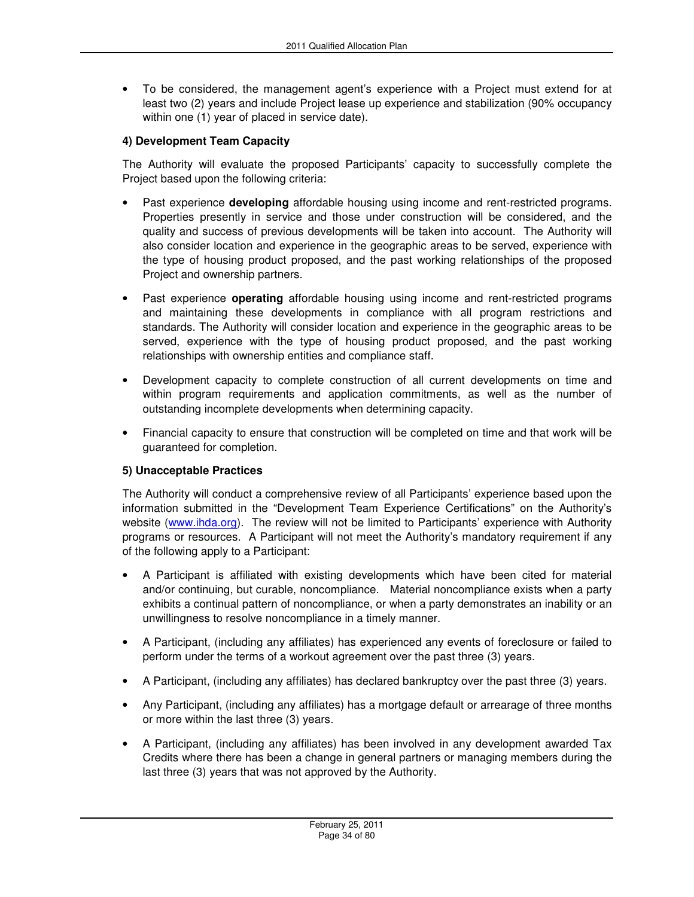- To be considered, the management agent's experience with a Project must extend for at least two (2) years and include Project lease up experience and stabilization (90% occupancy within one (1) year of placed in service date).

**4) Development Team Capacity**

The Authority will evaluate the proposed Participants' capacity to successfully complete the Project based upon the following criteria:

- Past experience **developing** affordable housing using income and rent-restricted programs. Properties presently in service and those under construction will be considered, and the quality and success of previous developments will be taken into account. The Authority will also consider location and experience in the geographic areas to be served, experience with the type of housing product proposed, and the past working relationships of the proposed Project and ownership partners.
- Past experience **operating** affordable housing using income and rent-restricted programs and maintaining these developments in compliance with all program restrictions and standards. The Authority will consider location and experience in the geographic areas to be served, experience with the type of housing product proposed, and the past working relationships with ownership entities and compliance staff.
- Development capacity to complete construction of all current developments on time and within program requirements and application commitments, as well as the number of outstanding incomplete developments when determining capacity.
- Financial capacity to ensure that construction will be completed on time and that work will be guaranteed for completion.

**5) Unacceptable Practices**

The Authority will conduct a comprehensive review of all Participants' experience based upon the information submitted in the "Development Team Experience Certifications" on the Authority's website (www.ihda.org). The review will not be limited to Participants' experience with Authority programs or resources. A Participant will not meet the Authority's mandatory requirement if any of the following apply to a Participant:

- A Participant is affiliated with existing developments which have been cited for material and/or continuing, but curable, noncompliance. Material noncompliance exists when a party exhibits a continual pattern of noncompliance, or when a party demonstrates an inability or an unwillingness to resolve noncompliance in a timely manner.
- A Participant, (including any affiliates) has experienced any events of foreclosure or failed to perform under the terms of a workout agreement over the past three (3) years.
- A Participant, (including any affiliates) has declared bankruptcy over the past three (3) years.
- Any Participant, (including any affiliates) has a mortgage default or arrearage of three months or more within the last three (3) years.
- A Participant, (including any affiliates) has been involved in any development awarded Tax Credits where there has been a change in general partners or managing members during the last three (3) years that was not approved by the Authority.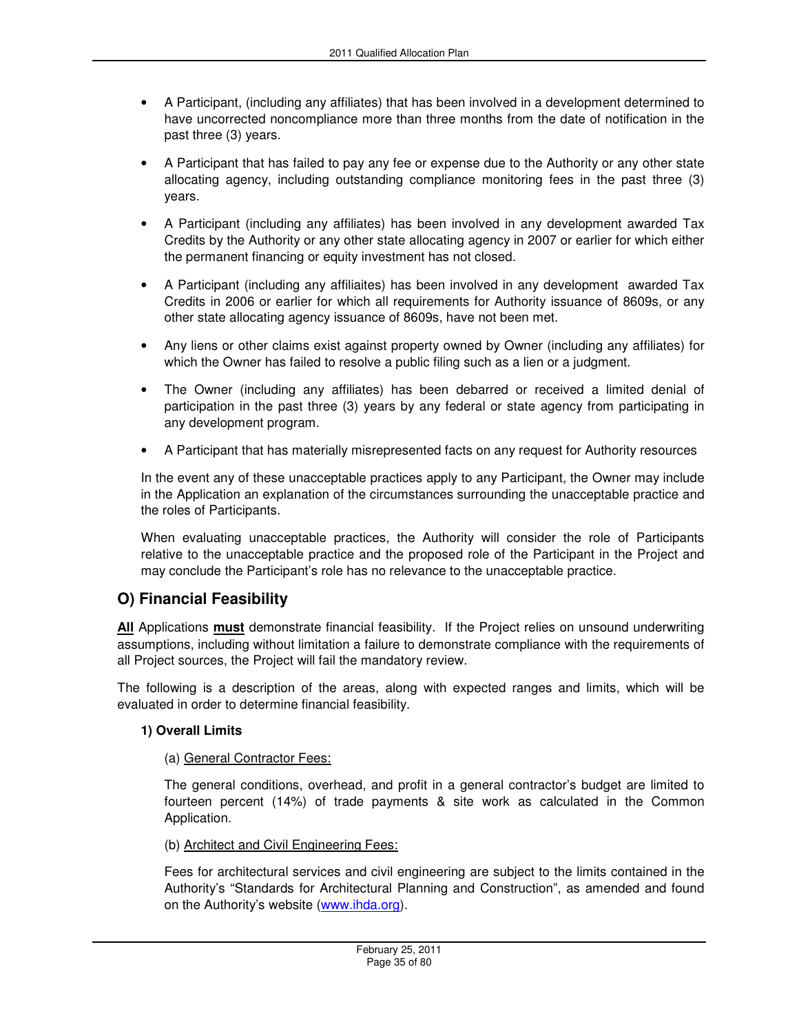- A Participant, (including any affiliates) that has been involved in a development determined to have uncorrected noncompliance more than three months from the date of notification in the past three (3) years.
- A Participant that has failed to pay any fee or expense due to the Authority or any other state allocating agency, including outstanding compliance monitoring fees in the past three (3) years.
- A Participant (including any affiliates) has been involved in any development awarded Tax Credits by the Authority or any other state allocating agency in 2007 or earlier for which either the permanent financing or equity investment has not closed.
- A Participant (including any affiliaites) has been involved in any development awarded Tax Credits in 2006 or earlier for which all requirements for Authority issuance of 8609s, or any other state allocating agency issuance of 8609s, have not been met.
- Any liens or other claims exist against property owned by Owner (including any affiliates) for which the Owner has failed to resolve a public filing such as a lien or a judgment.
- The Owner (including any affiliates) has been debarred or received a limited denial of participation in the past three (3) years by any federal or state agency from participating in any development program.
- A Participant that has materially misrepresented facts on any request for Authority resources

In the event any of these unacceptable practices apply to any Participant, the Owner may include in the Application an explanation of the circumstances surrounding the unacceptable practice and the roles of Participants.

When evaluating unacceptable practices, the Authority will consider the role of Participants relative to the unacceptable practice and the proposed role of the Participant in the Project and may conclude the Participant's role has no relevance to the unacceptable practice.

## O) Financial Feasibility

**All** Applications **must** demonstrate financial feasibility. If the Project relies on unsound underwriting assumptions, including without limitation a failure to demonstrate compliance with the requirements of all Project sources, the Project will fail the mandatory review.

The following is a description of the areas, along with expected ranges and limits, which will be evaluated in order to determine financial feasibility.

### 1) Overall Limits

(a) General Contractor Fees:

The general conditions, overhead, and profit in a general contractor's budget are limited to fourteen percent (14%) of trade payments & site work as calculated in the Common Application.

(b) Architect and Civil Engineering Fees:

Fees for architectural services and civil engineering are subject to the limits contained in the Authority's "Standards for Architectural Planning and Construction", as amended and found on the Authority's website (www.ihda.org).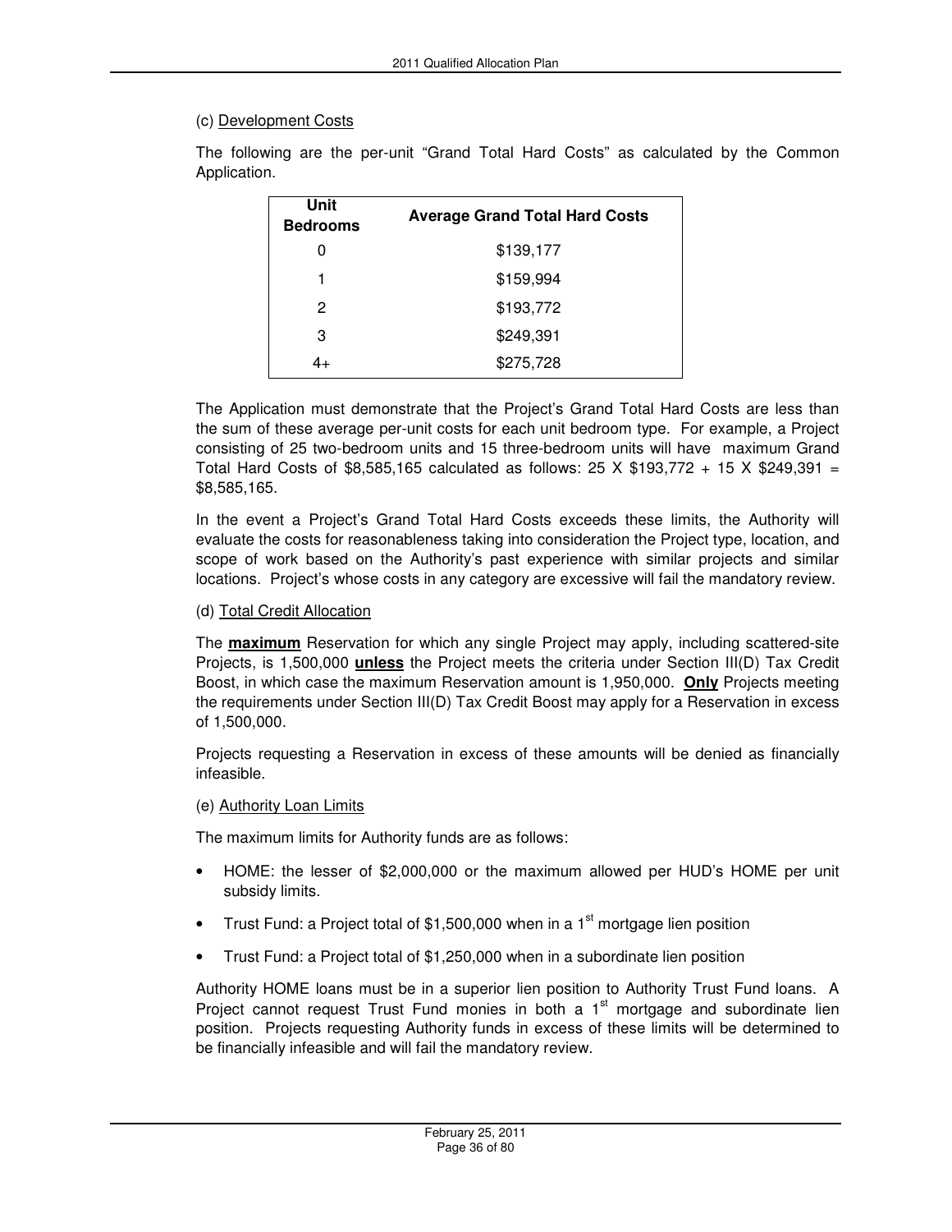(c) Development Costs

The following are the per-unit "Grand Total Hard Costs" as calculated by the Common Application.

| Unit Bedrooms | Average Grand Total Hard Costs |
|---|---|
| 0 | $139,177 |
| 1 | $159,994 |
| 2 | $193,772 |
| 3 | $249,391 |
| 4+ | $275,728 |

The Application must demonstrate that the Project's Grand Total Hard Costs are less than the sum of these average per-unit costs for each unit bedroom type. For example, a Project consisting of 25 two-bedroom units and 15 three-bedroom units will have maximum Grand Total Hard Costs of $8,585,165 calculated as follows: 25 X $193,772 + 15 X $249,391 = $8,585,165.

In the event a Project's Grand Total Hard Costs exceeds these limits, the Authority will evaluate the costs for reasonableness taking into consideration the Project type, location, and scope of work based on the Authority's past experience with similar projects and similar locations. Project's whose costs in any category are excessive will fail the mandatory review.

(d) Total Credit Allocation

The **maximum** Reservation for which any single Project may apply, including scattered-site Projects, is 1,500,000 **unless** the Project meets the criteria under Section III(D) Tax Credit Boost, in which case the maximum Reservation amount is 1,950,000. **Only** Projects meeting the requirements under Section III(D) Tax Credit Boost may apply for a Reservation in excess of 1,500,000.

Projects requesting a Reservation in excess of these amounts will be denied as financially infeasible.

(e) Authority Loan Limits

The maximum limits for Authority funds are as follows:

- HOME: the lesser of $2,000,000 or the maximum allowed per HUD's HOME per unit subsidy limits.
- Trust Fund: a Project total of $1,500,000 when in a 1st mortgage lien position
- Trust Fund: a Project total of $1,250,000 when in a subordinate lien position

Authority HOME loans must be in a superior lien position to Authority Trust Fund loans. A Project cannot request Trust Fund monies in both a 1st mortgage and subordinate lien position. Projects requesting Authority funds in excess of these limits will be determined to be financially infeasible and will fail the mandatory review.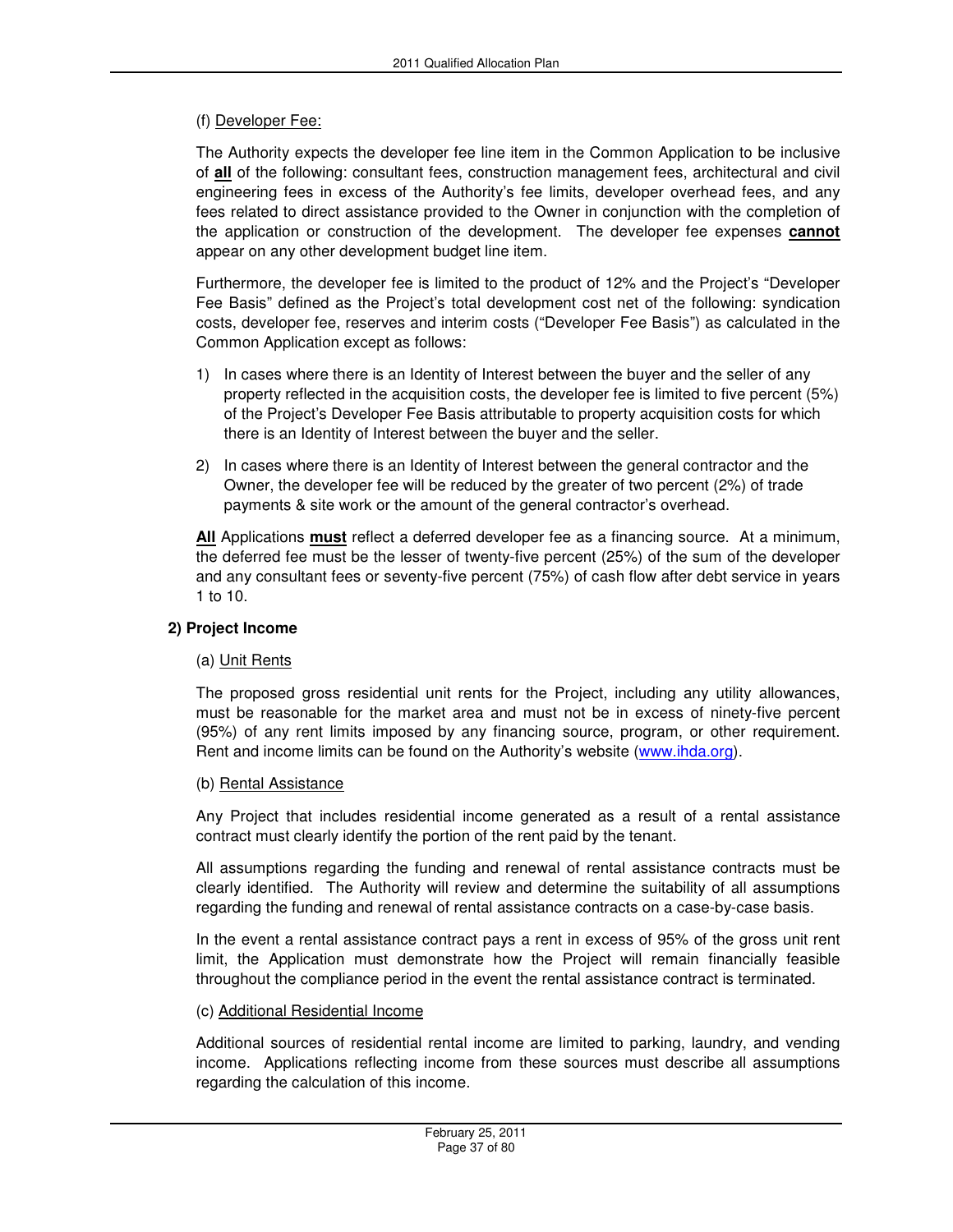(f) Developer Fee:

The Authority expects the developer fee line item in the Common Application to be inclusive of **all** of the following: consultant fees, construction management fees, architectural and civil engineering fees in excess of the Authority's fee limits, developer overhead fees, and any fees related to direct assistance provided to the Owner in conjunction with the completion of the application or construction of the development. The developer fee expenses **cannot** appear on any other development budget line item.

Furthermore, the developer fee is limited to the product of 12% and the Project's "Developer Fee Basis" defined as the Project's total development cost net of the following: syndication costs, developer fee, reserves and interim costs ("Developer Fee Basis") as calculated in the Common Application except as follows:

1) In cases where there is an Identity of Interest between the buyer and the seller of any property reflected in the acquisition costs, the developer fee is limited to five percent (5%) of the Project's Developer Fee Basis attributable to property acquisition costs for which there is an Identity of Interest between the buyer and the seller.

2) In cases where there is an Identity of Interest between the general contractor and the Owner, the developer fee will be reduced by the greater of two percent (2%) of trade payments & site work or the amount of the general contractor's overhead.

**All** Applications **must** reflect a deferred developer fee as a financing source. At a minimum, the deferred fee must be the lesser of twenty-five percent (25%) of the sum of the developer and any consultant fees or seventy-five percent (75%) of cash flow after debt service in years 1 to 10.

**2) Project Income**

(a) Unit Rents

The proposed gross residential unit rents for the Project, including any utility allowances, must be reasonable for the market area and must not be in excess of ninety-five percent (95%) of any rent limits imposed by any financing source, program, or other requirement. Rent and income limits can be found on the Authority's website (www.ihda.org).

(b) Rental Assistance

Any Project that includes residential income generated as a result of a rental assistance contract must clearly identify the portion of the rent paid by the tenant.

All assumptions regarding the funding and renewal of rental assistance contracts must be clearly identified. The Authority will review and determine the suitability of all assumptions regarding the funding and renewal of rental assistance contracts on a case-by-case basis.

In the event a rental assistance contract pays a rent in excess of 95% of the gross unit rent limit, the Application must demonstrate how the Project will remain financially feasible throughout the compliance period in the event the rental assistance contract is terminated.

(c) Additional Residential Income

Additional sources of residential rental income are limited to parking, laundry, and vending income. Applications reflecting income from these sources must describe all assumptions regarding the calculation of this income.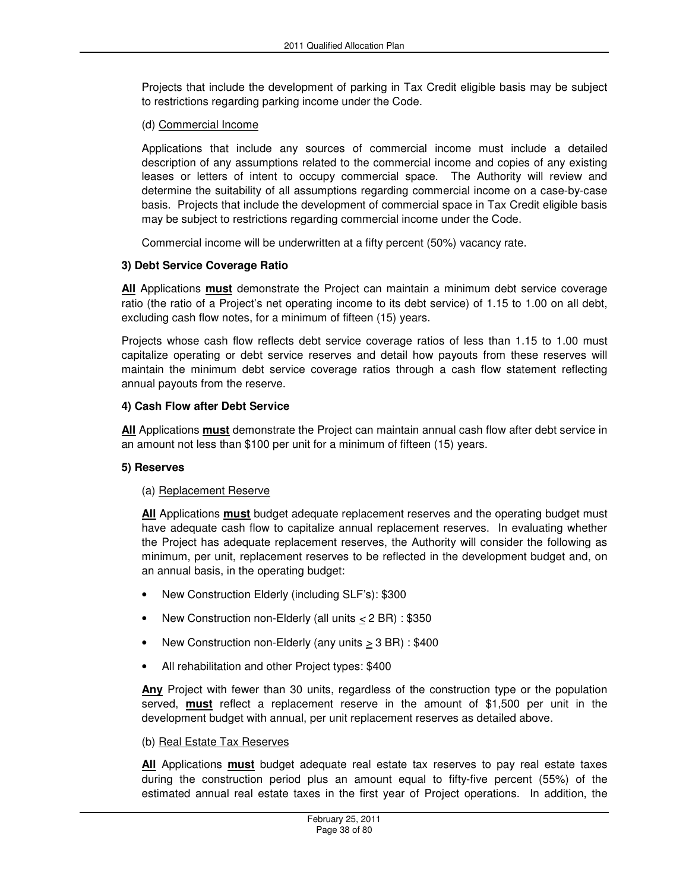Projects that include the development of parking in Tax Credit eligible basis may be subject to restrictions regarding parking income under the Code.

(d) Commercial Income

Applications that include any sources of commercial income must include a detailed description of any assumptions related to the commercial income and copies of any existing leases or letters of intent to occupy commercial space. The Authority will review and determine the suitability of all assumptions regarding commercial income on a case-by-case basis. Projects that include the development of commercial space in Tax Credit eligible basis may be subject to restrictions regarding commercial income under the Code.

Commercial income will be underwritten at a fifty percent (50%) vacancy rate.

**3) Debt Service Coverage Ratio**

**All** Applications **must** demonstrate the Project can maintain a minimum debt service coverage ratio (the ratio of a Project's net operating income to its debt service) of 1.15 to 1.00 on all debt, excluding cash flow notes, for a minimum of fifteen (15) years.

Projects whose cash flow reflects debt service coverage ratios of less than 1.15 to 1.00 must capitalize operating or debt service reserves and detail how payouts from these reserves will maintain the minimum debt service coverage ratios through a cash flow statement reflecting annual payouts from the reserve.

**4) Cash Flow after Debt Service**

**All** Applications **must** demonstrate the Project can maintain annual cash flow after debt service in an amount not less than $100 per unit for a minimum of fifteen (15) years.

**5) Reserves**

(a) Replacement Reserve

**All** Applications **must** budget adequate replacement reserves and the operating budget must have adequate cash flow to capitalize annual replacement reserves. In evaluating whether the Project has adequate replacement reserves, the Authority will consider the following as minimum, per unit, replacement reserves to be reflected in the development budget and, on an annual basis, in the operating budget:

- New Construction Elderly (including SLF's): $300
- New Construction non-Elderly (all units ≤ 2 BR) : $350
- New Construction non-Elderly (any units ≥ 3 BR) : $400
- All rehabilitation and other Project types: $400

**Any** Project with fewer than 30 units, regardless of the construction type or the population served, **must** reflect a replacement reserve in the amount of $1,500 per unit in the development budget with annual, per unit replacement reserves as detailed above.

(b) Real Estate Tax Reserves

**All** Applications **must** budget adequate real estate tax reserves to pay real estate taxes during the construction period plus an amount equal to fifty-five percent (55%) of the estimated annual real estate taxes in the first year of Project operations. In addition, the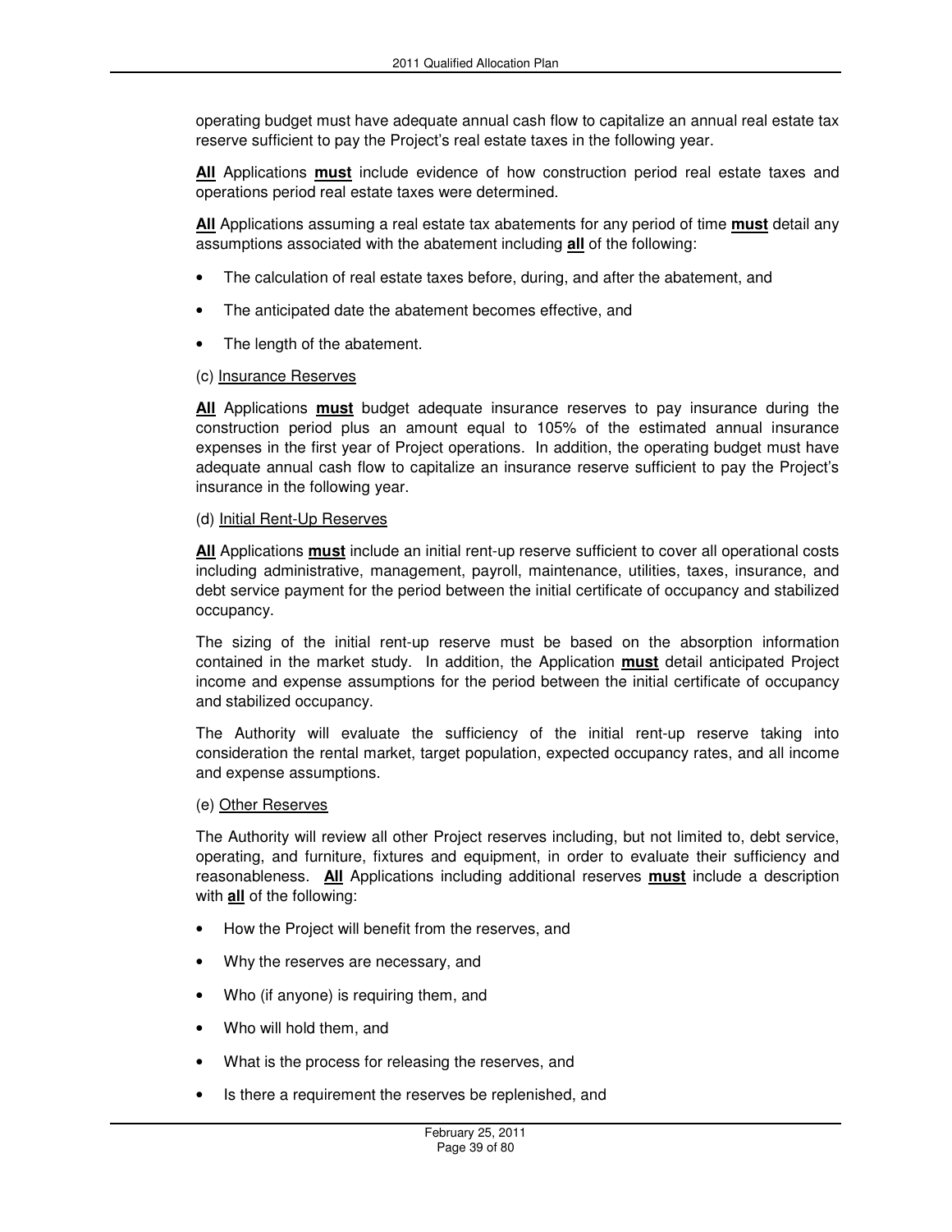operating budget must have adequate annual cash flow to capitalize an annual real estate tax reserve sufficient to pay the Project's real estate taxes in the following year.

**All** Applications **must** include evidence of how construction period real estate taxes and operations period real estate taxes were determined.

**All** Applications assuming a real estate tax abatements for any period of time **must** detail any assumptions associated with the abatement including **all** of the following:

- The calculation of real estate taxes before, during, and after the abatement, and
- The anticipated date the abatement becomes effective, and
- The length of the abatement.

(c) Insurance Reserves

**All** Applications **must** budget adequate insurance reserves to pay insurance during the construction period plus an amount equal to 105% of the estimated annual insurance expenses in the first year of Project operations. In addition, the operating budget must have adequate annual cash flow to capitalize an insurance reserve sufficient to pay the Project's insurance in the following year.

(d) Initial Rent-Up Reserves

**All** Applications **must** include an initial rent-up reserve sufficient to cover all operational costs including administrative, management, payroll, maintenance, utilities, taxes, insurance, and debt service payment for the period between the initial certificate of occupancy and stabilized occupancy.

The sizing of the initial rent-up reserve must be based on the absorption information contained in the market study. In addition, the Application **must** detail anticipated Project income and expense assumptions for the period between the initial certificate of occupancy and stabilized occupancy.

The Authority will evaluate the sufficiency of the initial rent-up reserve taking into consideration the rental market, target population, expected occupancy rates, and all income and expense assumptions.

(e) Other Reserves

The Authority will review all other Project reserves including, but not limited to, debt service, operating, and furniture, fixtures and equipment, in order to evaluate their sufficiency and reasonableness. **All** Applications including additional reserves **must** include a description with **all** of the following:

- How the Project will benefit from the reserves, and
- Why the reserves are necessary, and
- Who (if anyone) is requiring them, and
- Who will hold them, and
- What is the process for releasing the reserves, and
- Is there a requirement the reserves be replenished, and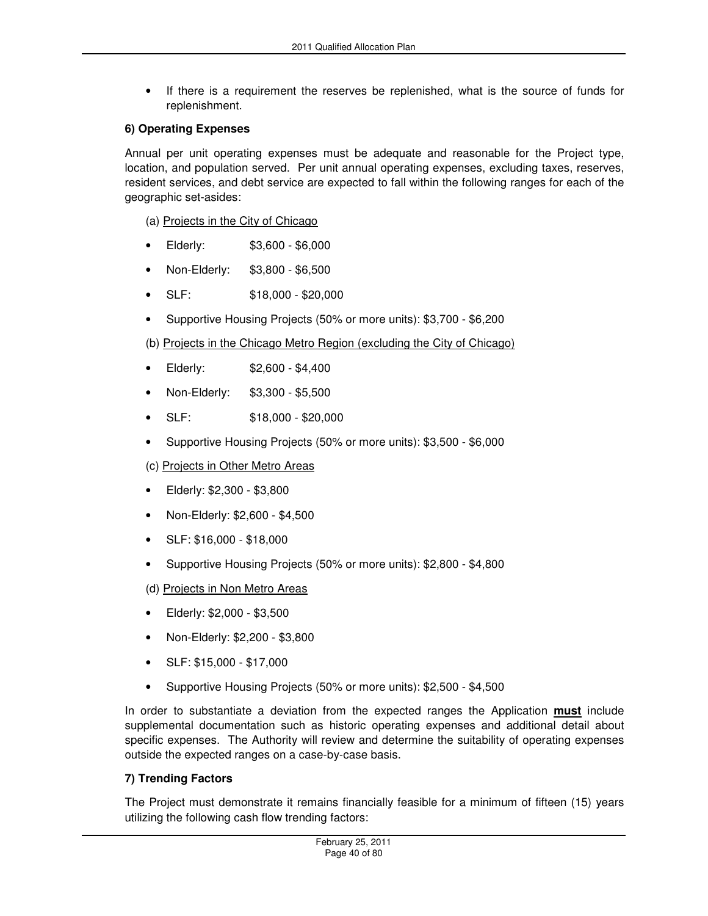- If there is a requirement the reserves be replenished, what is the source of funds for replenishment.

**6) Operating Expenses**

Annual per unit operating expenses must be adequate and reasonable for the Project type, location, and population served. Per unit annual operating expenses, excluding taxes, reserves, resident services, and debt service are expected to fall within the following ranges for each of the geographic set-asides:

(a) Projects in the City of Chicago

- Elderly: $3,600 - $6,000
- Non-Elderly: $3,800 - $6,500
- SLF: $18,000 - $20,000
- Supportive Housing Projects (50% or more units): $3,700 - $6,200

(b) Projects in the Chicago Metro Region (excluding the City of Chicago)

- Elderly: $2,600 - $4,400
- Non-Elderly: $3,300 - $5,500
- SLF: $18,000 - $20,000
- Supportive Housing Projects (50% or more units): $3,500 - $6,000

(c) Projects in Other Metro Areas

- Elderly: $2,300 - $3,800
- Non-Elderly: $2,600 - $4,500
- SLF: $16,000 - $18,000
- Supportive Housing Projects (50% or more units): $2,800 - $4,800

(d) Projects in Non Metro Areas

- Elderly: $2,000 - $3,500
- Non-Elderly: $2,200 - $3,800
- SLF: $15,000 - $17,000
- Supportive Housing Projects (50% or more units): $2,500 - $4,500

In order to substantiate a deviation from the expected ranges the Application **must** include supplemental documentation such as historic operating expenses and additional detail about specific expenses. The Authority will review and determine the suitability of operating expenses outside the expected ranges on a case-by-case basis.

**7) Trending Factors**

The Project must demonstrate it remains financially feasible for a minimum of fifteen (15) years utilizing the following cash flow trending factors: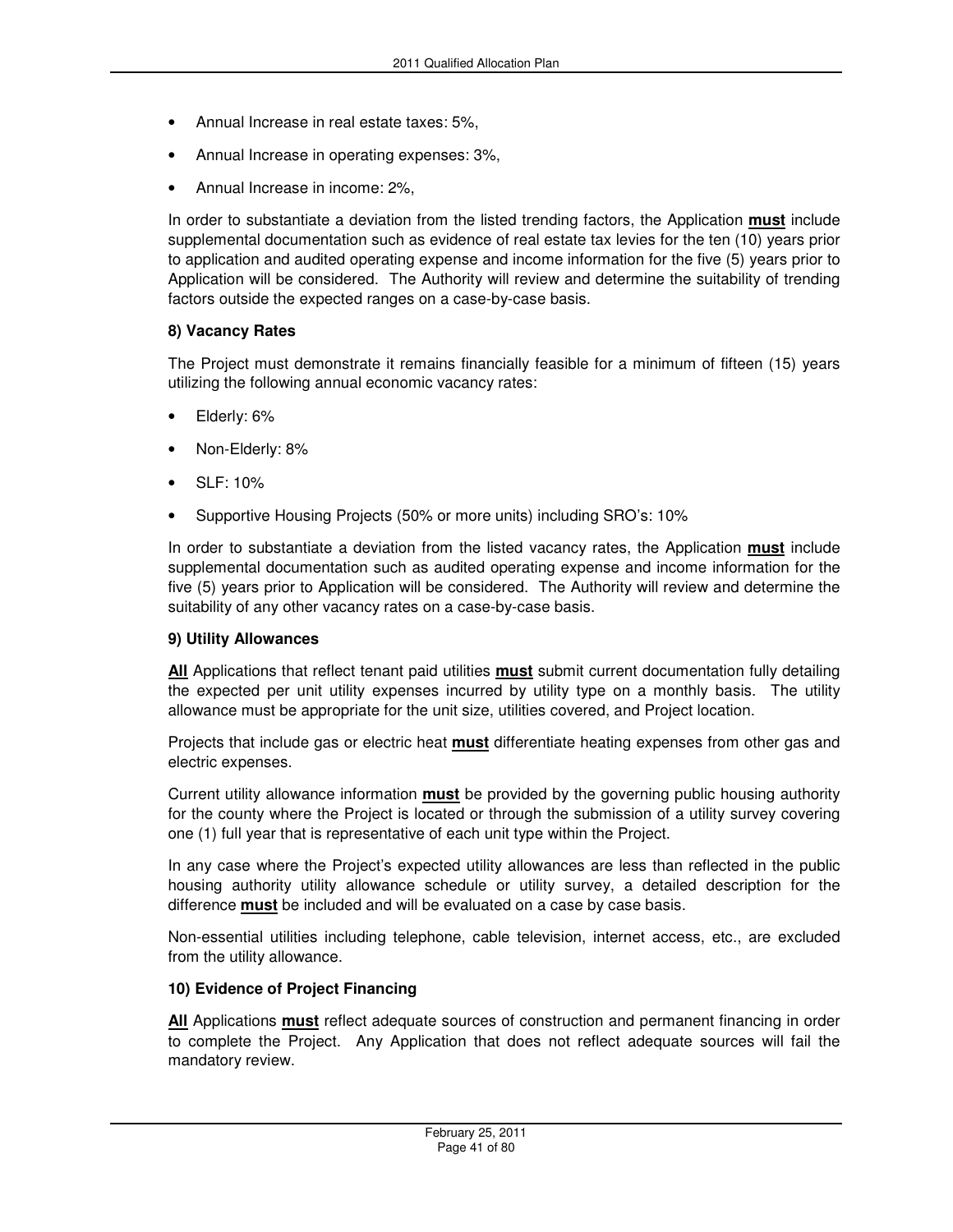- Annual Increase in real estate taxes: 5%,
- Annual Increase in operating expenses: 3%,
- Annual Increase in income: 2%,

In order to substantiate a deviation from the listed trending factors, the Application **must** include supplemental documentation such as evidence of real estate tax levies for the ten (10) years prior to application and audited operating expense and income information for the five (5) years prior to Application will be considered. The Authority will review and determine the suitability of trending factors outside the expected ranges on a case-by-case basis.

**8) Vacancy Rates**

The Project must demonstrate it remains financially feasible for a minimum of fifteen (15) years utilizing the following annual economic vacancy rates:

- Elderly: 6%
- Non-Elderly: 8%
- SLF: 10%
- Supportive Housing Projects (50% or more units) including SRO's: 10%

In order to substantiate a deviation from the listed vacancy rates, the Application **must** include supplemental documentation such as audited operating expense and income information for the five (5) years prior to Application will be considered. The Authority will review and determine the suitability of any other vacancy rates on a case-by-case basis.

**9) Utility Allowances**

**All** Applications that reflect tenant paid utilities **must** submit current documentation fully detailing the expected per unit utility expenses incurred by utility type on a monthly basis. The utility allowance must be appropriate for the unit size, utilities covered, and Project location.

Projects that include gas or electric heat **must** differentiate heating expenses from other gas and electric expenses.

Current utility allowance information **must** be provided by the governing public housing authority for the county where the Project is located or through the submission of a utility survey covering one (1) full year that is representative of each unit type within the Project.

In any case where the Project's expected utility allowances are less than reflected in the public housing authority utility allowance schedule or utility survey, a detailed description for the difference **must** be included and will be evaluated on a case by case basis.

Non-essential utilities including telephone, cable television, internet access, etc., are excluded from the utility allowance.

**10) Evidence of Project Financing**

**All** Applications **must** reflect adequate sources of construction and permanent financing in order to complete the Project. Any Application that does not reflect adequate sources will fail the mandatory review.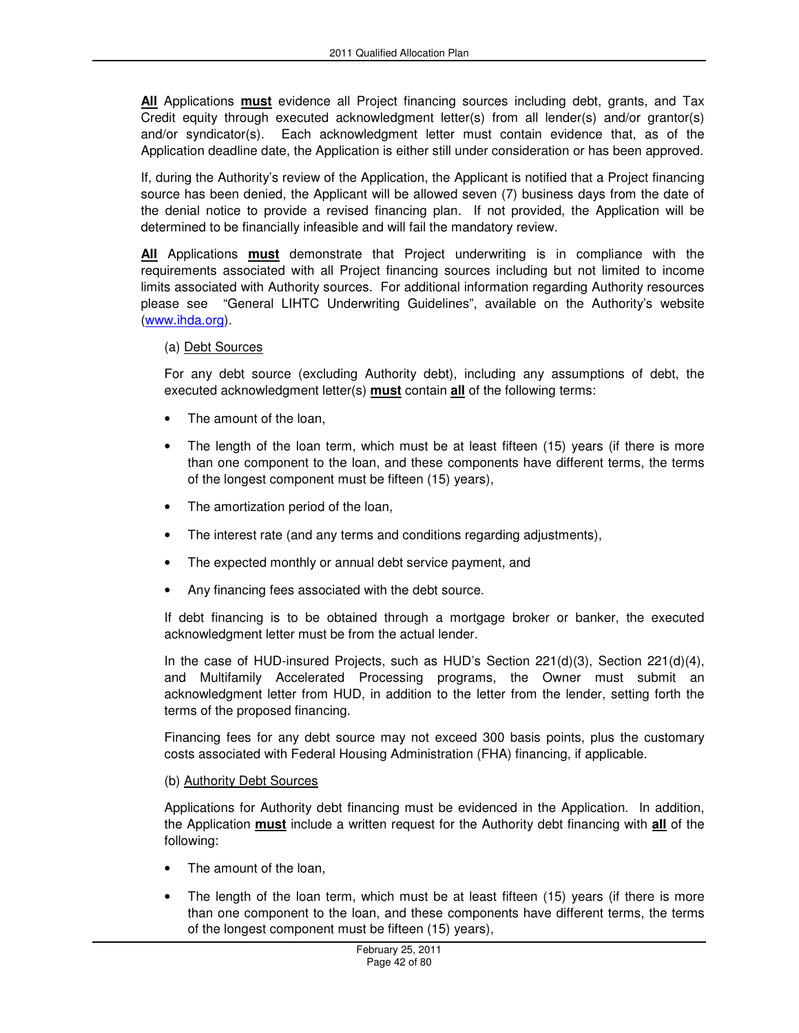**All** Applications **must** evidence all Project financing sources including debt, grants, and Tax Credit equity through executed acknowledgment letter(s) from all lender(s) and/or grantor(s) and/or syndicator(s). Each acknowledgment letter must contain evidence that, as of the Application deadline date, the Application is either still under consideration or has been approved.

If, during the Authority's review of the Application, the Applicant is notified that a Project financing source has been denied, the Applicant will be allowed seven (7) business days from the date of the denial notice to provide a revised financing plan. If not provided, the Application will be determined to be financially infeasible and will fail the mandatory review.

**All** Applications **must** demonstrate that Project underwriting is in compliance with the requirements associated with all Project financing sources including but not limited to income limits associated with Authority sources. For additional information regarding Authority resources please see "General LIHTC Underwriting Guidelines", available on the Authority's website (www.ihda.org).

(a) Debt Sources

For any debt source (excluding Authority debt), including any assumptions of debt, the executed acknowledgment letter(s) **must** contain **all** of the following terms:

- The amount of the loan,
- The length of the loan term, which must be at least fifteen (15) years (if there is more than one component to the loan, and these components have different terms, the terms of the longest component must be fifteen (15) years),
- The amortization period of the loan,
- The interest rate (and any terms and conditions regarding adjustments),
- The expected monthly or annual debt service payment, and
- Any financing fees associated with the debt source.

If debt financing is to be obtained through a mortgage broker or banker, the executed acknowledgment letter must be from the actual lender.

In the case of HUD-insured Projects, such as HUD's Section 221(d)(3), Section 221(d)(4), and Multifamily Accelerated Processing programs, the Owner must submit an acknowledgment letter from HUD, in addition to the letter from the lender, setting forth the terms of the proposed financing.

Financing fees for any debt source may not exceed 300 basis points, plus the customary costs associated with Federal Housing Administration (FHA) financing, if applicable.

(b) Authority Debt Sources

Applications for Authority debt financing must be evidenced in the Application. In addition, the Application **must** include a written request for the Authority debt financing with **all** of the following:

- The amount of the loan,
- The length of the loan term, which must be at least fifteen (15) years (if there is more than one component to the loan, and these components have different terms, the terms of the longest component must be fifteen (15) years),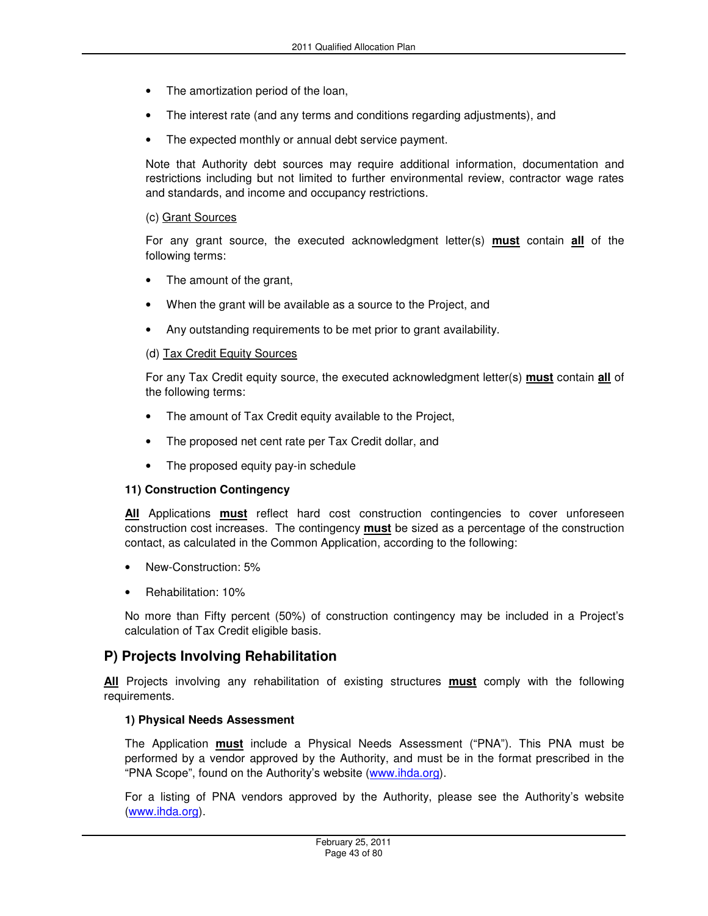- The amortization period of the loan,
- The interest rate (and any terms and conditions regarding adjustments), and
- The expected monthly or annual debt service payment.

Note that Authority debt sources may require additional information, documentation and restrictions including but not limited to further environmental review, contractor wage rates and standards, and income and occupancy restrictions.

(c) Grant Sources

For any grant source, the executed acknowledgment letter(s) **must** contain **all** of the following terms:

- The amount of the grant,
- When the grant will be available as a source to the Project, and
- Any outstanding requirements to be met prior to grant availability.

(d) Tax Credit Equity Sources

For any Tax Credit equity source, the executed acknowledgment letter(s) **must** contain **all** of the following terms:

- The amount of Tax Credit equity available to the Project,
- The proposed net cent rate per Tax Credit dollar, and
- The proposed equity pay-in schedule

#### 11) Construction Contingency

**All** Applications **must** reflect hard cost construction contingencies to cover unforeseen construction cost increases. The contingency **must** be sized as a percentage of the construction contact, as calculated in the Common Application, according to the following:

- New-Construction: 5%
- Rehabilitation: 10%

No more than Fifty percent (50%) of construction contingency may be included in a Project's calculation of Tax Credit eligible basis.

## P) Projects Involving Rehabilitation

**All** Projects involving any rehabilitation of existing structures **must** comply with the following requirements.

#### 1) Physical Needs Assessment

The Application **must** include a Physical Needs Assessment ("PNA"). This PNA must be performed by a vendor approved by the Authority, and must be in the format prescribed in the "PNA Scope", found on the Authority's website (www.ihda.org).

For a listing of PNA vendors approved by the Authority, please see the Authority's website (www.ihda.org).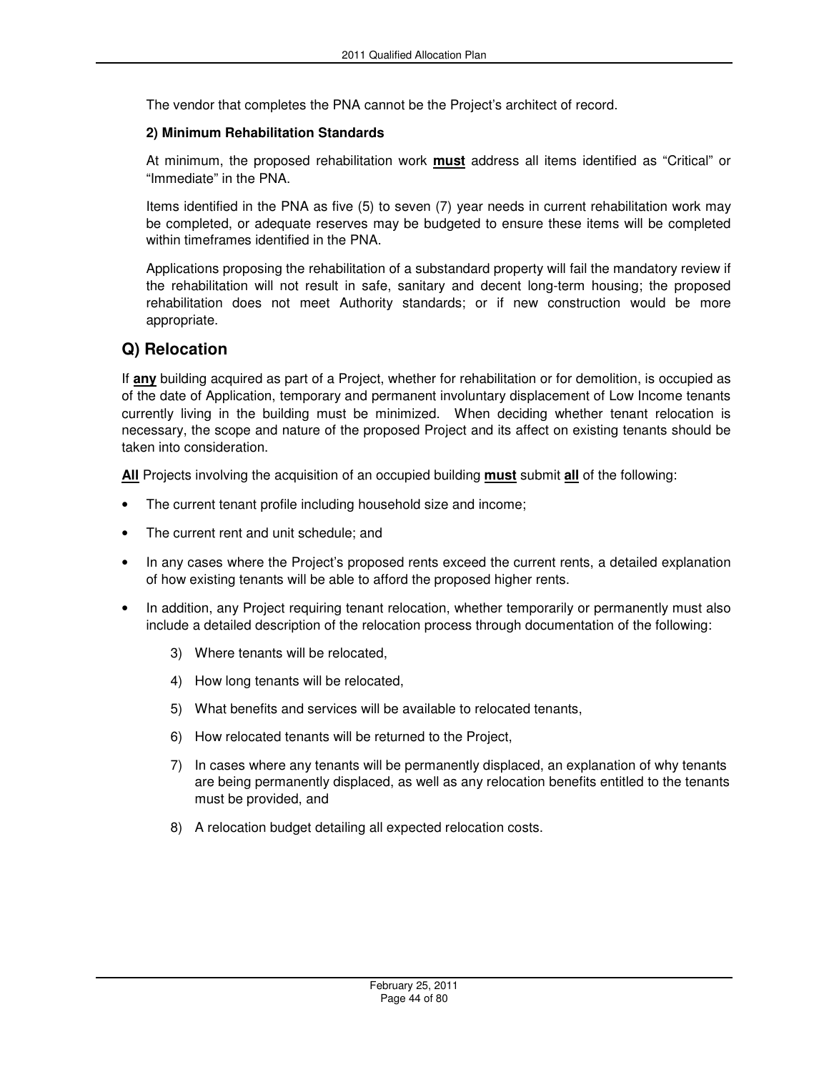The vendor that completes the PNA cannot be the Project's architect of record.

**2) Minimum Rehabilitation Standards**

At minimum, the proposed rehabilitation work **must** address all items identified as "Critical" or "Immediate" in the PNA.

Items identified in the PNA as five (5) to seven (7) year needs in current rehabilitation work may be completed, or adequate reserves may be budgeted to ensure these items will be completed within timeframes identified in the PNA.

Applications proposing the rehabilitation of a substandard property will fail the mandatory review if the rehabilitation will not result in safe, sanitary and decent long-term housing; the proposed rehabilitation does not meet Authority standards; or if new construction would be more appropriate.

## Q) Relocation

If **any** building acquired as part of a Project, whether for rehabilitation or for demolition, is occupied as of the date of Application, temporary and permanent involuntary displacement of Low Income tenants currently living in the building must be minimized. When deciding whether tenant relocation is necessary, the scope and nature of the proposed Project and its affect on existing tenants should be taken into consideration.

**All** Projects involving the acquisition of an occupied building **must** submit **all** of the following:

- The current tenant profile including household size and income;
- The current rent and unit schedule; and
- In any cases where the Project's proposed rents exceed the current rents, a detailed explanation of how existing tenants will be able to afford the proposed higher rents.
- In addition, any Project requiring tenant relocation, whether temporarily or permanently must also include a detailed description of the relocation process through documentation of the following:
    3) Where tenants will be relocated,
    4) How long tenants will be relocated,
    5) What benefits and services will be available to relocated tenants,
    6) How relocated tenants will be returned to the Project,
    7) In cases where any tenants will be permanently displaced, an explanation of why tenants are being permanently displaced, as well as any relocation benefits entitled to the tenants must be provided, and
    8) A relocation budget detailing all expected relocation costs.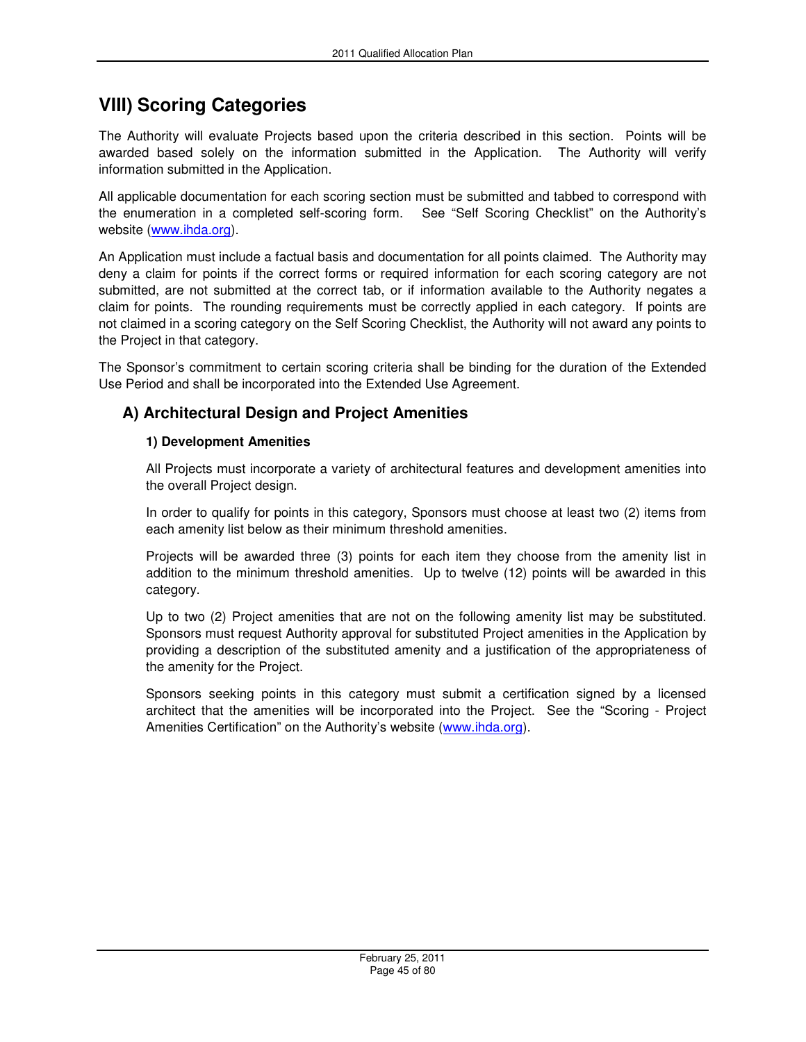# VIII) Scoring Categories

The Authority will evaluate Projects based upon the criteria described in this section. Points will be awarded based solely on the information submitted in the Application. The Authority will verify information submitted in the Application.

All applicable documentation for each scoring section must be submitted and tabbed to correspond with the enumeration in a completed self-scoring form. See "Self Scoring Checklist" on the Authority's website (www.ihda.org).

An Application must include a factual basis and documentation for all points claimed. The Authority may deny a claim for points if the correct forms or required information for each scoring category are not submitted, are not submitted at the correct tab, or if information available to the Authority negates a claim for points. The rounding requirements must be correctly applied in each category. If points are not claimed in a scoring category on the Self Scoring Checklist, the Authority will not award any points to the Project in that category.

The Sponsor's commitment to certain scoring criteria shall be binding for the duration of the Extended Use Period and shall be incorporated into the Extended Use Agreement.

## A) Architectural Design and Project Amenities

### 1) Development Amenities

All Projects must incorporate a variety of architectural features and development amenities into the overall Project design.

In order to qualify for points in this category, Sponsors must choose at least two (2) items from each amenity list below as their minimum threshold amenities.

Projects will be awarded three (3) points for each item they choose from the amenity list in addition to the minimum threshold amenities. Up to twelve (12) points will be awarded in this category.

Up to two (2) Project amenities that are not on the following amenity list may be substituted. Sponsors must request Authority approval for substituted Project amenities in the Application by providing a description of the substituted amenity and a justification of the appropriateness of the amenity for the Project.

Sponsors seeking points in this category must submit a certification signed by a licensed architect that the amenities will be incorporated into the Project. See the "Scoring - Project Amenities Certification" on the Authority's website (www.ihda.org).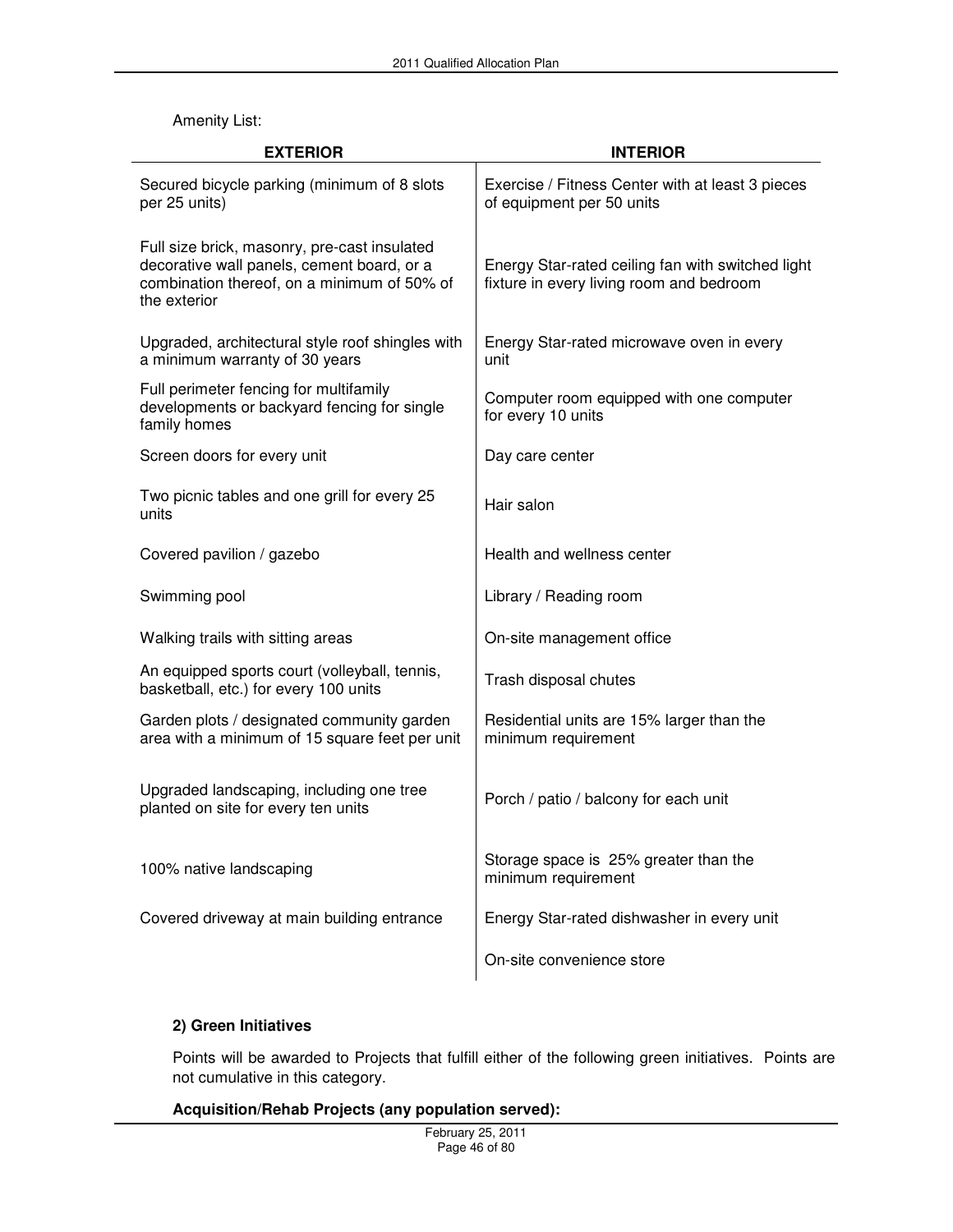Amenity List:

| EXTERIOR | INTERIOR |
|---|---|
| Secured bicycle parking (minimum of 8 slots per 25 units) | Exercise / Fitness Center with at least 3 pieces of equipment per 50 units |
| Full size brick, masonry, pre-cast insulated decorative wall panels, cement board, or a combination thereof, on a minimum of 50% of the exterior | Energy Star-rated ceiling fan with switched light fixture in every living room and bedroom |
| Upgraded, architectural style roof shingles with a minimum warranty of 30 years | Energy Star-rated microwave oven in every unit |
| Full perimeter fencing for multifamily developments or backyard fencing for single family homes | Computer room equipped with one computer for every 10 units |
| Screen doors for every unit | Day care center |
| Two picnic tables and one grill for every 25 units | Hair salon |
| Covered pavilion / gazebo | Health and wellness center |
| Swimming pool | Library / Reading room |
| Walking trails with sitting areas | On-site management office |
| An equipped sports court (volleyball, tennis, basketball, etc.) for every 100 units | Trash disposal chutes |
| Garden plots / designated community garden area with a minimum of 15 square feet per unit | Residential units are 15% larger than the minimum requirement |
| Upgraded landscaping, including one tree planted on site for every ten units | Porch / patio / balcony for each unit |
| 100% native landscaping | Storage space is 25% greater than the minimum requirement |
| Covered driveway at main building entrance | Energy Star-rated dishwasher in every unit |
| | On-site convenience store |

**2) Green Initiatives**

Points will be awarded to Projects that fulfill either of the following green initiatives. Points are not cumulative in this category.

**Acquisition/Rehab Projects (any population served):**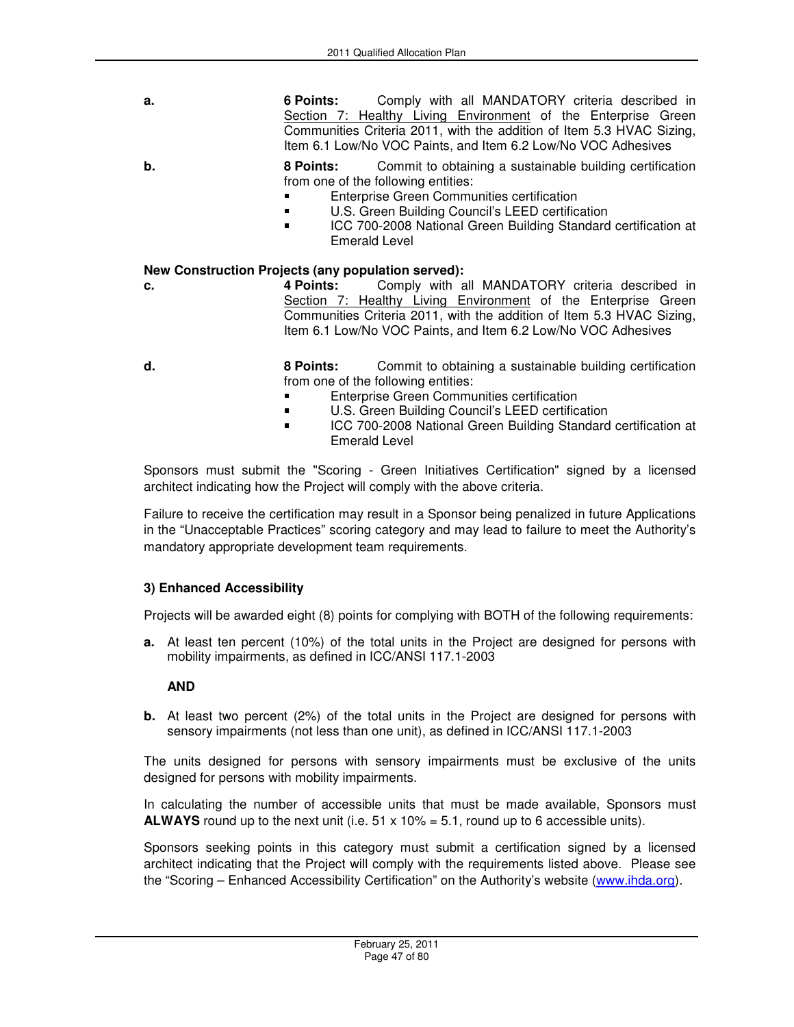**a.** **6 Points:** Comply with all MANDATORY criteria described in Section 7: Healthy Living Environment of the Enterprise Green Communities Criteria 2011, with the addition of Item 5.3 HVAC Sizing, Item 6.1 Low/No VOC Paints, and Item 6.2 Low/No VOC Adhesives

**b.** **8 Points:** Commit to obtaining a sustainable building certification from one of the following entities:

- Enterprise Green Communities certification
- U.S. Green Building Council's LEED certification
- ICC 700-2008 National Green Building Standard certification at Emerald Level

**New Construction Projects (any population served):**

**c.** **4 Points:** Comply with all MANDATORY criteria described in Section 7: Healthy Living Environment of the Enterprise Green Communities Criteria 2011, with the addition of Item 5.3 HVAC Sizing, Item 6.1 Low/No VOC Paints, and Item 6.2 Low/No VOC Adhesives

**d.** **8 Points:** Commit to obtaining a sustainable building certification from one of the following entities:

- Enterprise Green Communities certification
- U.S. Green Building Council's LEED certification
- ICC 700-2008 National Green Building Standard certification at Emerald Level

Sponsors must submit the "Scoring - Green Initiatives Certification" signed by a licensed architect indicating how the Project will comply with the above criteria.

Failure to receive the certification may result in a Sponsor being penalized in future Applications in the "Unacceptable Practices" scoring category and may lead to failure to meet the Authority's mandatory appropriate development team requirements.

### 3) Enhanced Accessibility

Projects will be awarded eight (8) points for complying with BOTH of the following requirements:

**a.** At least ten percent (10%) of the total units in the Project are designed for persons with mobility impairments, as defined in ICC/ANSI 117.1-2003

**AND**

**b.** At least two percent (2%) of the total units in the Project are designed for persons with sensory impairments (not less than one unit), as defined in ICC/ANSI 117.1-2003

The units designed for persons with sensory impairments must be exclusive of the units designed for persons with mobility impairments.

In calculating the number of accessible units that must be made available, Sponsors must **ALWAYS** round up to the next unit (i.e. 51 x 10% = 5.1, round up to 6 accessible units).

Sponsors seeking points in this category must submit a certification signed by a licensed architect indicating that the Project will comply with the requirements listed above. Please see the "Scoring – Enhanced Accessibility Certification" on the Authority's website (www.ihda.org).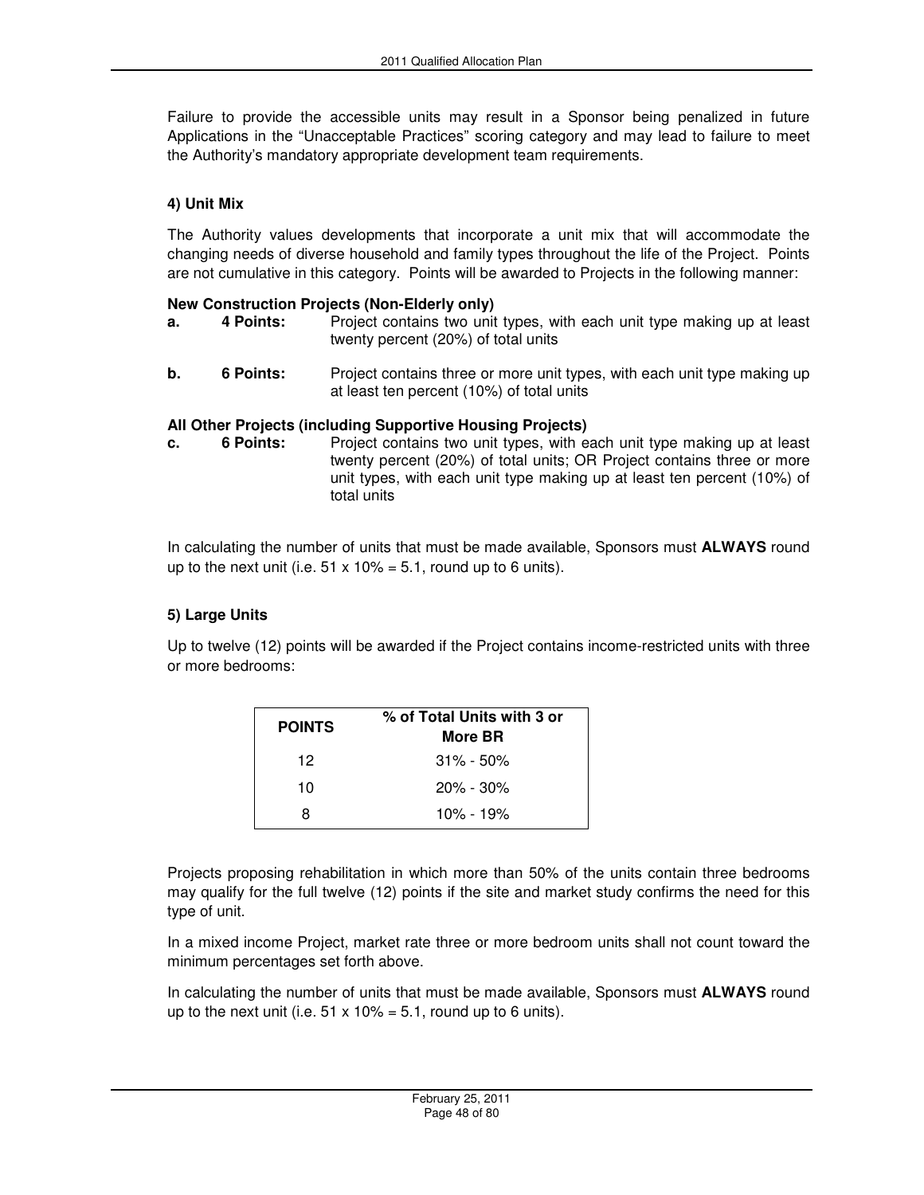Failure to provide the accessible units may result in a Sponsor being penalized in future Applications in the "Unacceptable Practices" scoring category and may lead to failure to meet the Authority's mandatory appropriate development team requirements.

**4) Unit Mix**

The Authority values developments that incorporate a unit mix that will accommodate the changing needs of diverse household and family types throughout the life of the Project. Points are not cumulative in this category. Points will be awarded to Projects in the following manner:

**New Construction Projects (Non-Elderly only)**

**a. 4 Points:** Project contains two unit types, with each unit type making up at least twenty percent (20%) of total units

**b. 6 Points:** Project contains three or more unit types, with each unit type making up at least ten percent (10%) of total units

**All Other Projects (including Supportive Housing Projects)**

**c. 6 Points:** Project contains two unit types, with each unit type making up at least twenty percent (20%) of total units; OR Project contains three or more unit types, with each unit type making up at least ten percent (10%) of total units

In calculating the number of units that must be made available, Sponsors must **ALWAYS** round up to the next unit (i.e. 51 x 10% = 5.1, round up to 6 units).

**5) Large Units**

Up to twelve (12) points will be awarded if the Project contains income-restricted units with three or more bedrooms:

| POINTS | % of Total Units with 3 or More BR |
|---|---|
| 12 | 31% - 50% |
| 10 | 20% - 30% |
| 8 | 10% - 19% |

Projects proposing rehabilitation in which more than 50% of the units contain three bedrooms may qualify for the full twelve (12) points if the site and market study confirms the need for this type of unit.

In a mixed income Project, market rate three or more bedroom units shall not count toward the minimum percentages set forth above.

In calculating the number of units that must be made available, Sponsors must **ALWAYS** round up to the next unit (i.e. 51 x 10% = 5.1, round up to 6 units).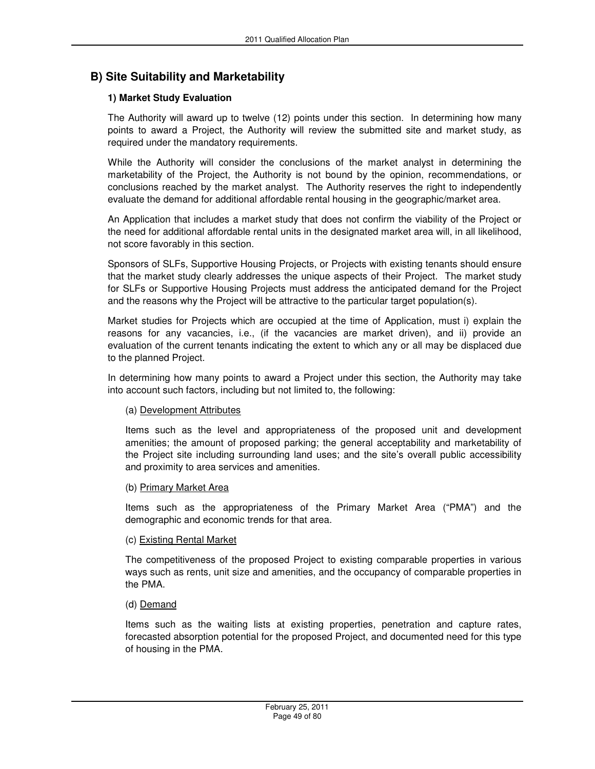## B) Site Suitability and Marketability

### 1) Market Study Evaluation

The Authority will award up to twelve (12) points under this section. In determining how many points to award a Project, the Authority will review the submitted site and market study, as required under the mandatory requirements.

While the Authority will consider the conclusions of the market analyst in determining the marketability of the Project, the Authority is not bound by the opinion, recommendations, or conclusions reached by the market analyst. The Authority reserves the right to independently evaluate the demand for additional affordable rental housing in the geographic/market area.

An Application that includes a market study that does not confirm the viability of the Project or the need for additional affordable rental units in the designated market area will, in all likelihood, not score favorably in this section.

Sponsors of SLFs, Supportive Housing Projects, or Projects with existing tenants should ensure that the market study clearly addresses the unique aspects of their Project. The market study for SLFs or Supportive Housing Projects must address the anticipated demand for the Project and the reasons why the Project will be attractive to the particular target population(s).

Market studies for Projects which are occupied at the time of Application, must i) explain the reasons for any vacancies, i.e., (if the vacancies are market driven), and ii) provide an evaluation of the current tenants indicating the extent to which any or all may be displaced due to the planned Project.

In determining how many points to award a Project under this section, the Authority may take into account such factors, including but not limited to, the following:

(a) Development Attributes

Items such as the level and appropriateness of the proposed unit and development amenities; the amount of proposed parking; the general acceptability and marketability of the Project site including surrounding land uses; and the site's overall public accessibility and proximity to area services and amenities.

(b) Primary Market Area

Items such as the appropriateness of the Primary Market Area ("PMA") and the demographic and economic trends for that area.

(c) Existing Rental Market

The competitiveness of the proposed Project to existing comparable properties in various ways such as rents, unit size and amenities, and the occupancy of comparable properties in the PMA.

(d) Demand

Items such as the waiting lists at existing properties, penetration and capture rates, forecasted absorption potential for the proposed Project, and documented need for this type of housing in the PMA.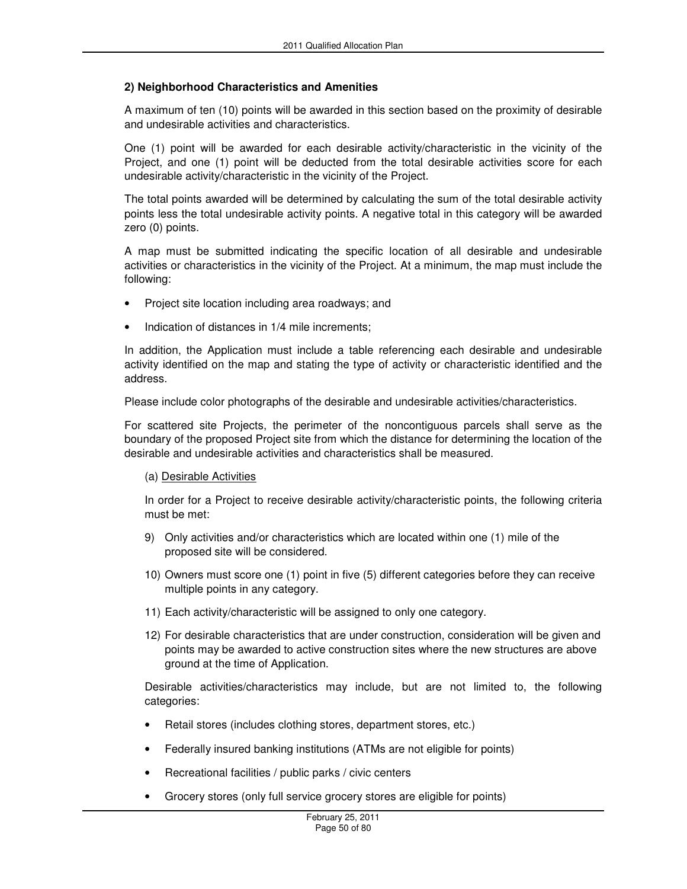**2) Neighborhood Characteristics and Amenities**

A maximum of ten (10) points will be awarded in this section based on the proximity of desirable and undesirable activities and characteristics.

One (1) point will be awarded for each desirable activity/characteristic in the vicinity of the Project, and one (1) point will be deducted from the total desirable activities score for each undesirable activity/characteristic in the vicinity of the Project.

The total points awarded will be determined by calculating the sum of the total desirable activity points less the total undesirable activity points. A negative total in this category will be awarded zero (0) points.

A map must be submitted indicating the specific location of all desirable and undesirable activities or characteristics in the vicinity of the Project. At a minimum, the map must include the following:

- Project site location including area roadways; and
- Indication of distances in 1/4 mile increments;

In addition, the Application must include a table referencing each desirable and undesirable activity identified on the map and stating the type of activity or characteristic identified and the address.

Please include color photographs of the desirable and undesirable activities/characteristics.

For scattered site Projects, the perimeter of the noncontiguous parcels shall serve as the boundary of the proposed Project site from which the distance for determining the location of the desirable and undesirable activities and characteristics shall be measured.

(a) Desirable Activities

In order for a Project to receive desirable activity/characteristic points, the following criteria must be met:

9) Only activities and/or characteristics which are located within one (1) mile of the proposed site will be considered.
10) Owners must score one (1) point in five (5) different categories before they can receive multiple points in any category.
11) Each activity/characteristic will be assigned to only one category.
12) For desirable characteristics that are under construction, consideration will be given and points may be awarded to active construction sites where the new structures are above ground at the time of Application.

Desirable activities/characteristics may include, but are not limited to, the following categories:

- Retail stores (includes clothing stores, department stores, etc.)
- Federally insured banking institutions (ATMs are not eligible for points)
- Recreational facilities / public parks / civic centers
- Grocery stores (only full service grocery stores are eligible for points)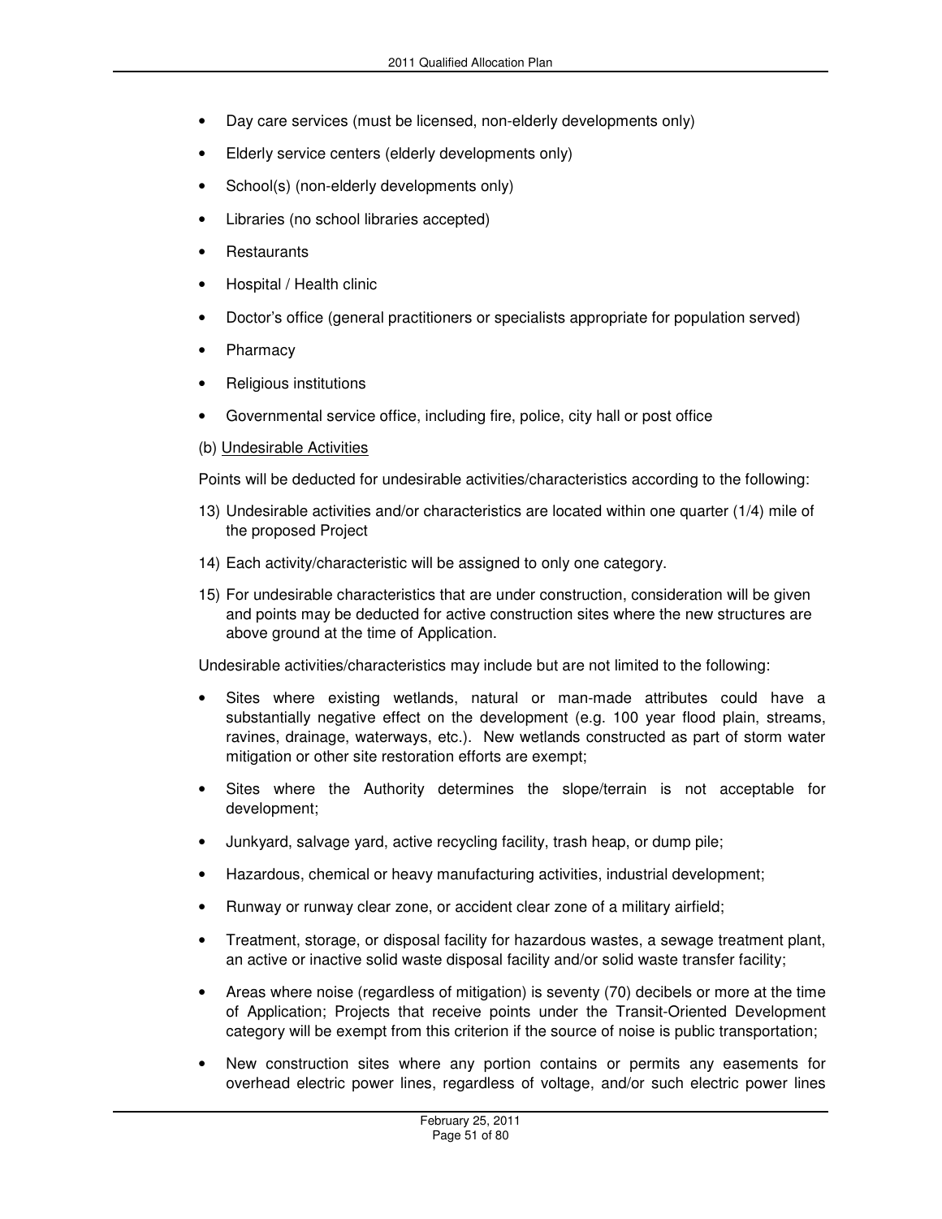- Day care services (must be licensed, non-elderly developments only)
- Elderly service centers (elderly developments only)
- School(s) (non-elderly developments only)
- Libraries (no school libraries accepted)
- Restaurants
- Hospital / Health clinic
- Doctor's office (general practitioners or specialists appropriate for population served)
- Pharmacy
- Religious institutions
- Governmental service office, including fire, police, city hall or post office

(b) Undesirable Activities

Points will be deducted for undesirable activities/characteristics according to the following:

13) Undesirable activities and/or characteristics are located within one quarter (1/4) mile of the proposed Project
14) Each activity/characteristic will be assigned to only one category.
15) For undesirable characteristics that are under construction, consideration will be given and points may be deducted for active construction sites where the new structures are above ground at the time of Application.

Undesirable activities/characteristics may include but are not limited to the following:

- Sites where existing wetlands, natural or man-made attributes could have a substantially negative effect on the development (e.g. 100 year flood plain, streams, ravines, drainage, waterways, etc.). New wetlands constructed as part of storm water mitigation or other site restoration efforts are exempt;
- Sites where the Authority determines the slope/terrain is not acceptable for development;
- Junkyard, salvage yard, active recycling facility, trash heap, or dump pile;
- Hazardous, chemical or heavy manufacturing activities, industrial development;
- Runway or runway clear zone, or accident clear zone of a military airfield;
- Treatment, storage, or disposal facility for hazardous wastes, a sewage treatment plant, an active or inactive solid waste disposal facility and/or solid waste transfer facility;
- Areas where noise (regardless of mitigation) is seventy (70) decibels or more at the time of Application; Projects that receive points under the Transit-Oriented Development category will be exempt from this criterion if the source of noise is public transportation;
- New construction sites where any portion contains or permits any easements for overhead electric power lines, regardless of voltage, and/or such electric power lines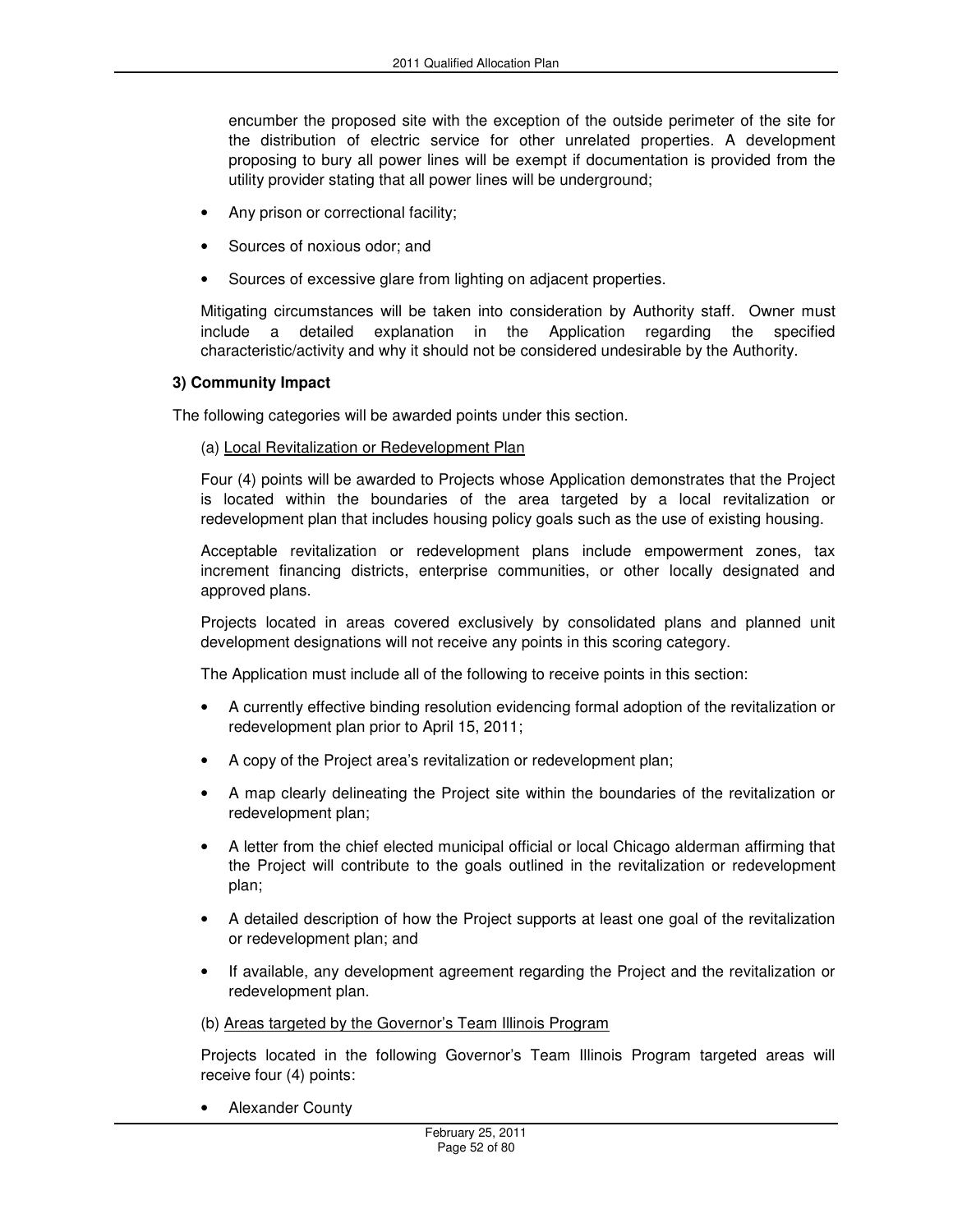encumber the proposed site with the exception of the outside perimeter of the site for the distribution of electric service for other unrelated properties. A development proposing to bury all power lines will be exempt if documentation is provided from the utility provider stating that all power lines will be underground;

- Any prison or correctional facility;
- Sources of noxious odor; and
- Sources of excessive glare from lighting on adjacent properties.

Mitigating circumstances will be taken into consideration by Authority staff. Owner must include a detailed explanation in the Application regarding the specified characteristic/activity and why it should not be considered undesirable by the Authority.

**3) Community Impact**

The following categories will be awarded points under this section.

(a) Local Revitalization or Redevelopment Plan

Four (4) points will be awarded to Projects whose Application demonstrates that the Project is located within the boundaries of the area targeted by a local revitalization or redevelopment plan that includes housing policy goals such as the use of existing housing.

Acceptable revitalization or redevelopment plans include empowerment zones, tax increment financing districts, enterprise communities, or other locally designated and approved plans.

Projects located in areas covered exclusively by consolidated plans and planned unit development designations will not receive any points in this scoring category.

The Application must include all of the following to receive points in this section:

- A currently effective binding resolution evidencing formal adoption of the revitalization or redevelopment plan prior to April 15, 2011;
- A copy of the Project area's revitalization or redevelopment plan;
- A map clearly delineating the Project site within the boundaries of the revitalization or redevelopment plan;
- A letter from the chief elected municipal official or local Chicago alderman affirming that the Project will contribute to the goals outlined in the revitalization or redevelopment plan;
- A detailed description of how the Project supports at least one goal of the revitalization or redevelopment plan; and
- If available, any development agreement regarding the Project and the revitalization or redevelopment plan.

(b) Areas targeted by the Governor's Team Illinois Program

Projects located in the following Governor's Team Illinois Program targeted areas will receive four (4) points:

- Alexander County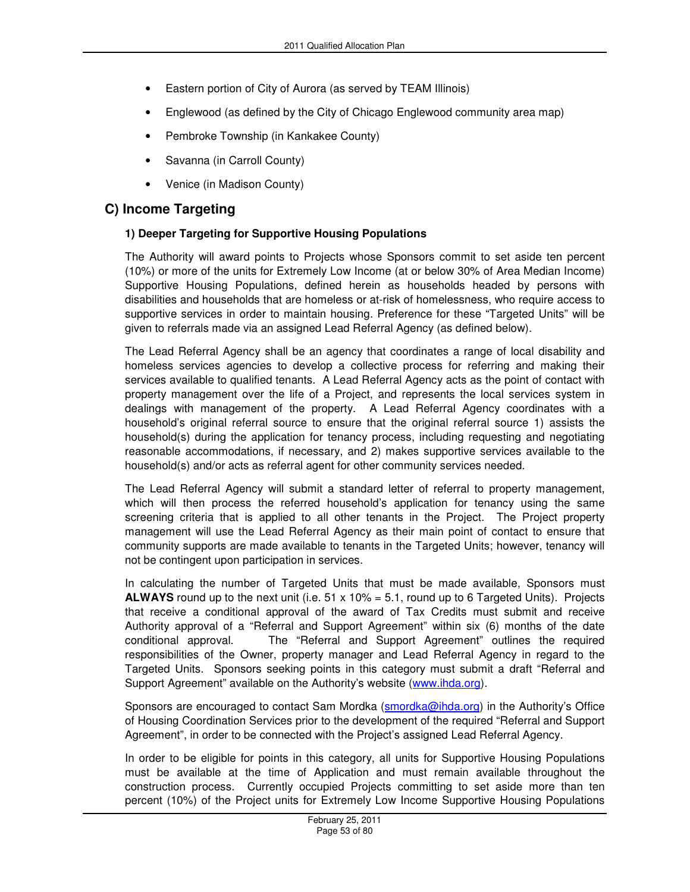- Eastern portion of City of Aurora (as served by TEAM Illinois)
- Englewood (as defined by the City of Chicago Englewood community area map)
- Pembroke Township (in Kankakee County)
- Savanna (in Carroll County)
- Venice (in Madison County)

## C) Income Targeting

### 1) Deeper Targeting for Supportive Housing Populations

The Authority will award points to Projects whose Sponsors commit to set aside ten percent (10%) or more of the units for Extremely Low Income (at or below 30% of Area Median Income) Supportive Housing Populations, defined herein as households headed by persons with disabilities and households that are homeless or at-risk of homelessness, who require access to supportive services in order to maintain housing. Preference for these "Targeted Units" will be given to referrals made via an assigned Lead Referral Agency (as defined below).

The Lead Referral Agency shall be an agency that coordinates a range of local disability and homeless services agencies to develop a collective process for referring and making their services available to qualified tenants. A Lead Referral Agency acts as the point of contact with property management over the life of a Project, and represents the local services system in dealings with management of the property. A Lead Referral Agency coordinates with a household's original referral source to ensure that the original referral source 1) assists the household(s) during the application for tenancy process, including requesting and negotiating reasonable accommodations, if necessary, and 2) makes supportive services available to the household(s) and/or acts as referral agent for other community services needed.

The Lead Referral Agency will submit a standard letter of referral to property management, which will then process the referred household's application for tenancy using the same screening criteria that is applied to all other tenants in the Project. The Project property management will use the Lead Referral Agency as their main point of contact to ensure that community supports are made available to tenants in the Targeted Units; however, tenancy will not be contingent upon participation in services.

In calculating the number of Targeted Units that must be made available, Sponsors must **ALWAYS** round up to the next unit (i.e. 51 x 10% = 5.1, round up to 6 Targeted Units). Projects that receive a conditional approval of the award of Tax Credits must submit and receive Authority approval of a "Referral and Support Agreement" within six (6) months of the date conditional approval. The "Referral and Support Agreement" outlines the required responsibilities of the Owner, property manager and Lead Referral Agency in regard to the Targeted Units. Sponsors seeking points in this category must submit a draft "Referral and Support Agreement" available on the Authority's website (www.ihda.org).

Sponsors are encouraged to contact Sam Mordka (smordka@ihda.org) in the Authority's Office of Housing Coordination Services prior to the development of the required "Referral and Support Agreement", in order to be connected with the Project's assigned Lead Referral Agency.

In order to be eligible for points in this category, all units for Supportive Housing Populations must be available at the time of Application and must remain available throughout the construction process. Currently occupied Projects committing to set aside more than ten percent (10%) of the Project units for Extremely Low Income Supportive Housing Populations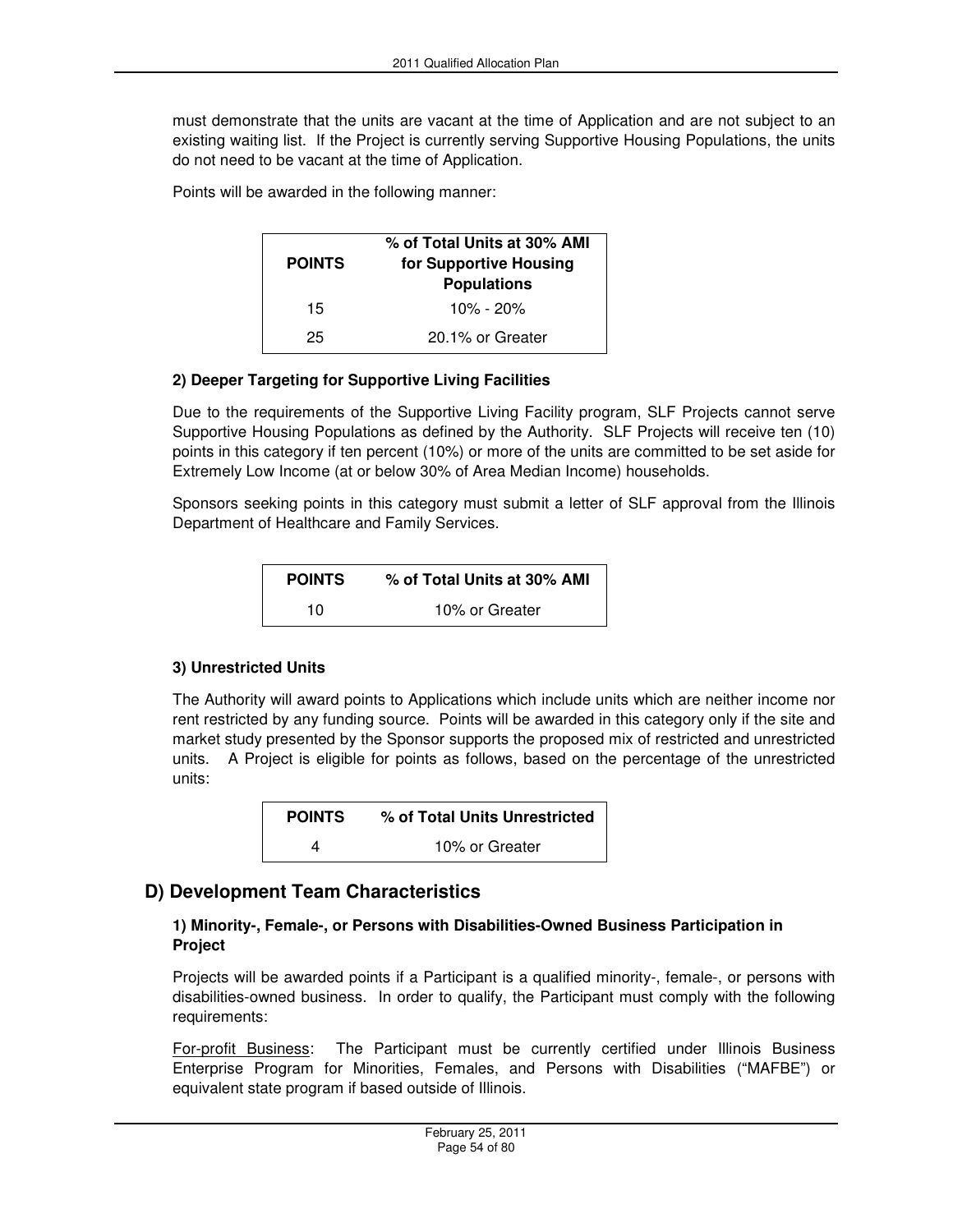must demonstrate that the units are vacant at the time of Application and are not subject to an existing waiting list. If the Project is currently serving Supportive Housing Populations, the units do not need to be vacant at the time of Application.

Points will be awarded in the following manner:

| POINTS | % of Total Units at 30% AMI for Supportive Housing Populations |
|---|---|
| 15 | 10% - 20% |
| 25 | 20.1% or Greater |

#### 2) Deeper Targeting for Supportive Living Facilities

Due to the requirements of the Supportive Living Facility program, SLF Projects cannot serve Supportive Housing Populations as defined by the Authority. SLF Projects will receive ten (10) points in this category if ten percent (10%) or more of the units are committed to be set aside for Extremely Low Income (at or below 30% of Area Median Income) households.

Sponsors seeking points in this category must submit a letter of SLF approval from the Illinois Department of Healthcare and Family Services.

| POINTS | % of Total Units at 30% AMI |
|---|---|
| 10 | 10% or Greater |

#### 3) Unrestricted Units

The Authority will award points to Applications which include units which are neither income nor rent restricted by any funding source. Points will be awarded in this category only if the site and market study presented by the Sponsor supports the proposed mix of restricted and unrestricted units. A Project is eligible for points as follows, based on the percentage of the unrestricted units:

| POINTS | % of Total Units Unrestricted |
|---|---|
| 4 | 10% or Greater |

## D) Development Team Characteristics

#### 1) Minority-, Female-, or Persons with Disabilities-Owned Business Participation in Project

Projects will be awarded points if a Participant is a qualified minority-, female-, or persons with disabilities-owned business. In order to qualify, the Participant must comply with the following requirements:

For-profit Business: The Participant must be currently certified under Illinois Business Enterprise Program for Minorities, Females, and Persons with Disabilities ("MAFBE") or equivalent state program if based outside of Illinois.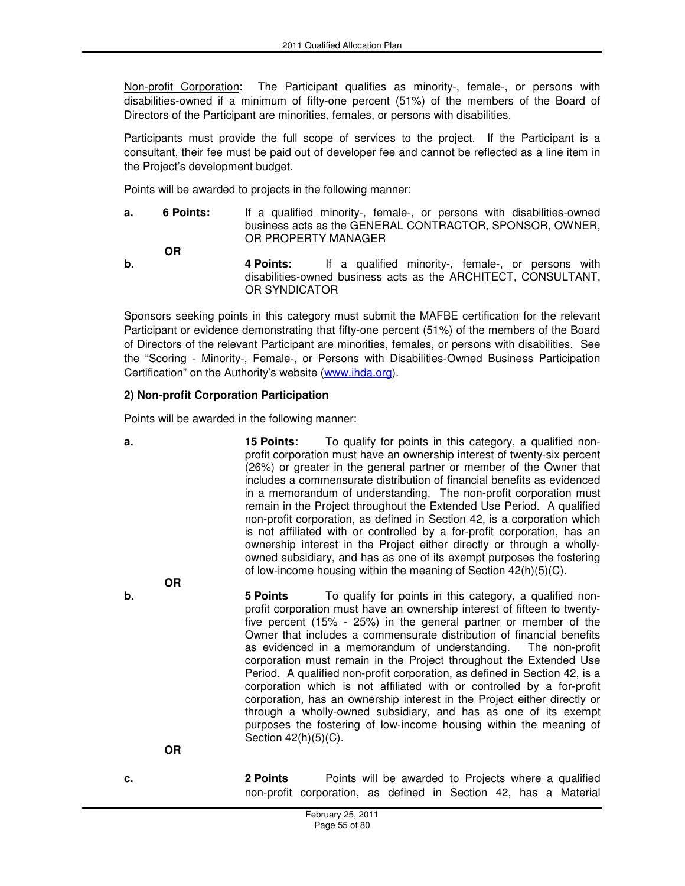Non-profit Corporation: The Participant qualifies as minority-, female-, or persons with disabilities-owned if a minimum of fifty-one percent (51%) of the members of the Board of Directors of the Participant are minorities, females, or persons with disabilities.

Participants must provide the full scope of services to the project. If the Participant is a consultant, their fee must be paid out of developer fee and cannot be reflected as a line item in the Project's development budget.

Points will be awarded to projects in the following manner:

**a.** **6 Points:** If a qualified minority-, female-, or persons with disabilities-owned business acts as the GENERAL CONTRACTOR, SPONSOR, OWNER, OR PROPERTY MANAGER

**OR**

**b.** **4 Points:** If a qualified minority-, female-, or persons with disabilities-owned business acts as the ARCHITECT, CONSULTANT, OR SYNDICATOR

Sponsors seeking points in this category must submit the MAFBE certification for the relevant Participant or evidence demonstrating that fifty-one percent (51%) of the members of the Board of Directors of the relevant Participant are minorities, females, or persons with disabilities. See the "Scoring - Minority-, Female-, or Persons with Disabilities-Owned Business Participation Certification" on the Authority's website (www.ihda.org).

**2) Non-profit Corporation Participation**

Points will be awarded in the following manner:

**a.** **15 Points:** To qualify for points in this category, a qualified non-profit corporation must have an ownership interest of twenty-six percent (26%) or greater in the general partner or member of the Owner that includes a commensurate distribution of financial benefits as evidenced in a memorandum of understanding. The non-profit corporation must remain in the Project throughout the Extended Use Period. A qualified non-profit corporation, as defined in Section 42, is a corporation which is not affiliated with or controlled by a for-profit corporation, has an ownership interest in the Project either directly or through a wholly-owned subsidiary, and has as one of its exempt purposes the fostering of low-income housing within the meaning of Section 42(h)(5)(C).

**OR**

**b.** **5 Points** To qualify for points in this category, a qualified non-profit corporation must have an ownership interest of fifteen to twenty-five percent (15% - 25%) in the general partner or member of the Owner that includes a commensurate distribution of financial benefits as evidenced in a memorandum of understanding. The non-profit corporation must remain in the Project throughout the Extended Use Period. A qualified non-profit corporation, as defined in Section 42, is a corporation which is not affiliated with or controlled by a for-profit corporation, has an ownership interest in the Project either directly or through a wholly-owned subsidiary, and has as one of its exempt purposes the fostering of low-income housing within the meaning of Section 42(h)(5)(C).

**OR**

**c.** **2 Points** Points will be awarded to Projects where a qualified non-profit corporation, as defined in Section 42, has a Material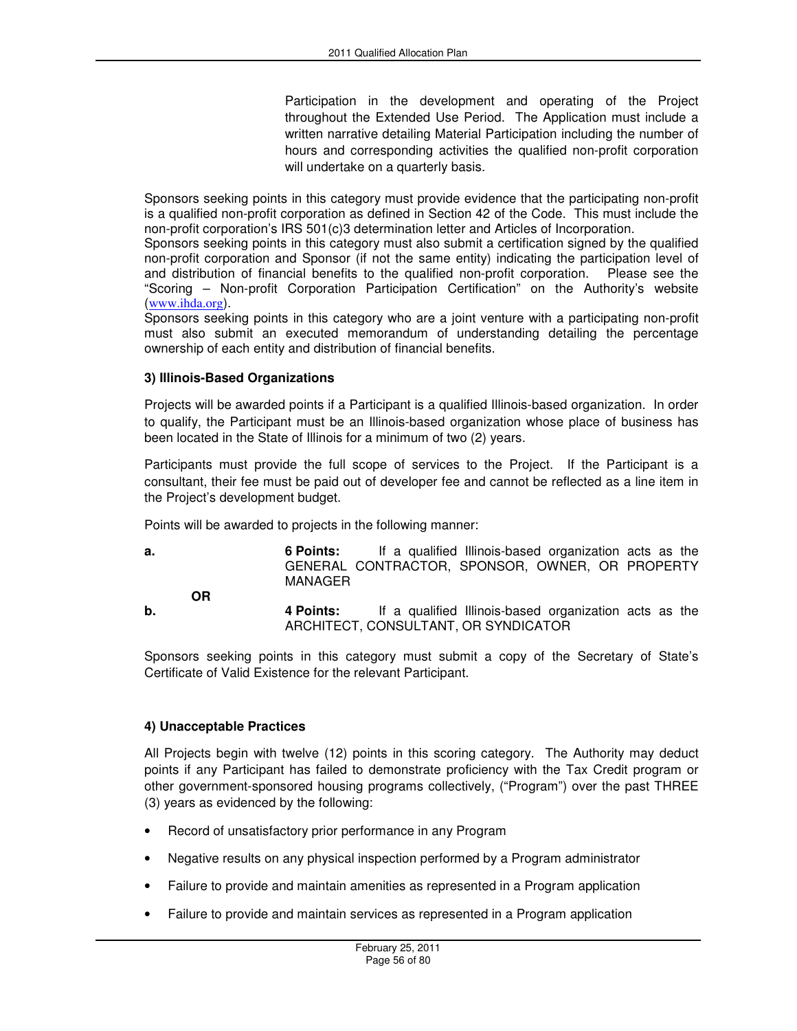Participation in the development and operating of the Project throughout the Extended Use Period. The Application must include a written narrative detailing Material Participation including the number of hours and corresponding activities the qualified non-profit corporation will undertake on a quarterly basis.

Sponsors seeking points in this category must provide evidence that the participating non-profit is a qualified non-profit corporation as defined in Section 42 of the Code. This must include the non-profit corporation's IRS 501(c)3 determination letter and Articles of Incorporation.

Sponsors seeking points in this category must also submit a certification signed by the qualified non-profit corporation and Sponsor (if not the same entity) indicating the participation level of and distribution of financial benefits to the qualified non-profit corporation. Please see the "Scoring – Non-profit Corporation Participation Certification" on the Authority's website (www.ihda.org).

Sponsors seeking points in this category who are a joint venture with a participating non-profit must also submit an executed memorandum of understanding detailing the percentage ownership of each entity and distribution of financial benefits.

**3) Illinois-Based Organizations**

Projects will be awarded points if a Participant is a qualified Illinois-based organization. In order to qualify, the Participant must be an Illinois-based organization whose place of business has been located in the State of Illinois for a minimum of two (2) years.

Participants must provide the full scope of services to the Project. If the Participant is a consultant, their fee must be paid out of developer fee and cannot be reflected as a line item in the Project's development budget.

Points will be awarded to projects in the following manner:

**a.** **6 Points:** If a qualified Illinois-based organization acts as the GENERAL CONTRACTOR, SPONSOR, OWNER, OR PROPERTY MANAGER

**OR**

**b.** **4 Points:** If a qualified Illinois-based organization acts as the ARCHITECT, CONSULTANT, OR SYNDICATOR

Sponsors seeking points in this category must submit a copy of the Secretary of State's Certificate of Valid Existence for the relevant Participant.

**4) Unacceptable Practices**

All Projects begin with twelve (12) points in this scoring category. The Authority may deduct points if any Participant has failed to demonstrate proficiency with the Tax Credit program or other government-sponsored housing programs collectively, ("Program") over the past THREE (3) years as evidenced by the following:

- Record of unsatisfactory prior performance in any Program
- Negative results on any physical inspection performed by a Program administrator
- Failure to provide and maintain amenities as represented in a Program application
- Failure to provide and maintain services as represented in a Program application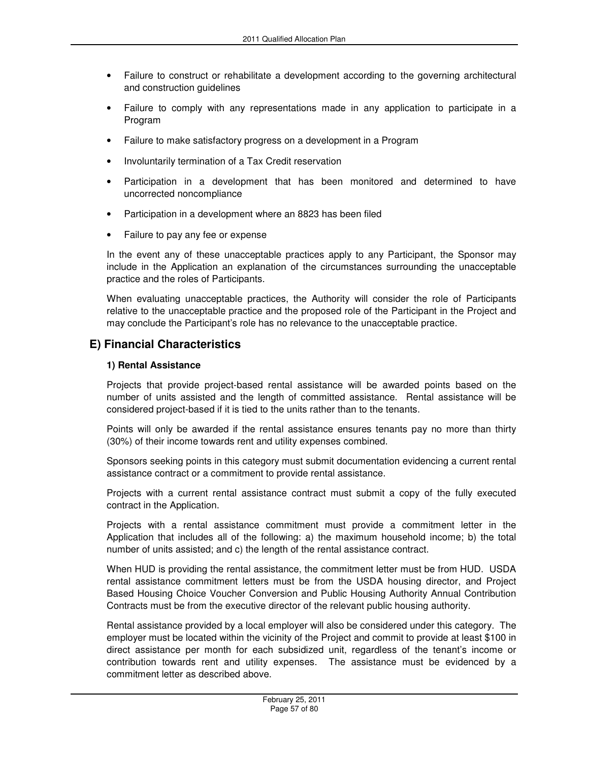- Failure to construct or rehabilitate a development according to the governing architectural and construction guidelines
- Failure to comply with any representations made in any application to participate in a Program
- Failure to make satisfactory progress on a development in a Program
- Involuntarily termination of a Tax Credit reservation
- Participation in a development that has been monitored and determined to have uncorrected noncompliance
- Participation in a development where an 8823 has been filed
- Failure to pay any fee or expense

In the event any of these unacceptable practices apply to any Participant, the Sponsor may include in the Application an explanation of the circumstances surrounding the unacceptable practice and the roles of Participants.

When evaluating unacceptable practices, the Authority will consider the role of Participants relative to the unacceptable practice and the proposed role of the Participant in the Project and may conclude the Participant's role has no relevance to the unacceptable practice.

## E) Financial Characteristics

### 1) Rental Assistance

Projects that provide project-based rental assistance will be awarded points based on the number of units assisted and the length of committed assistance. Rental assistance will be considered project-based if it is tied to the units rather than to the tenants.

Points will only be awarded if the rental assistance ensures tenants pay no more than thirty (30%) of their income towards rent and utility expenses combined.

Sponsors seeking points in this category must submit documentation evidencing a current rental assistance contract or a commitment to provide rental assistance.

Projects with a current rental assistance contract must submit a copy of the fully executed contract in the Application.

Projects with a rental assistance commitment must provide a commitment letter in the Application that includes all of the following: a) the maximum household income; b) the total number of units assisted; and c) the length of the rental assistance contract.

When HUD is providing the rental assistance, the commitment letter must be from HUD. USDA rental assistance commitment letters must be from the USDA housing director, and Project Based Housing Choice Voucher Conversion and Public Housing Authority Annual Contribution Contracts must be from the executive director of the relevant public housing authority.

Rental assistance provided by a local employer will also be considered under this category. The employer must be located within the vicinity of the Project and commit to provide at least $100 in direct assistance per month for each subsidized unit, regardless of the tenant's income or contribution towards rent and utility expenses. The assistance must be evidenced by a commitment letter as described above.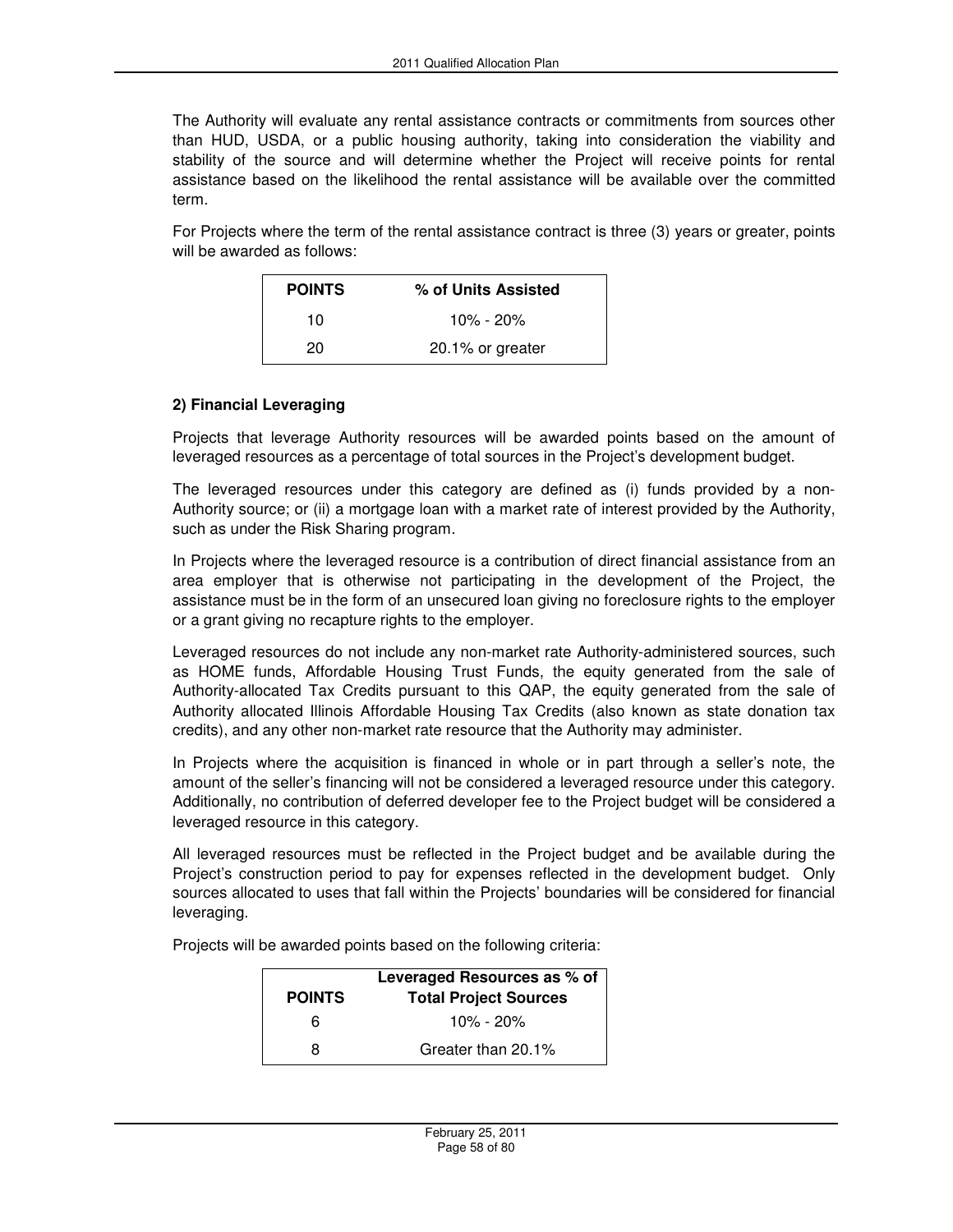The Authority will evaluate any rental assistance contracts or commitments from sources other than HUD, USDA, or a public housing authority, taking into consideration the viability and stability of the source and will determine whether the Project will receive points for rental assistance based on the likelihood the rental assistance will be available over the committed term.

For Projects where the term of the rental assistance contract is three (3) years or greater, points will be awarded as follows:

| POINTS | % of Units Assisted |
|---|---|
| 10 | 10% - 20% |
| 20 | 20.1% or greater |

**2) Financial Leveraging**

Projects that leverage Authority resources will be awarded points based on the amount of leveraged resources as a percentage of total sources in the Project's development budget.

The leveraged resources under this category are defined as (i) funds provided by a non-Authority source; or (ii) a mortgage loan with a market rate of interest provided by the Authority, such as under the Risk Sharing program.

In Projects where the leveraged resource is a contribution of direct financial assistance from an area employer that is otherwise not participating in the development of the Project, the assistance must be in the form of an unsecured loan giving no foreclosure rights to the employer or a grant giving no recapture rights to the employer.

Leveraged resources do not include any non-market rate Authority-administered sources, such as HOME funds, Affordable Housing Trust Funds, the equity generated from the sale of Authority-allocated Tax Credits pursuant to this QAP, the equity generated from the sale of Authority allocated Illinois Affordable Housing Tax Credits (also known as state donation tax credits), and any other non-market rate resource that the Authority may administer.

In Projects where the acquisition is financed in whole or in part through a seller's note, the amount of the seller's financing will not be considered a leveraged resource under this category. Additionally, no contribution of deferred developer fee to the Project budget will be considered a leveraged resource in this category.

All leveraged resources must be reflected in the Project budget and be available during the Project's construction period to pay for expenses reflected in the development budget. Only sources allocated to uses that fall within the Projects' boundaries will be considered for financial leveraging.

Projects will be awarded points based on the following criteria:

| POINTS | Leveraged Resources as % of Total Project Sources |
|---|---|
| 6 | 10% - 20% |
| 8 | Greater than 20.1% |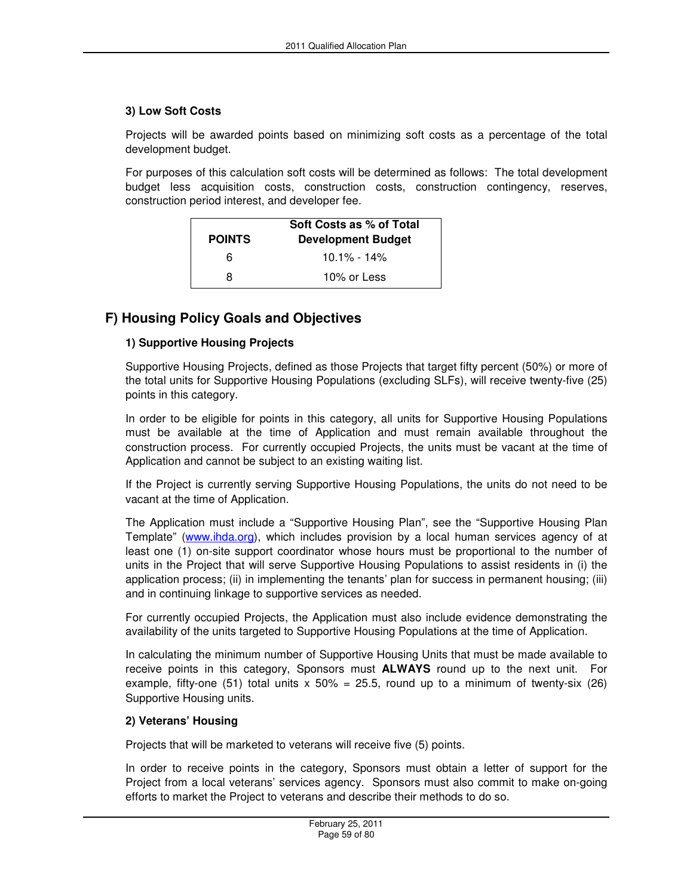### 3) Low Soft Costs

Projects will be awarded points based on minimizing soft costs as a percentage of the total development budget.

For purposes of this calculation soft costs will be determined as follows: The total development budget less acquisition costs, construction costs, construction contingency, reserves, construction period interest, and developer fee.

| POINTS | Soft Costs as % of Total Development Budget |
|---|---|
| 6 | 10.1% - 14% |
| 8 | 10% or Less |

## F) Housing Policy Goals and Objectives

### 1) Supportive Housing Projects

Supportive Housing Projects, defined as those Projects that target fifty percent (50%) or more of the total units for Supportive Housing Populations (excluding SLFs), will receive twenty-five (25) points in this category.

In order to be eligible for points in this category, all units for Supportive Housing Populations must be available at the time of Application and must remain available throughout the construction process. For currently occupied Projects, the units must be vacant at the time of Application and cannot be subject to an existing waiting list.

If the Project is currently serving Supportive Housing Populations, the units do not need to be vacant at the time of Application.

The Application must include a "Supportive Housing Plan", see the "Supportive Housing Plan Template" (www.ihda.org), which includes provision by a local human services agency of at least one (1) on-site support coordinator whose hours must be proportional to the number of units in the Project that will serve Supportive Housing Populations to assist residents in (i) the application process; (ii) in implementing the tenants' plan for success in permanent housing; (iii) and in continuing linkage to supportive services as needed.

For currently occupied Projects, the Application must also include evidence demonstrating the availability of the units targeted to Supportive Housing Populations at the time of Application.

In calculating the minimum number of Supportive Housing Units that must be made available to receive points in this category, Sponsors must **ALWAYS** round up to the next unit. For example, fifty-one (51) total units x 50% = 25.5, round up to a minimum of twenty-six (26) Supportive Housing units.

### 2) Veterans' Housing

Projects that will be marketed to veterans will receive five (5) points.

In order to receive points in the category, Sponsors must obtain a letter of support for the Project from a local veterans' services agency. Sponsors must also commit to make on-going efforts to market the Project to veterans and describe their methods to do so.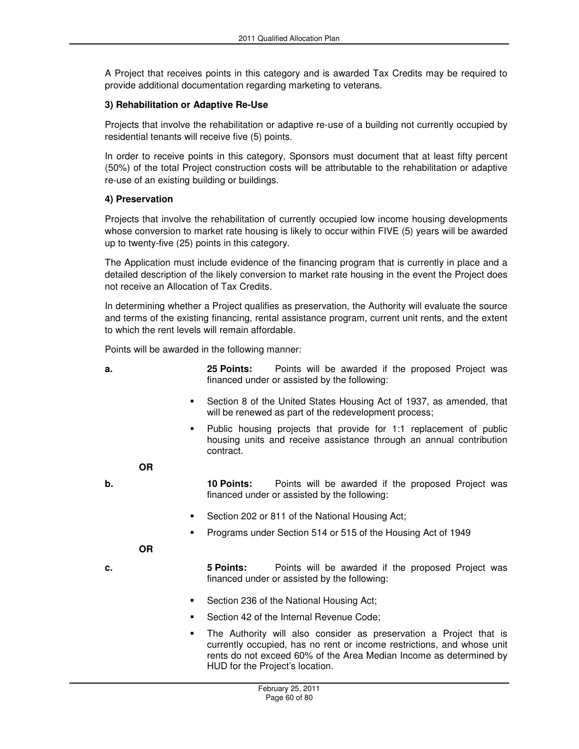A Project that receives points in this category and is awarded Tax Credits may be required to provide additional documentation regarding marketing to veterans.

**3) Rehabilitation or Adaptive Re-Use**

Projects that involve the rehabilitation or adaptive re-use of a building not currently occupied by residential tenants will receive five (5) points.

In order to receive points in this category, Sponsors must document that at least fifty percent (50%) of the total Project construction costs will be attributable to the rehabilitation or adaptive re-use of an existing building or buildings.

**4) Preservation**

Projects that involve the rehabilitation of currently occupied low income housing developments whose conversion to market rate housing is likely to occur within FIVE (5) years will be awarded up to twenty-five (25) points in this category.

The Application must include evidence of the financing program that is currently in place and a detailed description of the likely conversion to market rate housing in the event the Project does not receive an Allocation of Tax Credits.

In determining whether a Project qualifies as preservation, the Authority will evaluate the source and terms of the existing financing, rental assistance program, current unit rents, and the extent to which the rent levels will remain affordable.

Points will be awarded in the following manner:

**a.** **25 Points:** Points will be awarded if the proposed Project was financed under or assisted by the following:

- Section 8 of the United States Housing Act of 1937, as amended, that will be renewed as part of the redevelopment process;
- Public housing projects that provide for 1:1 replacement of public housing units and receive assistance through an annual contribution contract.

**OR**

**b.** **10 Points:** Points will be awarded if the proposed Project was financed under or assisted by the following:

- Section 202 or 811 of the National Housing Act;
- Programs under Section 514 or 515 of the Housing Act of 1949

**OR**

**c.** **5 Points:** Points will be awarded if the proposed Project was financed under or assisted by the following:

- Section 236 of the National Housing Act;
- Section 42 of the Internal Revenue Code;
- The Authority will also consider as preservation a Project that is currently occupied, has no rent or income restrictions, and whose unit rents do not exceed 60% of the Area Median Income as determined by HUD for the Project's location.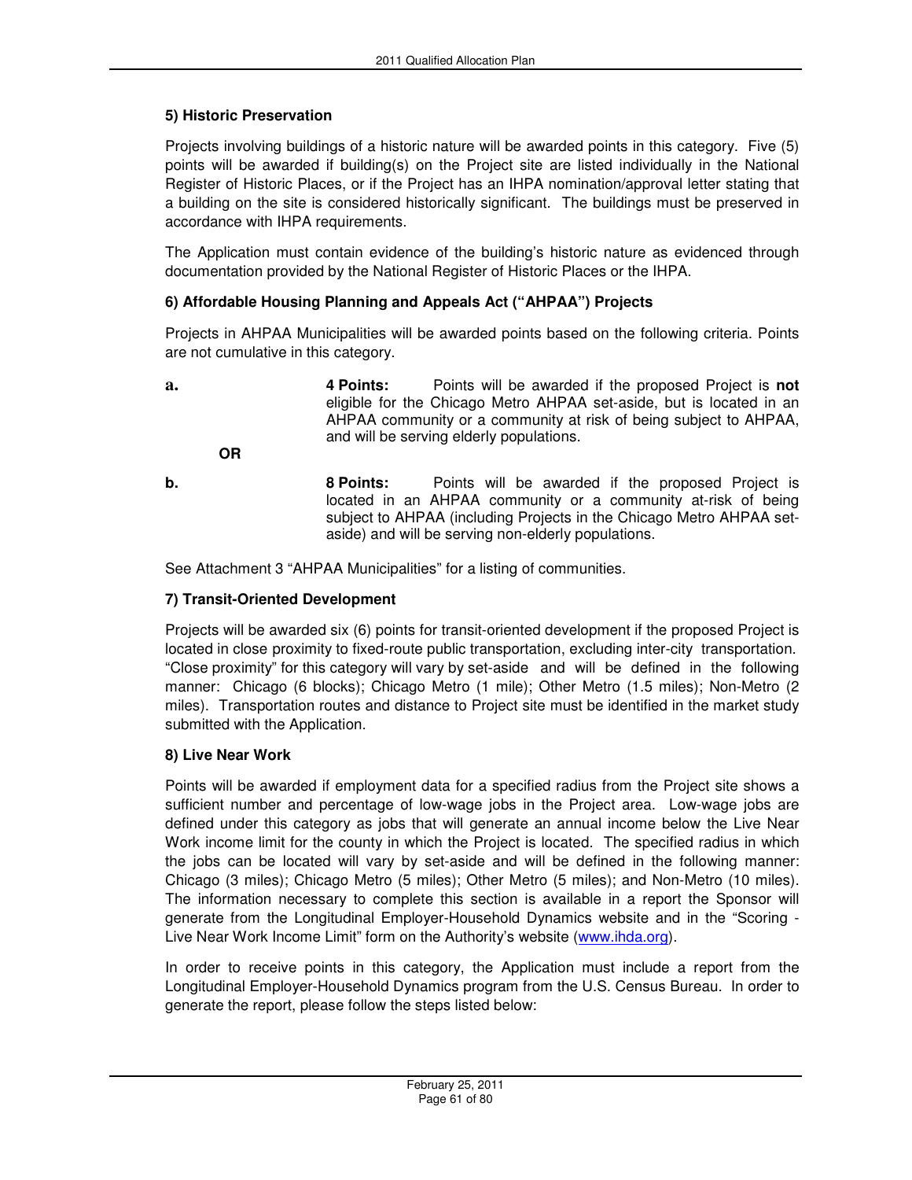### 5) Historic Preservation

Projects involving buildings of a historic nature will be awarded points in this category. Five (5) points will be awarded if building(s) on the Project site are listed individually in the National Register of Historic Places, or if the Project has an IHPA nomination/approval letter stating that a building on the site is considered historically significant. The buildings must be preserved in accordance with IHPA requirements.

The Application must contain evidence of the building's historic nature as evidenced through documentation provided by the National Register of Historic Places or the IHPA.

### 6) Affordable Housing Planning and Appeals Act ("AHPAA") Projects

Projects in AHPAA Municipalities will be awarded points based on the following criteria. Points are not cumulative in this category.

**a.** **4 Points:** Points will be awarded if the proposed Project is **not** eligible for the Chicago Metro AHPAA set-aside, but is located in an AHPAA community or a community at risk of being subject to AHPAA, and will be serving elderly populations.

**OR**

**b.** **8 Points:** Points will be awarded if the proposed Project is located in an AHPAA community or a community at-risk of being subject to AHPAA (including Projects in the Chicago Metro AHPAA set-aside) and will be serving non-elderly populations.

See Attachment 3 "AHPAA Municipalities" for a listing of communities.

### 7) Transit-Oriented Development

Projects will be awarded six (6) points for transit-oriented development if the proposed Project is located in close proximity to fixed-route public transportation, excluding inter-city transportation. "Close proximity" for this category will vary by set-aside and will be defined in the following manner: Chicago (6 blocks); Chicago Metro (1 mile); Other Metro (1.5 miles); Non-Metro (2 miles). Transportation routes and distance to Project site must be identified in the market study submitted with the Application.

### 8) Live Near Work

Points will be awarded if employment data for a specified radius from the Project site shows a sufficient number and percentage of low-wage jobs in the Project area. Low-wage jobs are defined under this category as jobs that will generate an annual income below the Live Near Work income limit for the county in which the Project is located. The specified radius in which the jobs can be located will vary by set-aside and will be defined in the following manner: Chicago (3 miles); Chicago Metro (5 miles); Other Metro (5 miles); and Non-Metro (10 miles). The information necessary to complete this section is available in a report the Sponsor will generate from the Longitudinal Employer-Household Dynamics website and in the "Scoring - Live Near Work Income Limit" form on the Authority's website (www.ihda.org).

In order to receive points in this category, the Application must include a report from the Longitudinal Employer-Household Dynamics program from the U.S. Census Bureau. In order to generate the report, please follow the steps listed below: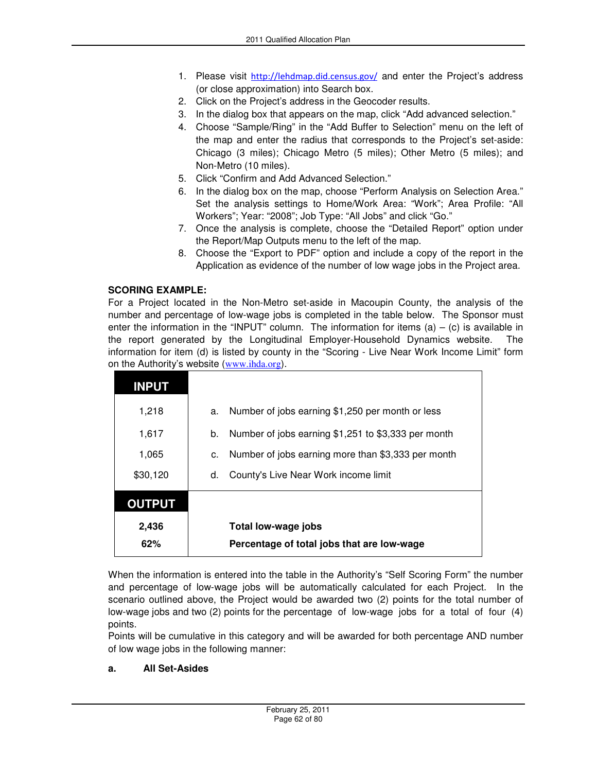1. Please visit http://lehdmap.did.census.gov/ and enter the Project's address (or close approximation) into Search box.
2. Click on the Project's address in the Geocoder results.
3. In the dialog box that appears on the map, click "Add advanced selection."
4. Choose "Sample/Ring" in the "Add Buffer to Selection" menu on the left of the map and enter the radius that corresponds to the Project's set-aside: Chicago (3 miles); Chicago Metro (5 miles); Other Metro (5 miles); and Non-Metro (10 miles).
5. Click "Confirm and Add Advanced Selection."
6. In the dialog box on the map, choose "Perform Analysis on Selection Area." Set the analysis settings to Home/Work Area: "Work"; Area Profile: "All Workers"; Year: "2008"; Job Type: "All Jobs" and click "Go."
7. Once the analysis is complete, choose the "Detailed Report" option under the Report/Map Outputs menu to the left of the map.
8. Choose the "Export to PDF" option and include a copy of the report in the Application as evidence of the number of low wage jobs in the Project area.

**SCORING EXAMPLE:**
For a Project located in the Non-Metro set-aside in Macoupin County, the analysis of the number and percentage of low-wage jobs is completed in the table below. The Sponsor must enter the information in the "INPUT" column. The information for items (a) – (c) is available in the report generated by the Longitudinal Employer-Household Dynamics website. The information for item (d) is listed by county in the "Scoring - Live Near Work Income Limit" form on the Authority's website (www.ihda.org).

| **INPUT** | |
|---|---|
| 1,218 | a. Number of jobs earning $1,250 per month or less |
| 1,617 | b. Number of jobs earning $1,251 to $3,333 per month |
| 1,065 | c. Number of jobs earning more than $3,333 per month |
| $30,120 | d. County's Live Near Work income limit |
| **OUTPUT** | |
| **2,436** | **Total low-wage jobs** |
| **62%** | **Percentage of total jobs that are low-wage** |

When the information is entered into the table in the Authority's "Self Scoring Form" the number and percentage of low-wage jobs will be automatically calculated for each Project. In the scenario outlined above, the Project would be awarded two (2) points for the total number of low-wage jobs and two (2) points for the percentage of low-wage jobs for a total of four (4) points.
Points will be cumulative in this category and will be awarded for both percentage AND number of low wage jobs in the following manner:

**a. All Set-Asides**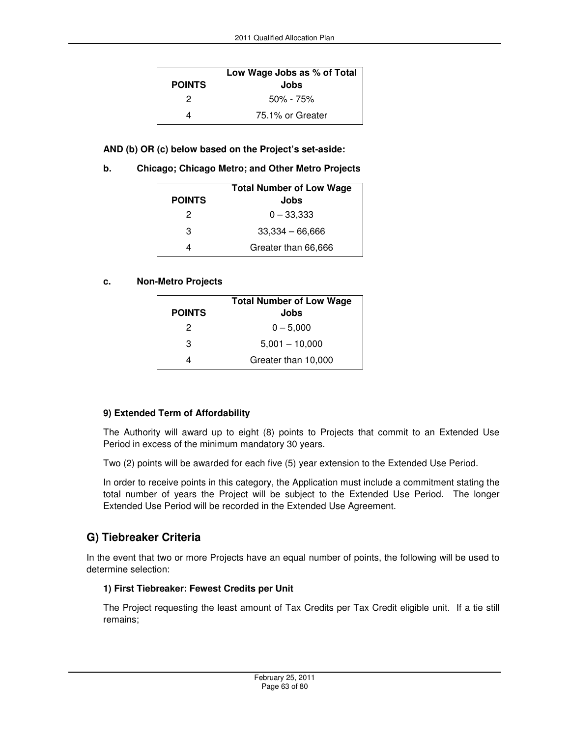| POINTS | Low Wage Jobs as % of Total Jobs |
|---|---|
| 2 | 50% - 75% |
| 4 | 75.1% or Greater |

**AND (b) OR (c) below based on the Project's set-aside:**

**b. Chicago; Chicago Metro; and Other Metro Projects**

| POINTS | Total Number of Low Wage Jobs |
|---|---|
| 2 | 0 – 33,333 |
| 3 | 33,334 – 66,666 |
| 4 | Greater than 66,666 |

**c. Non-Metro Projects**

| POINTS | Total Number of Low Wage Jobs |
|---|---|
| 2 | 0 – 5,000 |
| 3 | 5,001 – 10,000 |
| 4 | Greater than 10,000 |

#### 9) Extended Term of Affordability

The Authority will award up to eight (8) points to Projects that commit to an Extended Use Period in excess of the minimum mandatory 30 years.

Two (2) points will be awarded for each five (5) year extension to the Extended Use Period.

In order to receive points in this category, the Application must include a commitment stating the total number of years the Project will be subject to the Extended Use Period. The longer Extended Use Period will be recorded in the Extended Use Agreement.

## G) Tiebreaker Criteria

In the event that two or more Projects have an equal number of points, the following will be used to determine selection:

#### 1) First Tiebreaker: Fewest Credits per Unit

The Project requesting the least amount of Tax Credits per Tax Credit eligible unit. If a tie still remains;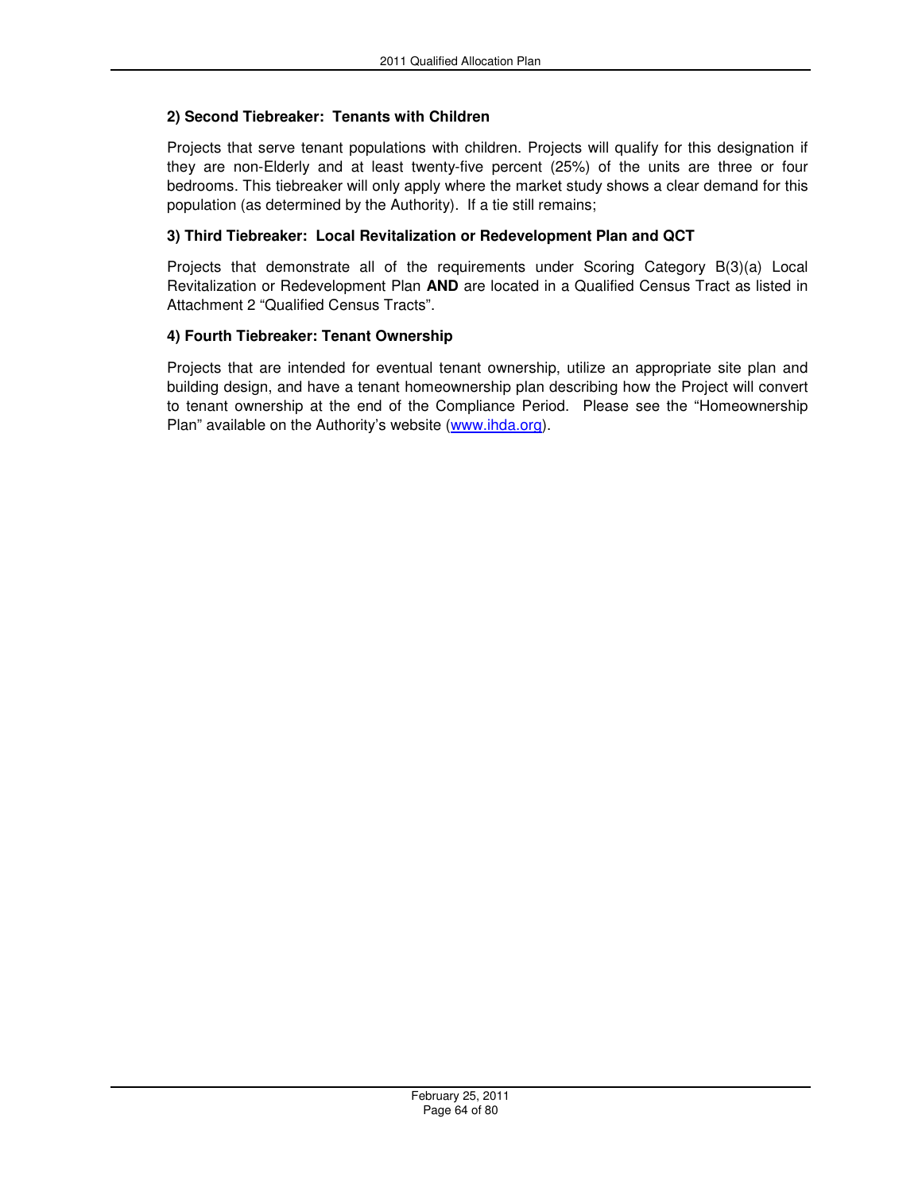**2) Second Tiebreaker: Tenants with Children**

Projects that serve tenant populations with children. Projects will qualify for this designation if they are non-Elderly and at least twenty-five percent (25%) of the units are three or four bedrooms. This tiebreaker will only apply where the market study shows a clear demand for this population (as determined by the Authority). If a tie still remains;

**3) Third Tiebreaker: Local Revitalization or Redevelopment Plan and QCT**

Projects that demonstrate all of the requirements under Scoring Category B(3)(a) Local Revitalization or Redevelopment Plan **AND** are located in a Qualified Census Tract as listed in Attachment 2 "Qualified Census Tracts".

**4) Fourth Tiebreaker: Tenant Ownership**

Projects that are intended for eventual tenant ownership, utilize an appropriate site plan and building design, and have a tenant homeownership plan describing how the Project will convert to tenant ownership at the end of the Compliance Period. Please see the "Homeownership Plan" available on the Authority's website (www.ihda.org).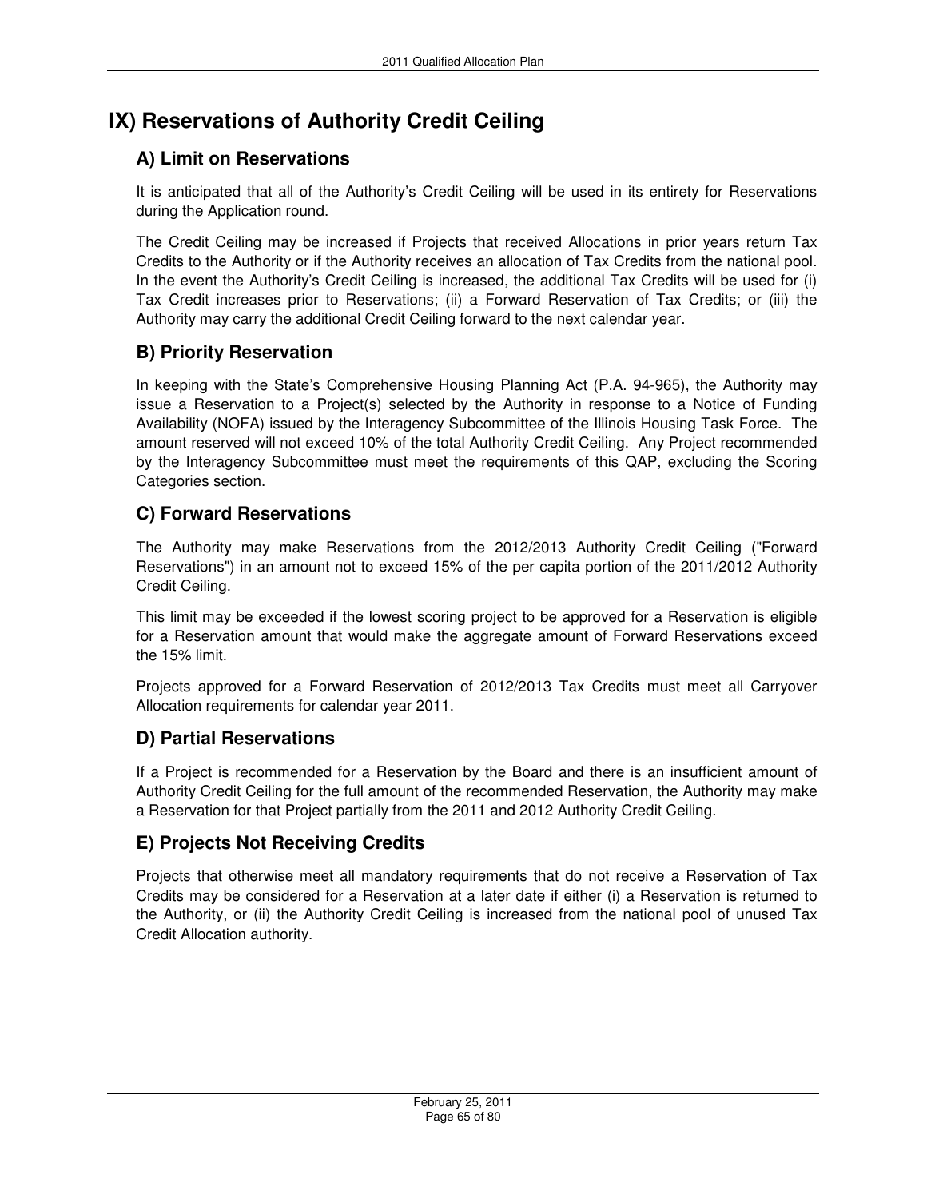# IX) Reservations of Authority Credit Ceiling

## A) Limit on Reservations

It is anticipated that all of the Authority's Credit Ceiling will be used in its entirety for Reservations during the Application round.

The Credit Ceiling may be increased if Projects that received Allocations in prior years return Tax Credits to the Authority or if the Authority receives an allocation of Tax Credits from the national pool. In the event the Authority's Credit Ceiling is increased, the additional Tax Credits will be used for (i) Tax Credit increases prior to Reservations; (ii) a Forward Reservation of Tax Credits; or (iii) the Authority may carry the additional Credit Ceiling forward to the next calendar year.

## B) Priority Reservation

In keeping with the State's Comprehensive Housing Planning Act (P.A. 94-965), the Authority may issue a Reservation to a Project(s) selected by the Authority in response to a Notice of Funding Availability (NOFA) issued by the Interagency Subcommittee of the Illinois Housing Task Force. The amount reserved will not exceed 10% of the total Authority Credit Ceiling. Any Project recommended by the Interagency Subcommittee must meet the requirements of this QAP, excluding the Scoring Categories section.

## C) Forward Reservations

The Authority may make Reservations from the 2012/2013 Authority Credit Ceiling ("Forward Reservations") in an amount not to exceed 15% of the per capita portion of the 2011/2012 Authority Credit Ceiling.

This limit may be exceeded if the lowest scoring project to be approved for a Reservation is eligible for a Reservation amount that would make the aggregate amount of Forward Reservations exceed the 15% limit.

Projects approved for a Forward Reservation of 2012/2013 Tax Credits must meet all Carryover Allocation requirements for calendar year 2011.

## D) Partial Reservations

If a Project is recommended for a Reservation by the Board and there is an insufficient amount of Authority Credit Ceiling for the full amount of the recommended Reservation, the Authority may make a Reservation for that Project partially from the 2011 and 2012 Authority Credit Ceiling.

## E) Projects Not Receiving Credits

Projects that otherwise meet all mandatory requirements that do not receive a Reservation of Tax Credits may be considered for a Reservation at a later date if either (i) a Reservation is returned to the Authority, or (ii) the Authority Credit Ceiling is increased from the national pool of unused Tax Credit Allocation authority.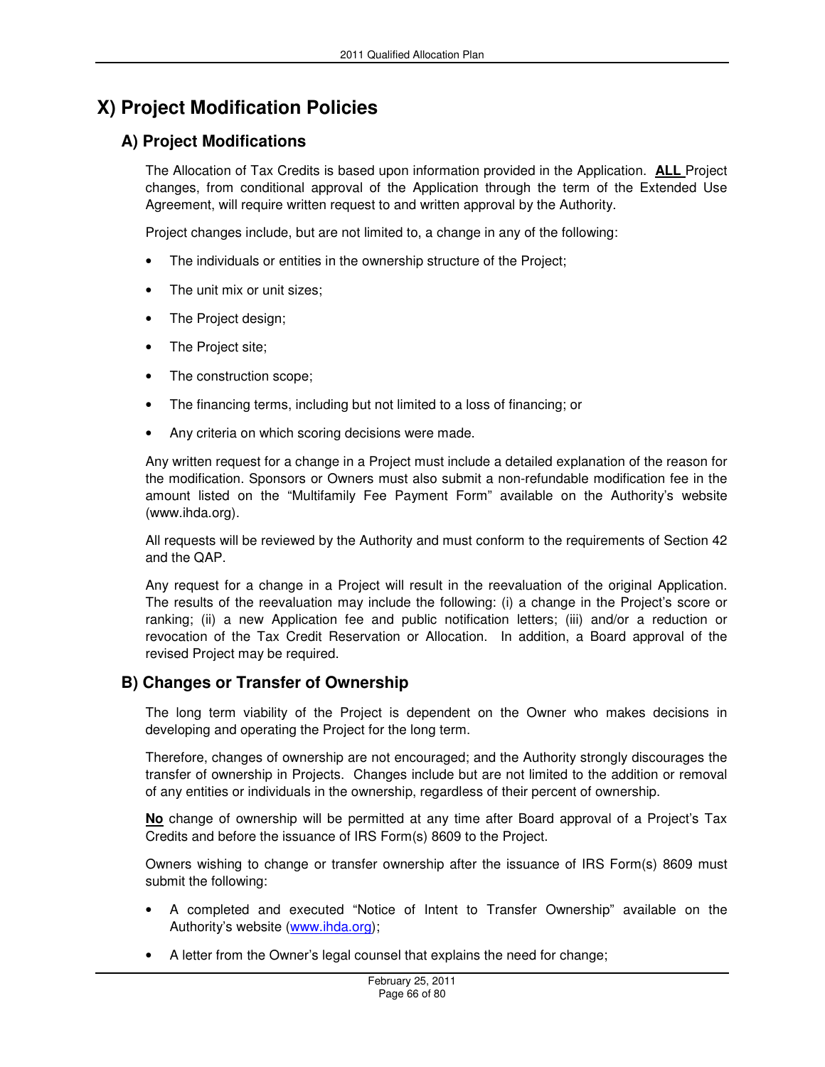# X) Project Modification Policies

## A) Project Modifications

The Allocation of Tax Credits is based upon information provided in the Application. **ALL** Project changes, from conditional approval of the Application through the term of the Extended Use Agreement, will require written request to and written approval by the Authority.

Project changes include, but are not limited to, a change in any of the following:

- The individuals or entities in the ownership structure of the Project;
- The unit mix or unit sizes;
- The Project design;
- The Project site;
- The construction scope;
- The financing terms, including but not limited to a loss of financing; or
- Any criteria on which scoring decisions were made.

Any written request for a change in a Project must include a detailed explanation of the reason for the modification. Sponsors or Owners must also submit a non-refundable modification fee in the amount listed on the "Multifamily Fee Payment Form" available on the Authority's website (www.ihda.org).

All requests will be reviewed by the Authority and must conform to the requirements of Section 42 and the QAP.

Any request for a change in a Project will result in the reevaluation of the original Application. The results of the reevaluation may include the following: (i) a change in the Project's score or ranking; (ii) a new Application fee and public notification letters; (iii) and/or a reduction or revocation of the Tax Credit Reservation or Allocation. In addition, a Board approval of the revised Project may be required.

## B) Changes or Transfer of Ownership

The long term viability of the Project is dependent on the Owner who makes decisions in developing and operating the Project for the long term.

Therefore, changes of ownership are not encouraged; and the Authority strongly discourages the transfer of ownership in Projects. Changes include but are not limited to the addition or removal of any entities or individuals in the ownership, regardless of their percent of ownership.

**No** change of ownership will be permitted at any time after Board approval of a Project's Tax Credits and before the issuance of IRS Form(s) 8609 to the Project.

Owners wishing to change or transfer ownership after the issuance of IRS Form(s) 8609 must submit the following:

- A completed and executed "Notice of Intent to Transfer Ownership" available on the Authority's website (www.ihda.org);
- A letter from the Owner's legal counsel that explains the need for change;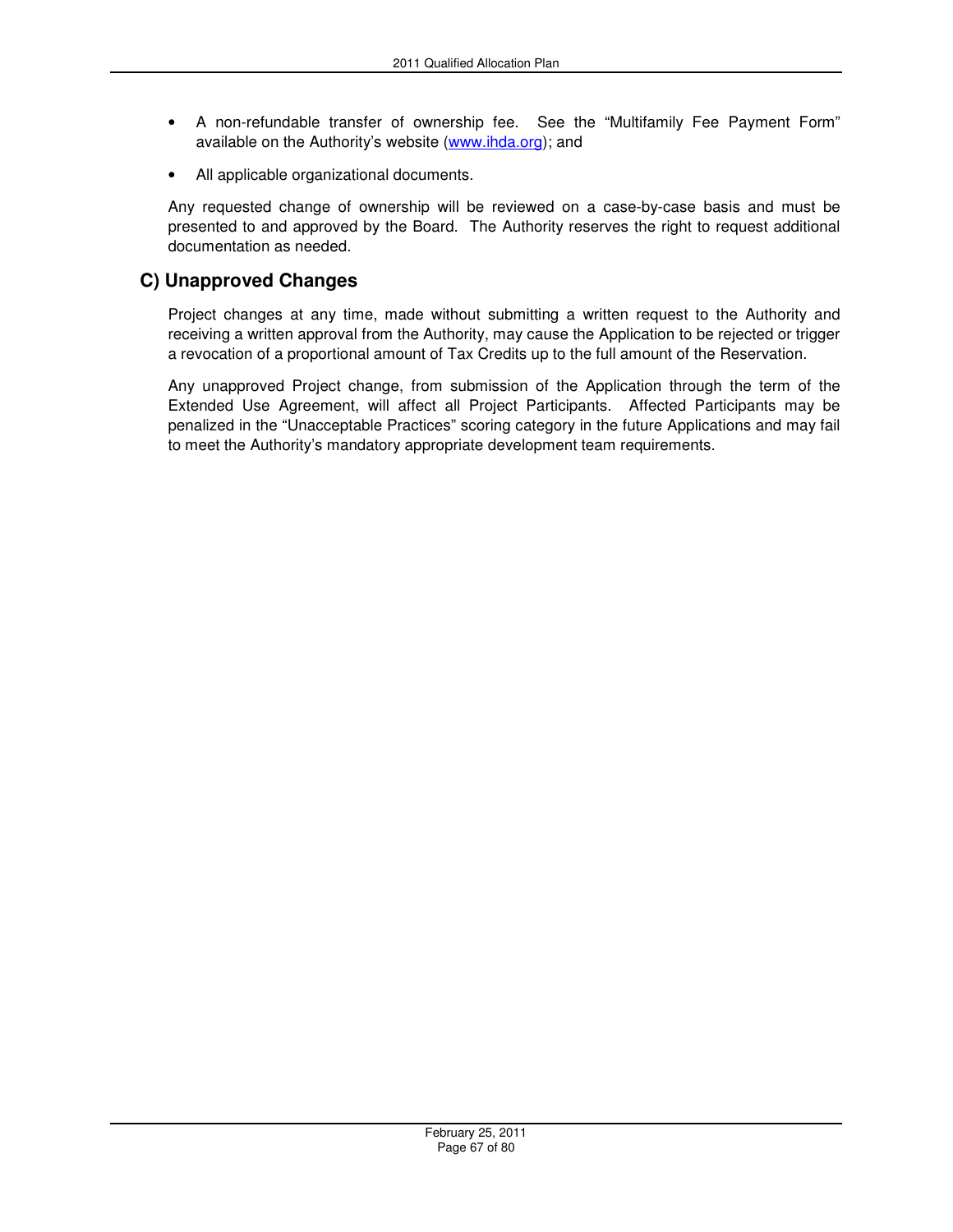- A non-refundable transfer of ownership fee. See the "Multifamily Fee Payment Form" available on the Authority's website (www.ihda.org); and
- All applicable organizational documents.

Any requested change of ownership will be reviewed on a case-by-case basis and must be presented to and approved by the Board. The Authority reserves the right to request additional documentation as needed.

## C) Unapproved Changes

Project changes at any time, made without submitting a written request to the Authority and receiving a written approval from the Authority, may cause the Application to be rejected or trigger a revocation of a proportional amount of Tax Credits up to the full amount of the Reservation.

Any unapproved Project change, from submission of the Application through the term of the Extended Use Agreement, will affect all Project Participants. Affected Participants may be penalized in the "Unacceptable Practices" scoring category in the future Applications and may fail to meet the Authority's mandatory appropriate development team requirements.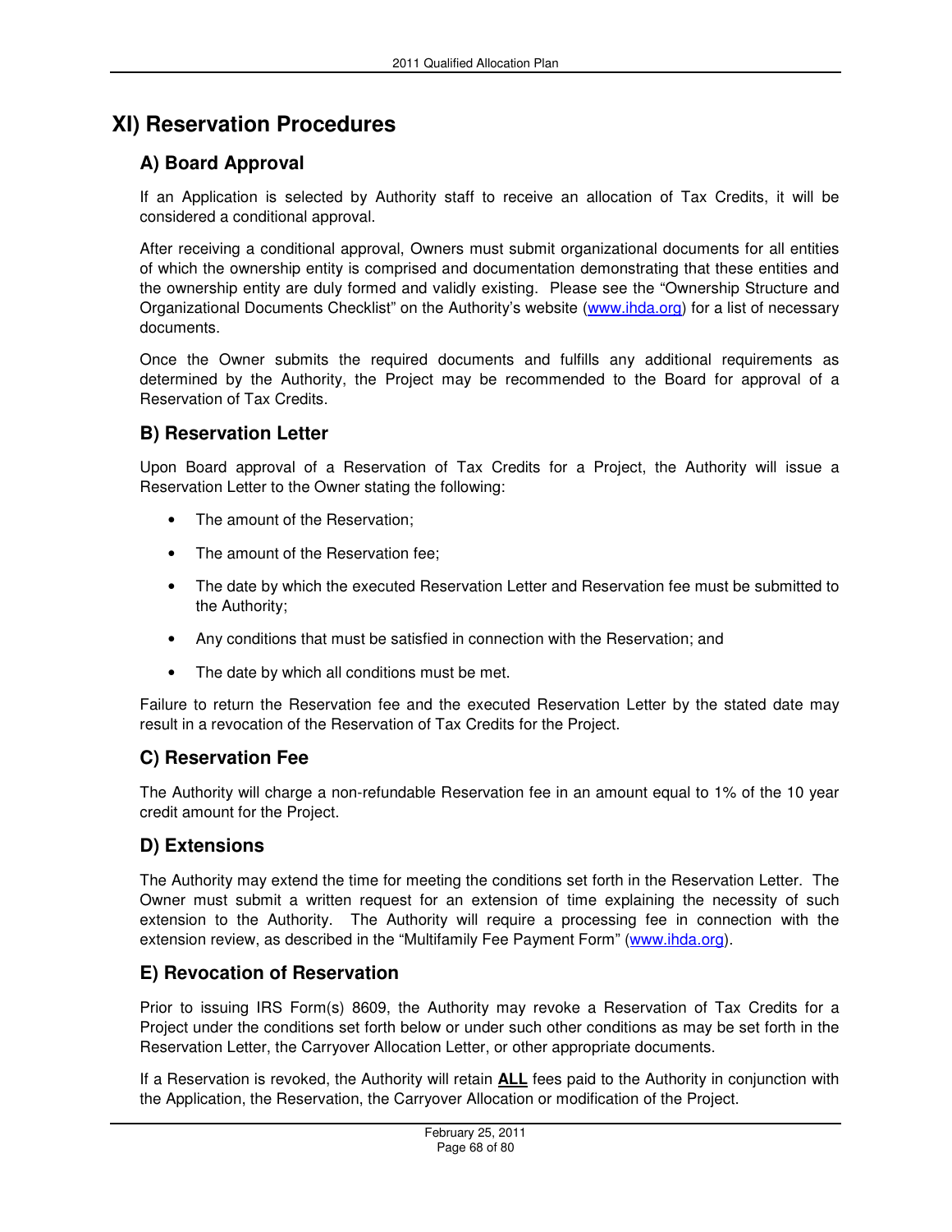# XI) Reservation Procedures

## A) Board Approval

If an Application is selected by Authority staff to receive an allocation of Tax Credits, it will be considered a conditional approval.

After receiving a conditional approval, Owners must submit organizational documents for all entities of which the ownership entity is comprised and documentation demonstrating that these entities and the ownership entity are duly formed and validly existing. Please see the "Ownership Structure and Organizational Documents Checklist" on the Authority's website (www.ihda.org) for a list of necessary documents.

Once the Owner submits the required documents and fulfills any additional requirements as determined by the Authority, the Project may be recommended to the Board for approval of a Reservation of Tax Credits.

## B) Reservation Letter

Upon Board approval of a Reservation of Tax Credits for a Project, the Authority will issue a Reservation Letter to the Owner stating the following:

- The amount of the Reservation;
- The amount of the Reservation fee;
- The date by which the executed Reservation Letter and Reservation fee must be submitted to the Authority;
- Any conditions that must be satisfied in connection with the Reservation; and
- The date by which all conditions must be met.

Failure to return the Reservation fee and the executed Reservation Letter by the stated date may result in a revocation of the Reservation of Tax Credits for the Project.

## C) Reservation Fee

The Authority will charge a non-refundable Reservation fee in an amount equal to 1% of the 10 year credit amount for the Project.

## D) Extensions

The Authority may extend the time for meeting the conditions set forth in the Reservation Letter. The Owner must submit a written request for an extension of time explaining the necessity of such extension to the Authority. The Authority will require a processing fee in connection with the extension review, as described in the "Multifamily Fee Payment Form" (www.ihda.org).

## E) Revocation of Reservation

Prior to issuing IRS Form(s) 8609, the Authority may revoke a Reservation of Tax Credits for a Project under the conditions set forth below or under such other conditions as may be set forth in the Reservation Letter, the Carryover Allocation Letter, or other appropriate documents.

If a Reservation is revoked, the Authority will retain **ALL** fees paid to the Authority in conjunction with the Application, the Reservation, the Carryover Allocation or modification of the Project.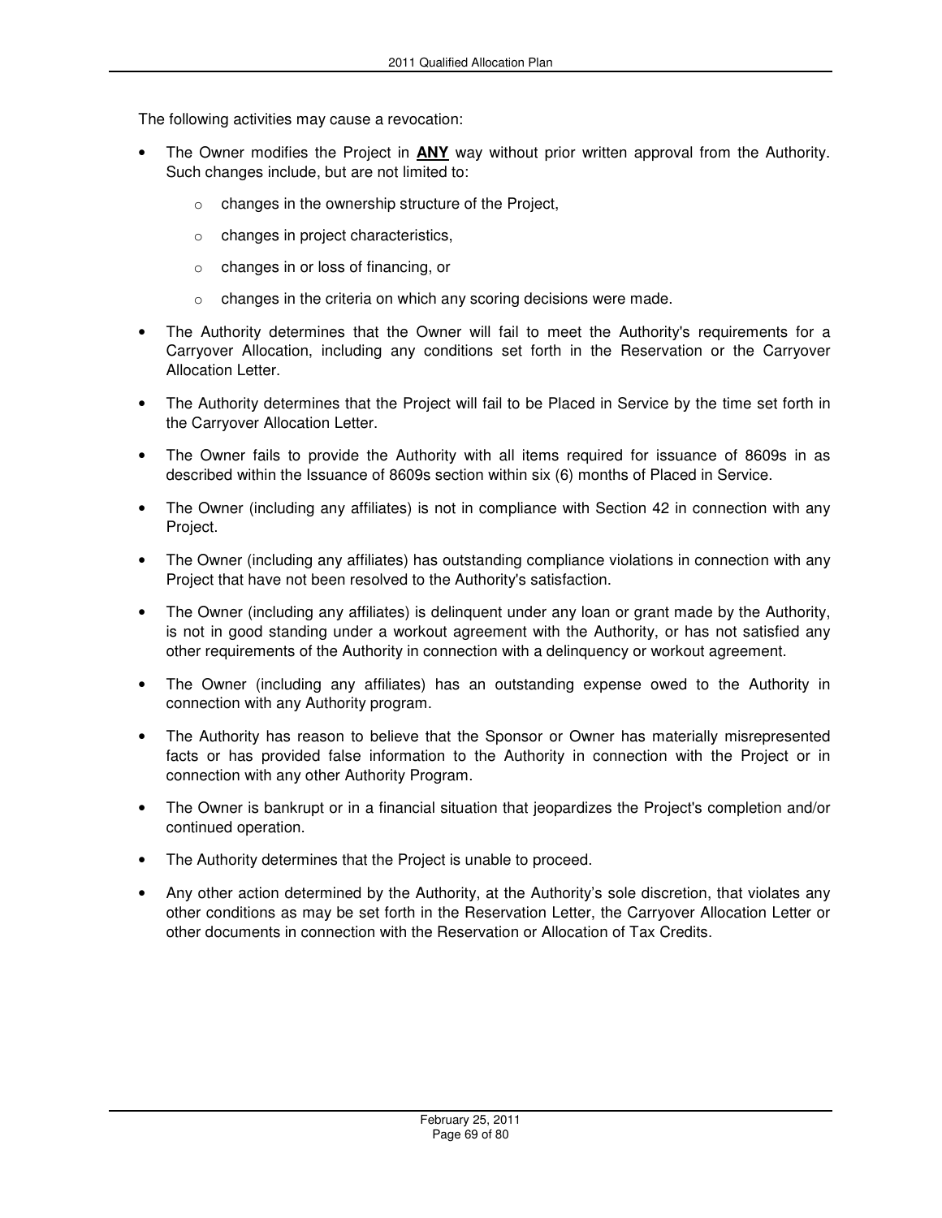The following activities may cause a revocation:

- The Owner modifies the Project in **<u>ANY</u>** way without prior written approval from the Authority. Such changes include, but are not limited to:
  - changes in the ownership structure of the Project,
  - changes in project characteristics,
  - changes in or loss of financing, or
  - changes in the criteria on which any scoring decisions were made.
- The Authority determines that the Owner will fail to meet the Authority's requirements for a Carryover Allocation, including any conditions set forth in the Reservation or the Carryover Allocation Letter.
- The Authority determines that the Project will fail to be Placed in Service by the time set forth in the Carryover Allocation Letter.
- The Owner fails to provide the Authority with all items required for issuance of 8609s in as described within the Issuance of 8609s section within six (6) months of Placed in Service.
- The Owner (including any affiliates) is not in compliance with Section 42 in connection with any Project.
- The Owner (including any affiliates) has outstanding compliance violations in connection with any Project that have not been resolved to the Authority's satisfaction.
- The Owner (including any affiliates) is delinquent under any loan or grant made by the Authority, is not in good standing under a workout agreement with the Authority, or has not satisfied any other requirements of the Authority in connection with a delinquency or workout agreement.
- The Owner (including any affiliates) has an outstanding expense owed to the Authority in connection with any Authority program.
- The Authority has reason to believe that the Sponsor or Owner has materially misrepresented facts or has provided false information to the Authority in connection with the Project or in connection with any other Authority Program.
- The Owner is bankrupt or in a financial situation that jeopardizes the Project's completion and/or continued operation.
- The Authority determines that the Project is unable to proceed.
- Any other action determined by the Authority, at the Authority's sole discretion, that violates any other conditions as may be set forth in the Reservation Letter, the Carryover Allocation Letter or other documents in connection with the Reservation or Allocation of Tax Credits.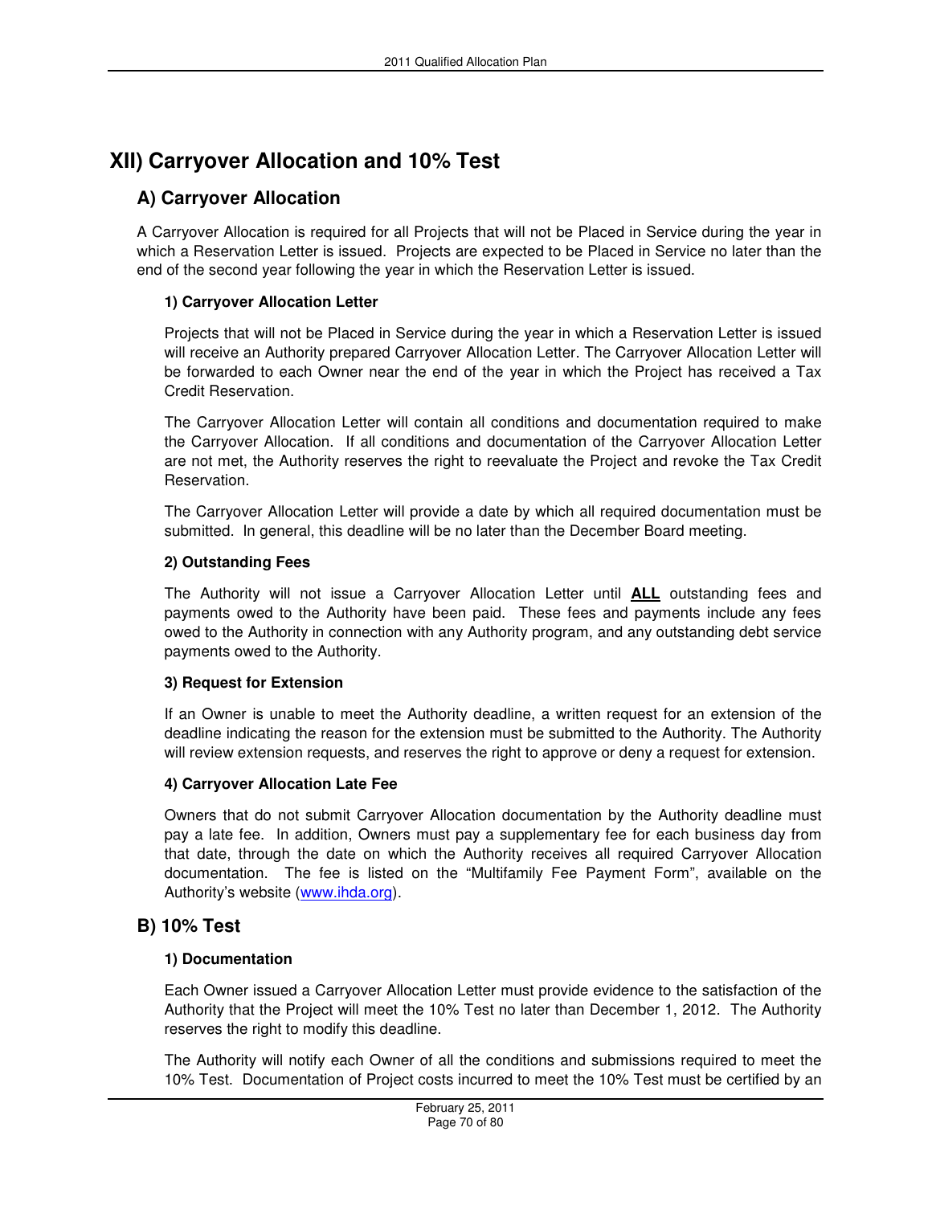# XII) Carryover Allocation and 10% Test

## A) Carryover Allocation

A Carryover Allocation is required for all Projects that will not be Placed in Service during the year in which a Reservation Letter is issued. Projects are expected to be Placed in Service no later than the end of the second year following the year in which the Reservation Letter is issued.

### 1) Carryover Allocation Letter

Projects that will not be Placed in Service during the year in which a Reservation Letter is issued will receive an Authority prepared Carryover Allocation Letter. The Carryover Allocation Letter will be forwarded to each Owner near the end of the year in which the Project has received a Tax Credit Reservation.

The Carryover Allocation Letter will contain all conditions and documentation required to make the Carryover Allocation. If all conditions and documentation of the Carryover Allocation Letter are not met, the Authority reserves the right to reevaluate the Project and revoke the Tax Credit Reservation.

The Carryover Allocation Letter will provide a date by which all required documentation must be submitted. In general, this deadline will be no later than the December Board meeting.

### 2) Outstanding Fees

The Authority will not issue a Carryover Allocation Letter until **ALL** outstanding fees and payments owed to the Authority have been paid. These fees and payments include any fees owed to the Authority in connection with any Authority program, and any outstanding debt service payments owed to the Authority.

### 3) Request for Extension

If an Owner is unable to meet the Authority deadline, a written request for an extension of the deadline indicating the reason for the extension must be submitted to the Authority. The Authority will review extension requests, and reserves the right to approve or deny a request for extension.

### 4) Carryover Allocation Late Fee

Owners that do not submit Carryover Allocation documentation by the Authority deadline must pay a late fee. In addition, Owners must pay a supplementary fee for each business day from that date, through the date on which the Authority receives all required Carryover Allocation documentation. The fee is listed on the "Multifamily Fee Payment Form", available on the Authority's website (www.ihda.org).

## B) 10% Test

### 1) Documentation

Each Owner issued a Carryover Allocation Letter must provide evidence to the satisfaction of the Authority that the Project will meet the 10% Test no later than December 1, 2012. The Authority reserves the right to modify this deadline.

The Authority will notify each Owner of all the conditions and submissions required to meet the 10% Test. Documentation of Project costs incurred to meet the 10% Test must be certified by an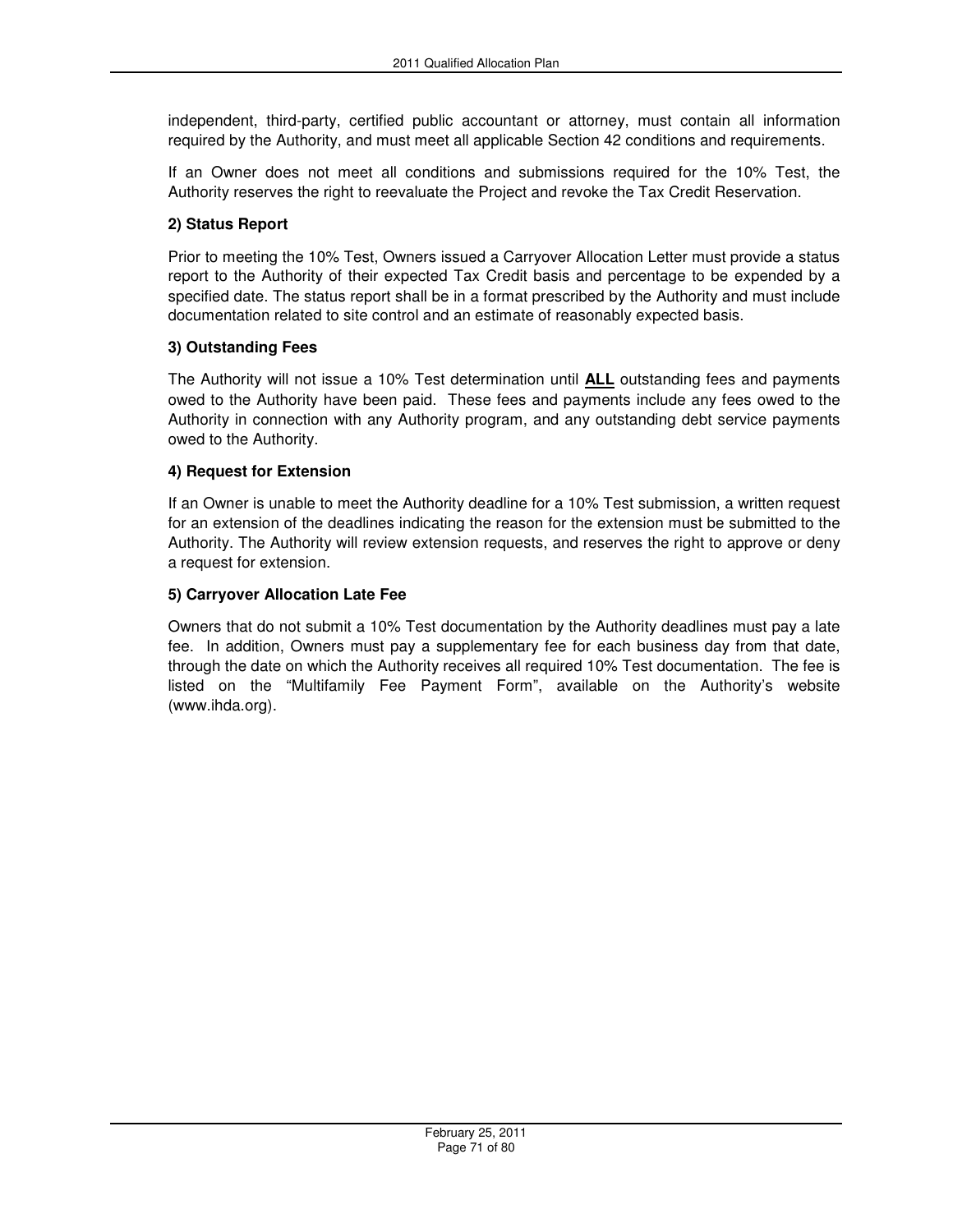independent, third-party, certified public accountant or attorney, must contain all information required by the Authority, and must meet all applicable Section 42 conditions and requirements.

If an Owner does not meet all conditions and submissions required for the 10% Test, the Authority reserves the right to reevaluate the Project and revoke the Tax Credit Reservation.

**2) Status Report**

Prior to meeting the 10% Test, Owners issued a Carryover Allocation Letter must provide a status report to the Authority of their expected Tax Credit basis and percentage to be expended by a specified date. The status report shall be in a format prescribed by the Authority and must include documentation related to site control and an estimate of reasonably expected basis.

**3) Outstanding Fees**

The Authority will not issue a 10% Test determination until **ALL** outstanding fees and payments owed to the Authority have been paid. These fees and payments include any fees owed to the Authority in connection with any Authority program, and any outstanding debt service payments owed to the Authority.

**4) Request for Extension**

If an Owner is unable to meet the Authority deadline for a 10% Test submission, a written request for an extension of the deadlines indicating the reason for the extension must be submitted to the Authority. The Authority will review extension requests, and reserves the right to approve or deny a request for extension.

**5) Carryover Allocation Late Fee**

Owners that do not submit a 10% Test documentation by the Authority deadlines must pay a late fee. In addition, Owners must pay a supplementary fee for each business day from that date, through the date on which the Authority receives all required 10% Test documentation. The fee is listed on the "Multifamily Fee Payment Form", available on the Authority's website (www.ihda.org).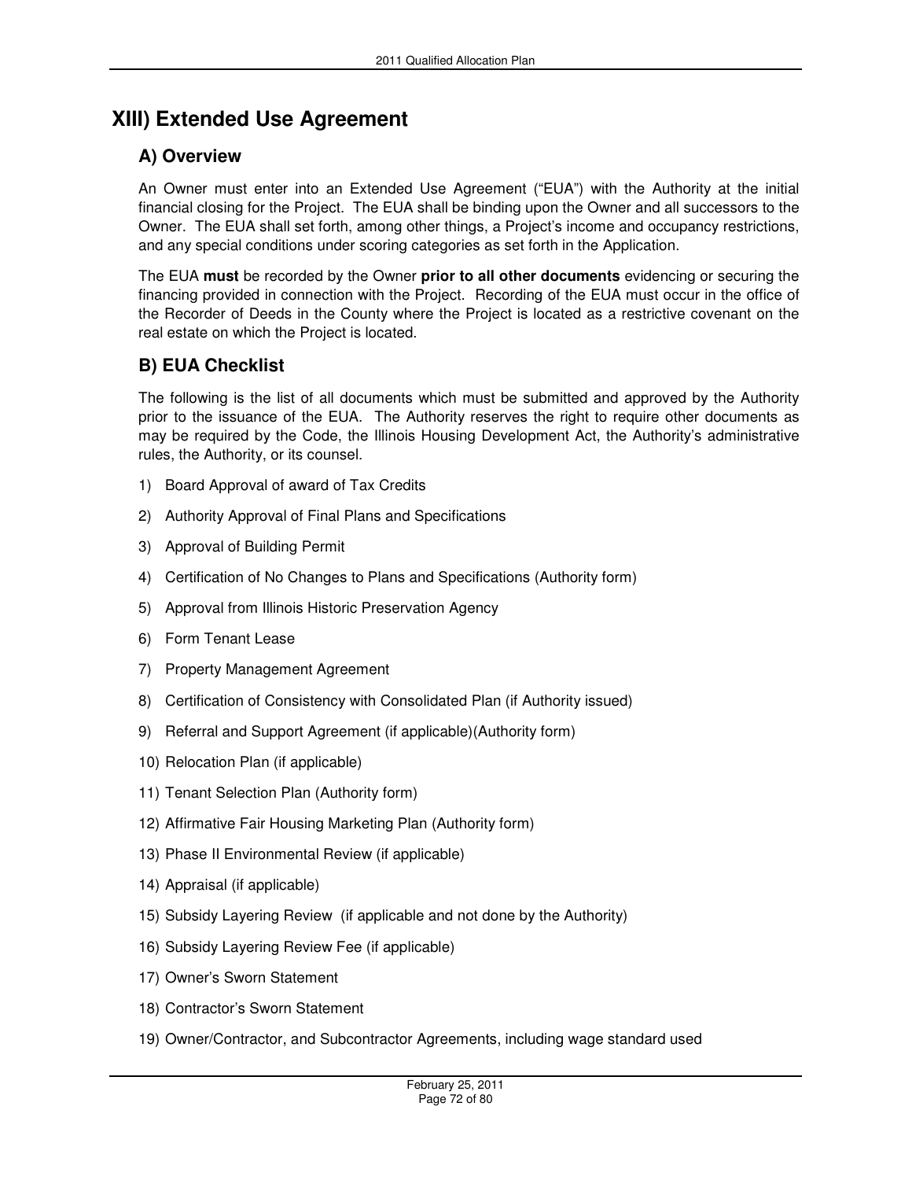# XIII) Extended Use Agreement

## A) Overview

An Owner must enter into an Extended Use Agreement ("EUA") with the Authority at the initial financial closing for the Project. The EUA shall be binding upon the Owner and all successors to the Owner. The EUA shall set forth, among other things, a Project's income and occupancy restrictions, and any special conditions under scoring categories as set forth in the Application.

The EUA **must** be recorded by the Owner **prior to all other documents** evidencing or securing the financing provided in connection with the Project. Recording of the EUA must occur in the office of the Recorder of Deeds in the County where the Project is located as a restrictive covenant on the real estate on which the Project is located.

## B) EUA Checklist

The following is the list of all documents which must be submitted and approved by the Authority prior to the issuance of the EUA. The Authority reserves the right to require other documents as may be required by the Code, the Illinois Housing Development Act, the Authority's administrative rules, the Authority, or its counsel.

1) Board Approval of award of Tax Credits
2) Authority Approval of Final Plans and Specifications
3) Approval of Building Permit
4) Certification of No Changes to Plans and Specifications (Authority form)
5) Approval from Illinois Historic Preservation Agency
6) Form Tenant Lease
7) Property Management Agreement
8) Certification of Consistency with Consolidated Plan (if Authority issued)
9) Referral and Support Agreement (if applicable)(Authority form)
10) Relocation Plan (if applicable)
11) Tenant Selection Plan (Authority form)
12) Affirmative Fair Housing Marketing Plan (Authority form)
13) Phase II Environmental Review (if applicable)
14) Appraisal (if applicable)
15) Subsidy Layering Review (if applicable and not done by the Authority)
16) Subsidy Layering Review Fee (if applicable)
17) Owner's Sworn Statement
18) Contractor's Sworn Statement
19) Owner/Contractor, and Subcontractor Agreements, including wage standard used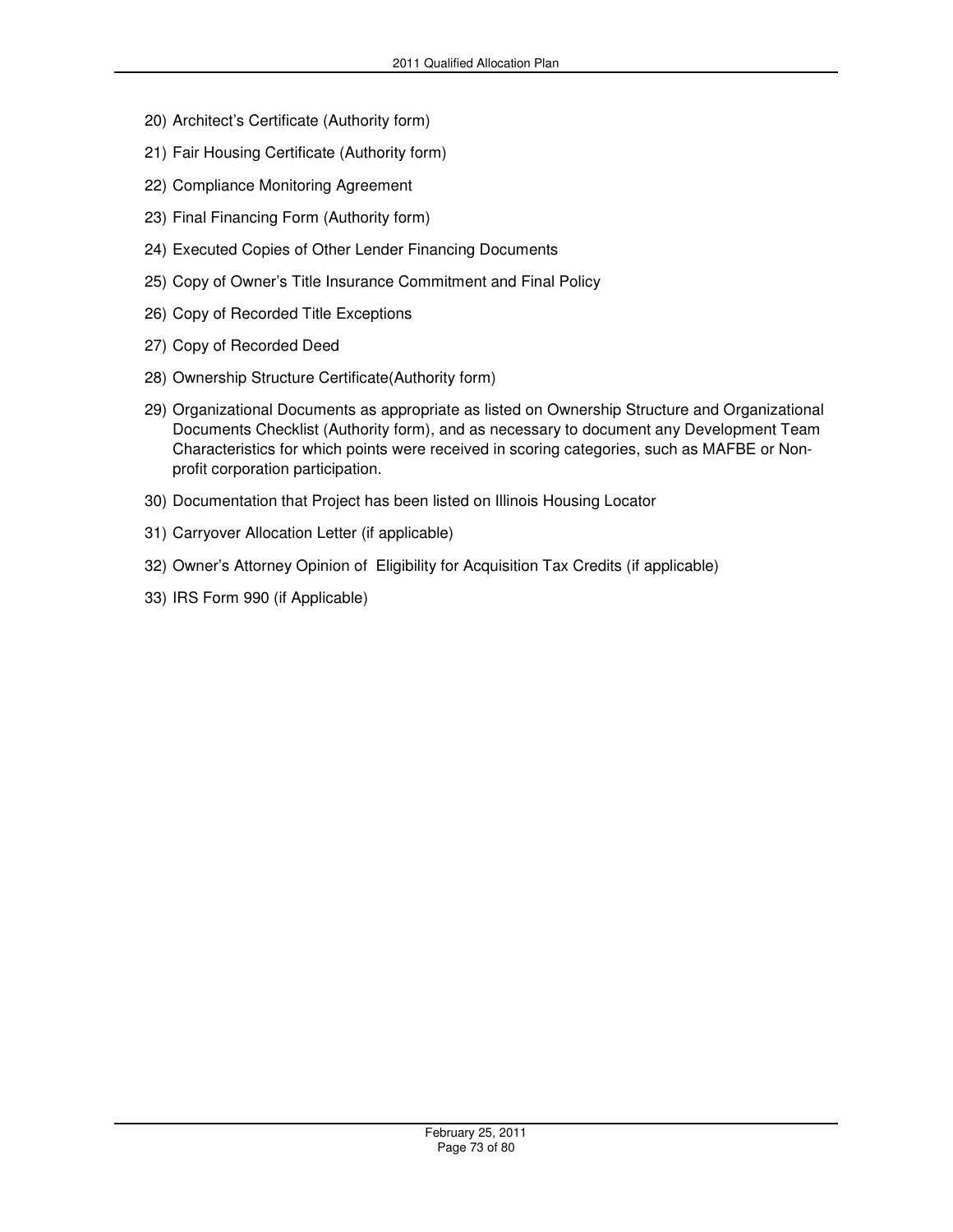20) Architect's Certificate (Authority form)
21) Fair Housing Certificate (Authority form)
22) Compliance Monitoring Agreement
23) Final Financing Form (Authority form)
24) Executed Copies of Other Lender Financing Documents
25) Copy of Owner's Title Insurance Commitment and Final Policy
26) Copy of Recorded Title Exceptions
27) Copy of Recorded Deed
28) Ownership Structure Certificate(Authority form)
29) Organizational Documents as appropriate as listed on Ownership Structure and Organizational Documents Checklist (Authority form), and as necessary to document any Development Team Characteristics for which points were received in scoring categories, such as MAFBE or Non-profit corporation participation.
30) Documentation that Project has been listed on Illinois Housing Locator
31) Carryover Allocation Letter (if applicable)
32) Owner's Attorney Opinion of Eligibility for Acquisition Tax Credits (if applicable)
33) IRS Form 990 (if Applicable)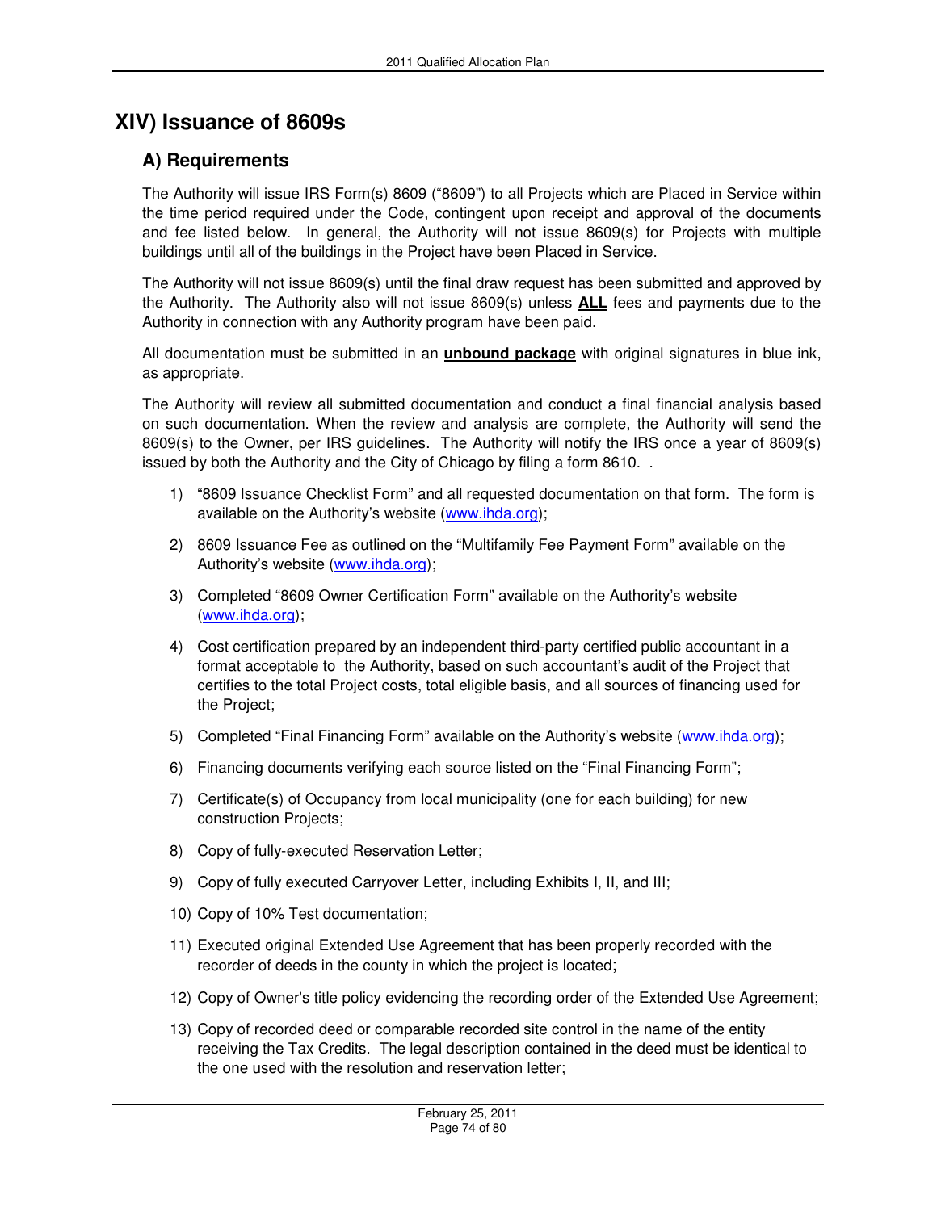# XIV) Issuance of 8609s

## A) Requirements

The Authority will issue IRS Form(s) 8609 ("8609") to all Projects which are Placed in Service within the time period required under the Code, contingent upon receipt and approval of the documents and fee listed below. In general, the Authority will not issue 8609(s) for Projects with multiple buildings until all of the buildings in the Project have been Placed in Service.

The Authority will not issue 8609(s) until the final draw request has been submitted and approved by the Authority. The Authority also will not issue 8609(s) unless **ALL** fees and payments due to the Authority in connection with any Authority program have been paid.

All documentation must be submitted in an **unbound package** with original signatures in blue ink, as appropriate.

The Authority will review all submitted documentation and conduct a final financial analysis based on such documentation. When the review and analysis are complete, the Authority will send the 8609(s) to the Owner, per IRS guidelines. The Authority will notify the IRS once a year of 8609(s) issued by both the Authority and the City of Chicago by filing a form 8610. .

1) "8609 Issuance Checklist Form" and all requested documentation on that form. The form is available on the Authority's website (www.ihda.org);
2) 8609 Issuance Fee as outlined on the "Multifamily Fee Payment Form" available on the Authority's website (www.ihda.org);
3) Completed "8609 Owner Certification Form" available on the Authority's website (www.ihda.org);
4) Cost certification prepared by an independent third-party certified public accountant in a format acceptable to the Authority, based on such accountant's audit of the Project that certifies to the total Project costs, total eligible basis, and all sources of financing used for the Project;
5) Completed "Final Financing Form" available on the Authority's website (www.ihda.org);
6) Financing documents verifying each source listed on the "Final Financing Form";
7) Certificate(s) of Occupancy from local municipality (one for each building) for new construction Projects;
8) Copy of fully-executed Reservation Letter;
9) Copy of fully executed Carryover Letter, including Exhibits I, II, and III;
10) Copy of 10% Test documentation;
11) Executed original Extended Use Agreement that has been properly recorded with the recorder of deeds in the county in which the project is located;
12) Copy of Owner's title policy evidencing the recording order of the Extended Use Agreement;
13) Copy of recorded deed or comparable recorded site control in the name of the entity receiving the Tax Credits. The legal description contained in the deed must be identical to the one used with the resolution and reservation letter;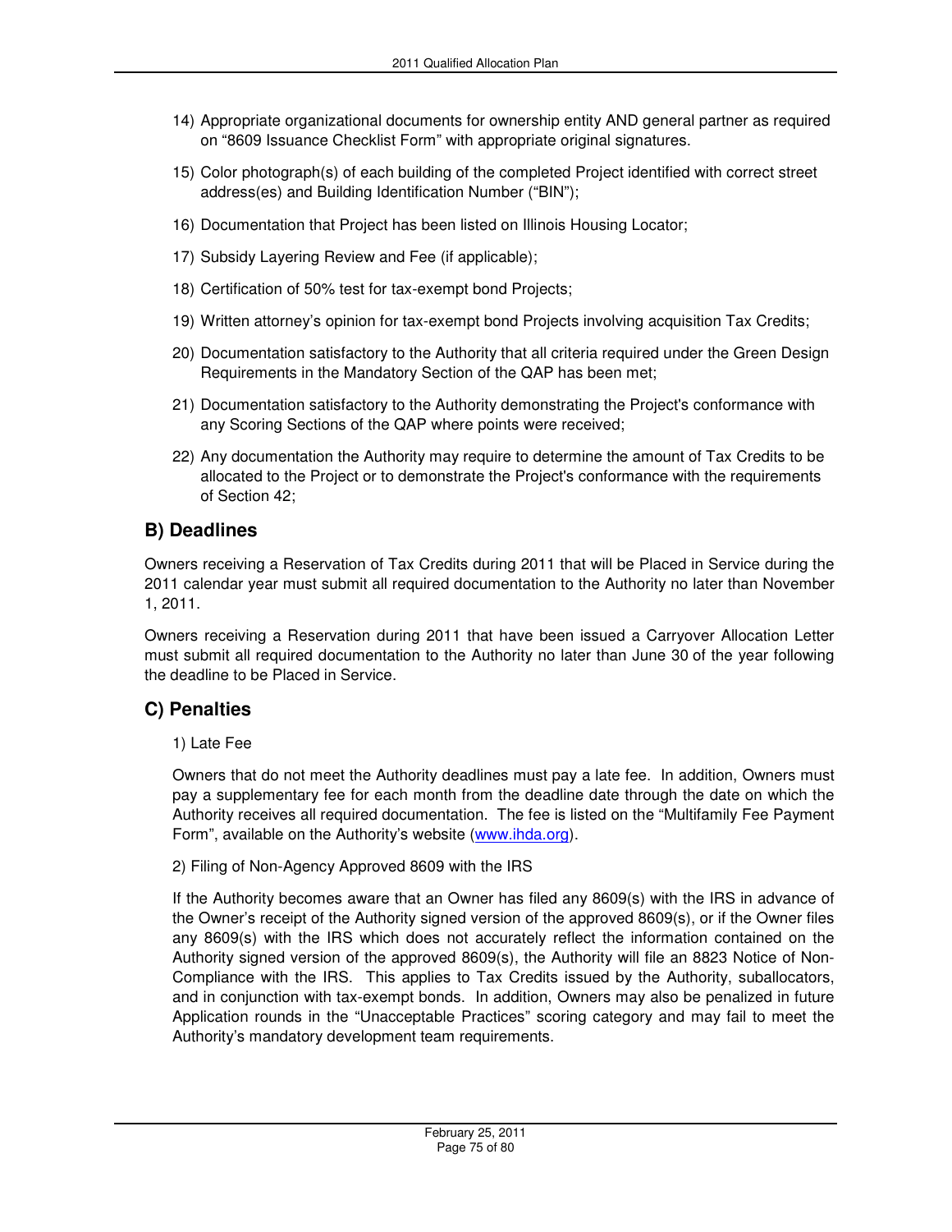14) Appropriate organizational documents for ownership entity AND general partner as required on “8609 Issuance Checklist Form” with appropriate original signatures.

15) Color photograph(s) of each building of the completed Project identified with correct street address(es) and Building Identification Number (“BIN”);

16) Documentation that Project has been listed on Illinois Housing Locator;

17) Subsidy Layering Review and Fee (if applicable);

18) Certification of 50% test for tax-exempt bond Projects;

19) Written attorney’s opinion for tax-exempt bond Projects involving acquisition Tax Credits;

20) Documentation satisfactory to the Authority that all criteria required under the Green Design Requirements in the Mandatory Section of the QAP has been met;

21) Documentation satisfactory to the Authority demonstrating the Project's conformance with any Scoring Sections of the QAP where points were received;

22) Any documentation the Authority may require to determine the amount of Tax Credits to be allocated to the Project or to demonstrate the Project's conformance with the requirements of Section 42;

## B) Deadlines

Owners receiving a Reservation of Tax Credits during 2011 that will be Placed in Service during the 2011 calendar year must submit all required documentation to the Authority no later than November 1, 2011.

Owners receiving a Reservation during 2011 that have been issued a Carryover Allocation Letter must submit all required documentation to the Authority no later than June 30 of the year following the deadline to be Placed in Service.

## C) Penalties

1) Late Fee

Owners that do not meet the Authority deadlines must pay a late fee. In addition, Owners must pay a supplementary fee for each month from the deadline date through the date on which the Authority receives all required documentation. The fee is listed on the “Multifamily Fee Payment Form”, available on the Authority’s website (www.ihda.org).

2) Filing of Non-Agency Approved 8609 with the IRS

If the Authority becomes aware that an Owner has filed any 8609(s) with the IRS in advance of the Owner’s receipt of the Authority signed version of the approved 8609(s), or if the Owner files any 8609(s) with the IRS which does not accurately reflect the information contained on the Authority signed version of the approved 8609(s), the Authority will file an 8823 Notice of Non-Compliance with the IRS. This applies to Tax Credits issued by the Authority, suballocators, and in conjunction with tax-exempt bonds. In addition, Owners may also be penalized in future Application rounds in the “Unacceptable Practices” scoring category and may fail to meet the Authority’s mandatory development team requirements.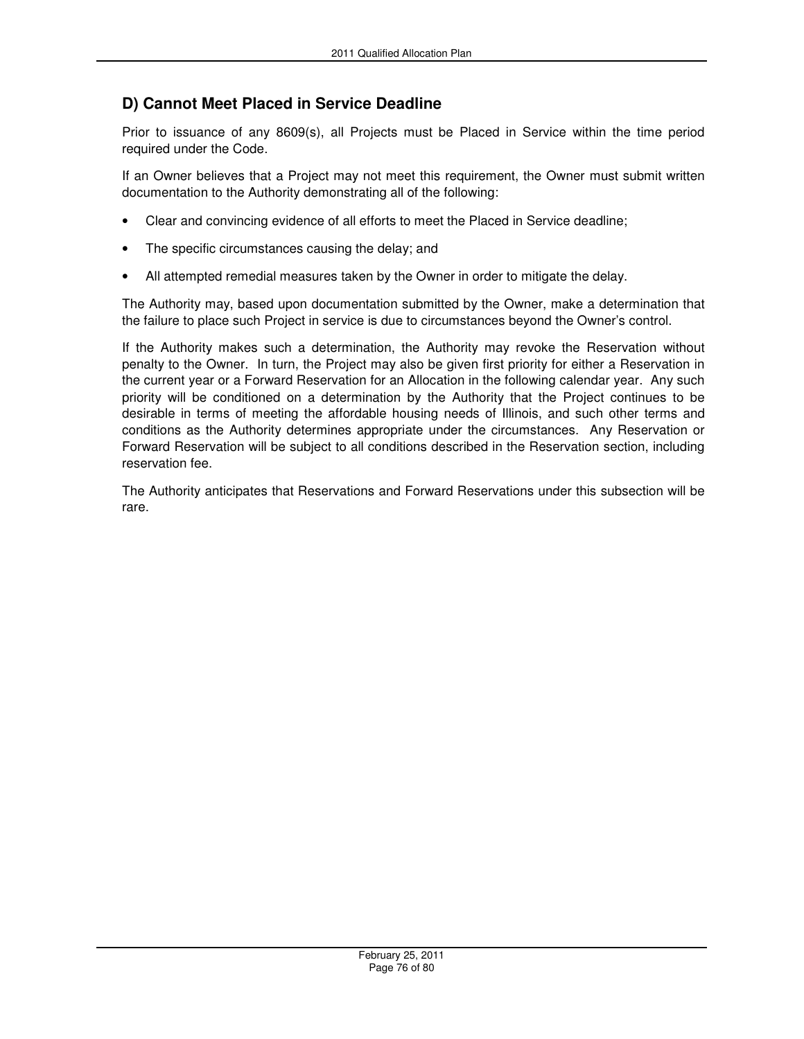## D) Cannot Meet Placed in Service Deadline

Prior to issuance of any 8609(s), all Projects must be Placed in Service within the time period required under the Code.

If an Owner believes that a Project may not meet this requirement, the Owner must submit written documentation to the Authority demonstrating all of the following:

- Clear and convincing evidence of all efforts to meet the Placed in Service deadline;
- The specific circumstances causing the delay; and
- All attempted remedial measures taken by the Owner in order to mitigate the delay.

The Authority may, based upon documentation submitted by the Owner, make a determination that the failure to place such Project in service is due to circumstances beyond the Owner's control.

If the Authority makes such a determination, the Authority may revoke the Reservation without penalty to the Owner. In turn, the Project may also be given first priority for either a Reservation in the current year or a Forward Reservation for an Allocation in the following calendar year. Any such priority will be conditioned on a determination by the Authority that the Project continues to be desirable in terms of meeting the affordable housing needs of Illinois, and such other terms and conditions as the Authority determines appropriate under the circumstances. Any Reservation or Forward Reservation will be subject to all conditions described in the Reservation section, including reservation fee.

The Authority anticipates that Reservations and Forward Reservations under this subsection will be rare.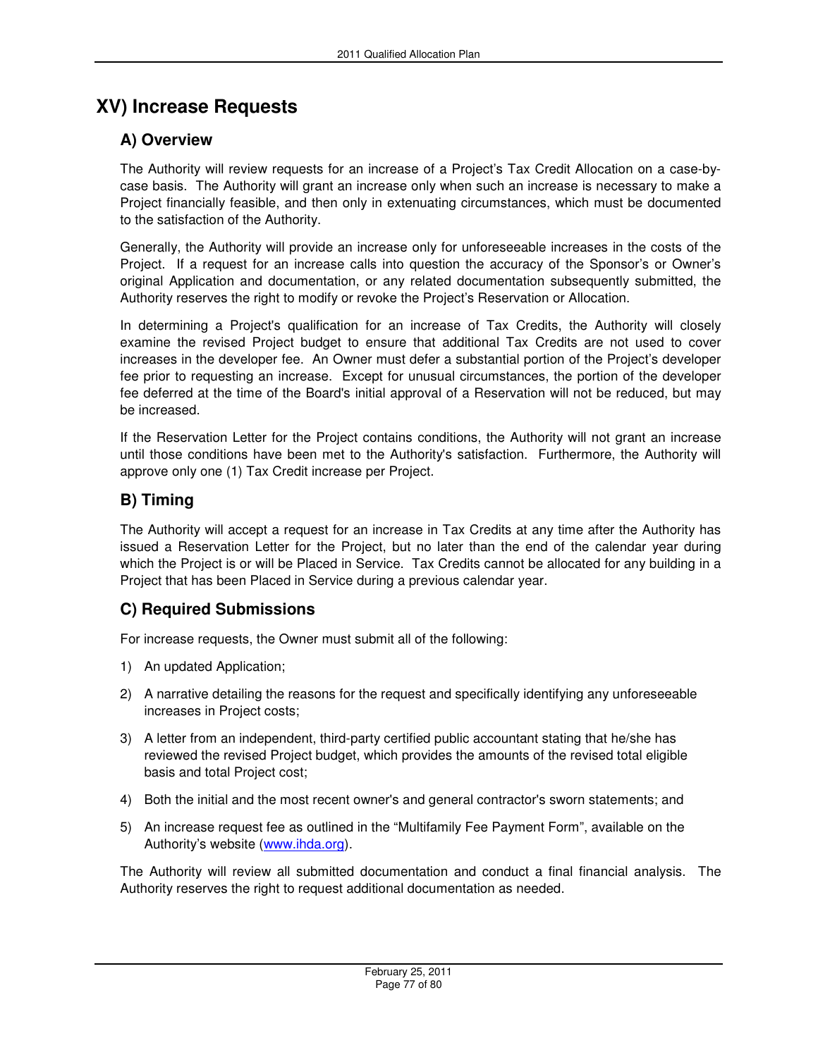# XV) Increase Requests

## A) Overview

The Authority will review requests for an increase of a Project's Tax Credit Allocation on a case-by-case basis. The Authority will grant an increase only when such an increase is necessary to make a Project financially feasible, and then only in extenuating circumstances, which must be documented to the satisfaction of the Authority.

Generally, the Authority will provide an increase only for unforeseeable increases in the costs of the Project. If a request for an increase calls into question the accuracy of the Sponsor's or Owner's original Application and documentation, or any related documentation subsequently submitted, the Authority reserves the right to modify or revoke the Project's Reservation or Allocation.

In determining a Project's qualification for an increase of Tax Credits, the Authority will closely examine the revised Project budget to ensure that additional Tax Credits are not used to cover increases in the developer fee. An Owner must defer a substantial portion of the Project's developer fee prior to requesting an increase. Except for unusual circumstances, the portion of the developer fee deferred at the time of the Board's initial approval of a Reservation will not be reduced, but may be increased.

If the Reservation Letter for the Project contains conditions, the Authority will not grant an increase until those conditions have been met to the Authority's satisfaction. Furthermore, the Authority will approve only one (1) Tax Credit increase per Project.

## B) Timing

The Authority will accept a request for an increase in Tax Credits at any time after the Authority has issued a Reservation Letter for the Project, but no later than the end of the calendar year during which the Project is or will be Placed in Service. Tax Credits cannot be allocated for any building in a Project that has been Placed in Service during a previous calendar year.

## C) Required Submissions

For increase requests, the Owner must submit all of the following:

1) An updated Application;
2) A narrative detailing the reasons for the request and specifically identifying any unforeseeable increases in Project costs;
3) A letter from an independent, third-party certified public accountant stating that he/she has reviewed the revised Project budget, which provides the amounts of the revised total eligible basis and total Project cost;
4) Both the initial and the most recent owner's and general contractor's sworn statements; and
5) An increase request fee as outlined in the "Multifamily Fee Payment Form", available on the Authority's website (www.ihda.org).

The Authority will review all submitted documentation and conduct a final financial analysis. The Authority reserves the right to request additional documentation as needed.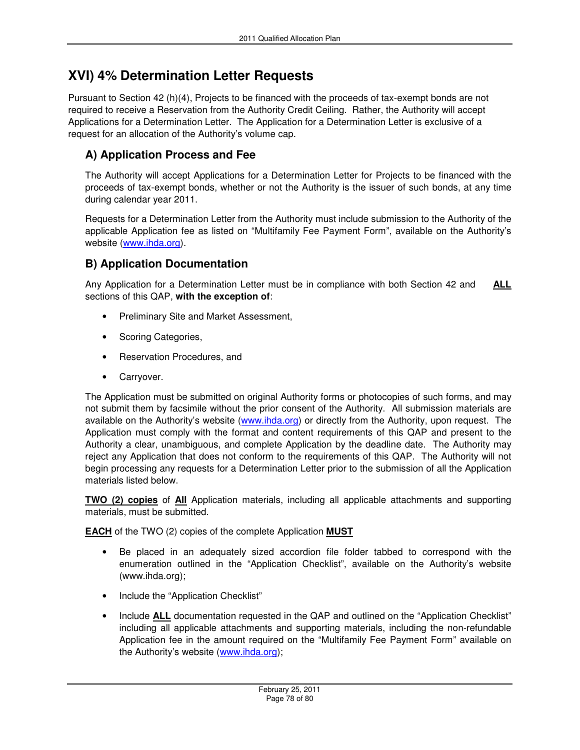# XVI) 4% Determination Letter Requests

Pursuant to Section 42 (h)(4), Projects to be financed with the proceeds of tax-exempt bonds are not required to receive a Reservation from the Authority Credit Ceiling. Rather, the Authority will accept Applications for a Determination Letter. The Application for a Determination Letter is exclusive of a request for an allocation of the Authority's volume cap.

## A) Application Process and Fee

The Authority will accept Applications for a Determination Letter for Projects to be financed with the proceeds of tax-exempt bonds, whether or not the Authority is the issuer of such bonds, at any time during calendar year 2011.

Requests for a Determination Letter from the Authority must include submission to the Authority of the applicable Application fee as listed on "Multifamily Fee Payment Form", available on the Authority's website (www.ihda.org).

## B) Application Documentation

Any Application for a Determination Letter must be in compliance with both Section 42 and **ALL** sections of this QAP, **with the exception of**:

- Preliminary Site and Market Assessment,
- Scoring Categories,
- Reservation Procedures, and
- Carryover.

The Application must be submitted on original Authority forms or photocopies of such forms, and may not submit them by facsimile without the prior consent of the Authority. All submission materials are available on the Authority's website (www.ihda.org) or directly from the Authority, upon request. The Application must comply with the format and content requirements of this QAP and present to the Authority a clear, unambiguous, and complete Application by the deadline date. The Authority may reject any Application that does not conform to the requirements of this QAP. The Authority will not begin processing any requests for a Determination Letter prior to the submission of all the Application materials listed below.

**TWO (2) copies** of **All** Application materials, including all applicable attachments and supporting materials, must be submitted.

**EACH** of the TWO (2) copies of the complete Application **MUST**

- Be placed in an adequately sized accordion file folder tabbed to correspond with the enumeration outlined in the "Application Checklist", available on the Authority's website (www.ihda.org);
- Include the "Application Checklist"
- Include **ALL** documentation requested in the QAP and outlined on the "Application Checklist" including all applicable attachments and supporting materials, including the non-refundable Application fee in the amount required on the "Multifamily Fee Payment Form" available on the Authority's website (www.ihda.org);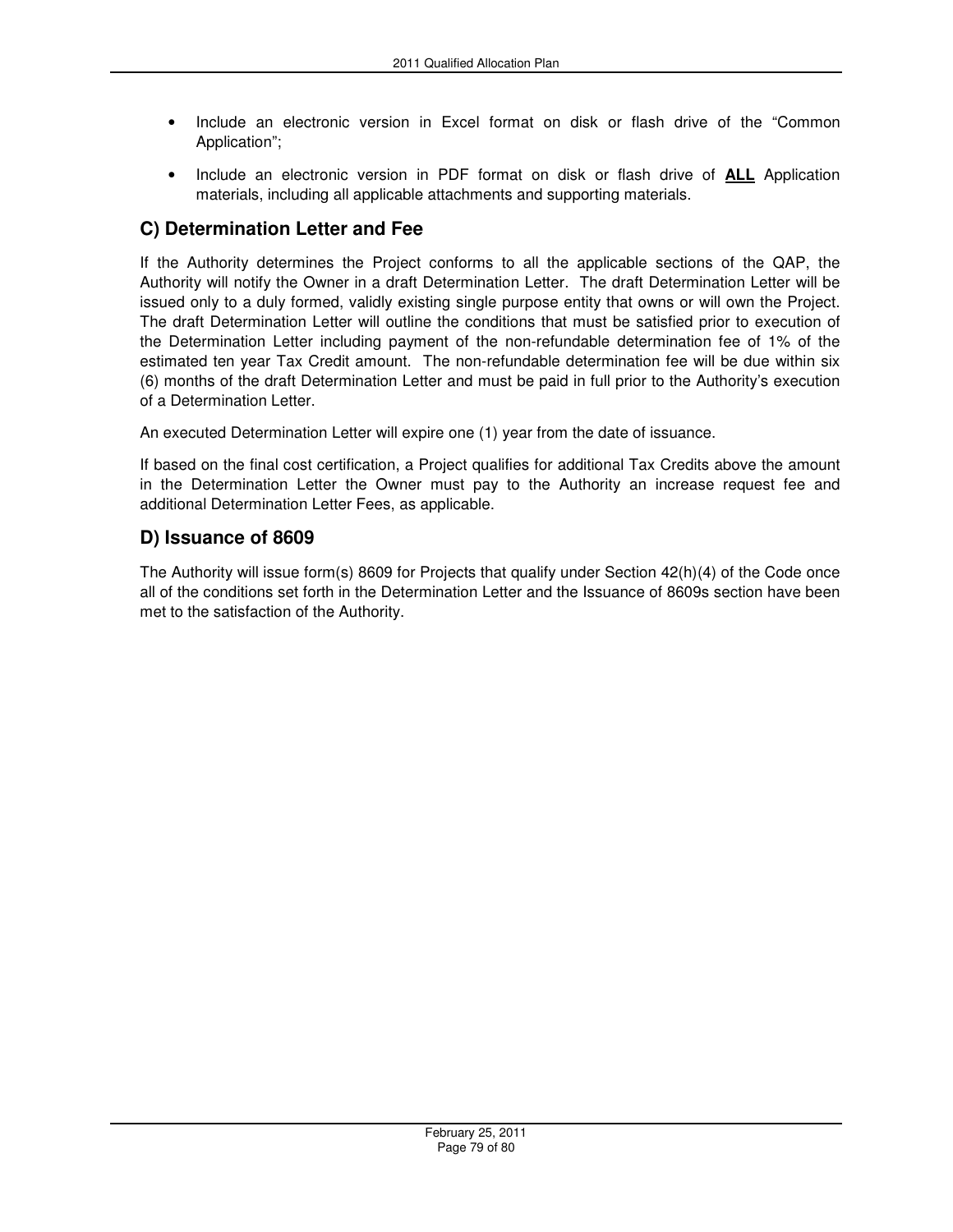- Include an electronic version in Excel format on disk or flash drive of the "Common Application";
- Include an electronic version in PDF format on disk or flash drive of **ALL** Application materials, including all applicable attachments and supporting materials.

## C) Determination Letter and Fee

If the Authority determines the Project conforms to all the applicable sections of the QAP, the Authority will notify the Owner in a draft Determination Letter. The draft Determination Letter will be issued only to a duly formed, validly existing single purpose entity that owns or will own the Project. The draft Determination Letter will outline the conditions that must be satisfied prior to execution of the Determination Letter including payment of the non-refundable determination fee of 1% of the estimated ten year Tax Credit amount. The non-refundable determination fee will be due within six (6) months of the draft Determination Letter and must be paid in full prior to the Authority's execution of a Determination Letter.

An executed Determination Letter will expire one (1) year from the date of issuance.

If based on the final cost certification, a Project qualifies for additional Tax Credits above the amount in the Determination Letter the Owner must pay to the Authority an increase request fee and additional Determination Letter Fees, as applicable.

## D) Issuance of 8609

The Authority will issue form(s) 8609 for Projects that qualify under Section 42(h)(4) of the Code once all of the conditions set forth in the Determination Letter and the Issuance of 8609s section have been met to the satisfaction of the Authority.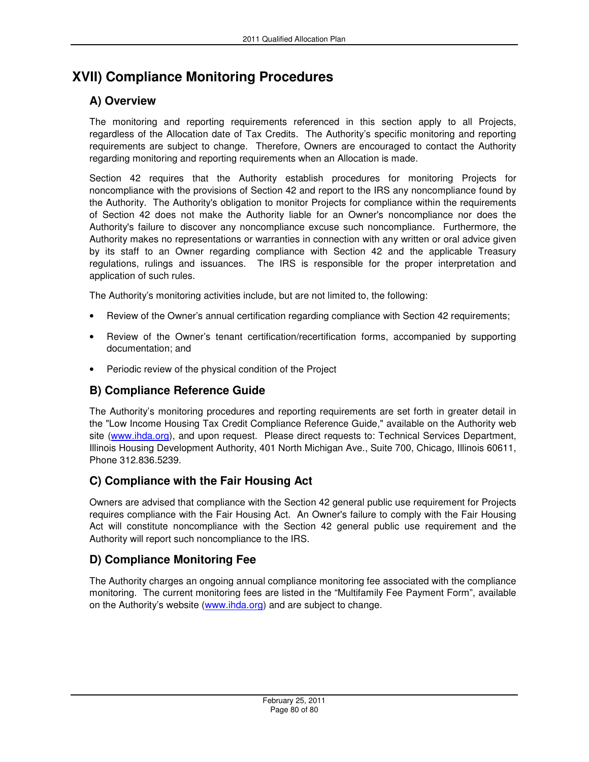# XVII) Compliance Monitoring Procedures

## A) Overview

The monitoring and reporting requirements referenced in this section apply to all Projects, regardless of the Allocation date of Tax Credits. The Authority's specific monitoring and reporting requirements are subject to change. Therefore, Owners are encouraged to contact the Authority regarding monitoring and reporting requirements when an Allocation is made.

Section 42 requires that the Authority establish procedures for monitoring Projects for noncompliance with the provisions of Section 42 and report to the IRS any noncompliance found by the Authority. The Authority's obligation to monitor Projects for compliance within the requirements of Section 42 does not make the Authority liable for an Owner's noncompliance nor does the Authority's failure to discover any noncompliance excuse such noncompliance. Furthermore, the Authority makes no representations or warranties in connection with any written or oral advice given by its staff to an Owner regarding compliance with Section 42 and the applicable Treasury regulations, rulings and issuances. The IRS is responsible for the proper interpretation and application of such rules.

The Authority's monitoring activities include, but are not limited to, the following:

- Review of the Owner's annual certification regarding compliance with Section 42 requirements;
- Review of the Owner's tenant certification/recertification forms, accompanied by supporting documentation; and
- Periodic review of the physical condition of the Project

## B) Compliance Reference Guide

The Authority's monitoring procedures and reporting requirements are set forth in greater detail in the "Low Income Housing Tax Credit Compliance Reference Guide," available on the Authority web site (www.ihda.org), and upon request. Please direct requests to: Technical Services Department, Illinois Housing Development Authority, 401 North Michigan Ave., Suite 700, Chicago, Illinois 60611, Phone 312.836.5239.

## C) Compliance with the Fair Housing Act

Owners are advised that compliance with the Section 42 general public use requirement for Projects requires compliance with the Fair Housing Act. An Owner's failure to comply with the Fair Housing Act will constitute noncompliance with the Section 42 general public use requirement and the Authority will report such noncompliance to the IRS.

## D) Compliance Monitoring Fee

The Authority charges an ongoing annual compliance monitoring fee associated with the compliance monitoring. The current monitoring fees are listed in the "Multifamily Fee Payment Form", available on the Authority's website (www.ihda.org) and are subject to change.